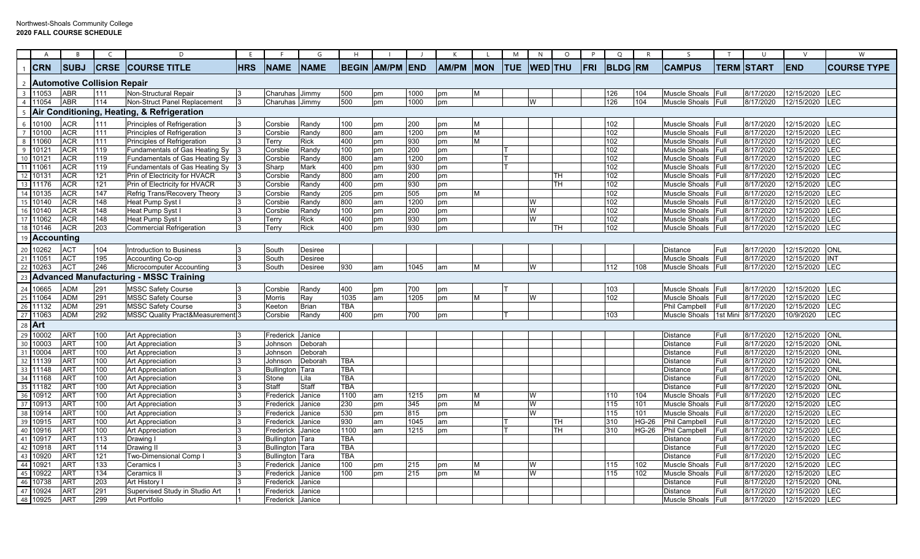Northwest-Shoals Community College
**2020 FALL COURSE SCHEDULE**

| CRN | SUBJ | CRSE | COURSE TITLE | HRS | NAME | NAME | BEGIN | AM/PM | END | AM/PM | MON | TUE | WED | THU | FRI | BLDG | RM | CAMPUS | TERM | START | END | COURSE TYPE |
|---|---|---|---|---|---|---|---|---|---|---|---|---|---|---|---|---|---|---|---|---|---|---|
| **Automotive Collision Repair** | | | | | | | | | | | | | | | | | | | | | | |
| 11053 | ABR | 111 | Non-Structural Repair | 3 | Charuhas | Jimmy | 500 | pm | 1000 | pm | M | | | | | 126 | 104 | Muscle Shoals | Full | 8/17/2020 | 12/15/2020 | LEC |
| 11054 | ABR | 114 | Non-Struct Panel Replacement | 3 | Charuhas | Jimmy | 500 | pm | 1000 | pm | | | W | | | 126 | 104 | Muscle Shoals | Full | 8/17/2020 | 12/15/2020 | LEC |
| **Air Conditioning, Heating, & Refrigeration** | | | | | | | | | | | | | | | | | | | | | | |
| 10100 | ACR | 111 | Principles of Refrigeration | 3 | Corsbie | Randy | 100 | pm | 200 | pm | M | | | | | 102 | | Muscle Shoals | Full | 8/17/2020 | 12/15/2020 | LEC |
| 10100 | ACR | 111 | Principles of Refrigeration | 3 | Corsbie | Randy | 800 | am | 1200 | pm | M | | | | | 102 | | Muscle Shoals | Full | 8/17/2020 | 12/15/2020 | LEC |
| 11060 | ACR | 111 | Principles of Refrigeration | 3 | Terry | Rick | 400 | pm | 930 | pm | M | | | | | 102 | | Muscle Shoals | Full | 8/17/2020 | 12/15/2020 | LEC |
| 10121 | ACR | 119 | Fundamentals of Gas Heating Sy | 3 | Corsbie | Randy | 100 | pm | 200 | pm | | T | | | | 102 | | Muscle Shoals | Full | 8/17/2020 | 12/15/2020 | LEC |
| 10121 | ACR | 119 | Fundamentals of Gas Heating Sy | 3 | Corsbie | Randy | 800 | am | 1200 | pm | | T | | | | 102 | | Muscle Shoals | Full | 8/17/2020 | 12/15/2020 | LEC |
| 11061 | ACR | 119 | Fundamentals of Gas Heating Sy | 3 | Sharp | Mark | 400 | pm | 930 | pm | | T | | | | 102 | | Muscle Shoals | Full | 8/17/2020 | 12/15/2020 | LEC |
| 10131 | ACR | 121 | Prin of Electricity for HVACR | 3 | Corsbie | Randy | 800 | am | 200 | pm | | | | TH | | 102 | | Muscle Shoals | Full | 8/17/2020 | 12/15/2020 | LEC |
| 11176 | ACR | 121 | Prin of Electricity for HVACR | 3 | Corsbie | Randy | 400 | pm | 930 | pm | | | | TH | | 102 | | Muscle Shoals | Full | 8/17/2020 | 12/15/2020 | LEC |
| 10135 | ACR | 147 | Refrig Trans/Recovery Theory | 3 | Corsbie | Randy | 205 | pm | 505 | pm | M | | | | | 102 | | Muscle Shoals | Full | 8/17/2020 | 12/15/2020 | LEC |
| 10140 | ACR | 148 | Heat Pump Syst I | 3 | Corsbie | Randy | 800 | am | 1200 | pm | | | W | | | 102 | | Muscle Shoals | Full | 8/17/2020 | 12/15/2020 | LEC |
| 10140 | ACR | 148 | Heat Pump Syst I | 3 | Corsbie | Randy | 100 | pm | 200 | pm | | | W | | | 102 | | Muscle Shoals | Full | 8/17/2020 | 12/15/2020 | LEC |
| 11062 | ACR | 148 | Heat Pump Syst I | 3 | Terry | Rick | 400 | pm | 930 | pm | | | W | | | 102 | | Muscle Shoals | Full | 8/17/2020 | 12/15/2020 | LEC |
| 10146 | ACR | 203 | Commercial Refrigeration | 3 | Terry | Rick | 400 | pm | 930 | pm | | | | TH | | 102 | | Muscle Shoals | Full | 8/17/2020 | 12/15/2020 | LEC |
| **Accounting** | | | | | | | | | | | | | | | | | | | | | | |
| 10262 | ACT | 104 | Introduction to Business | 3 | South | Desiree | | | | | | | | | | | | Distance | Full | 8/17/2020 | 12/15/2020 | ONL |
| 11051 | ACT | 195 | Accounting Co-op | 3 | South | Desiree | | | | | | | | | | | | Muscle Shoals | Full | 8/17/2020 | 12/15/2020 | INT |
| 10263 | ACT | 246 | Microcomputer Accounting | 3 | South | Desiree | 930 | am | 1045 | am | M | | W | | | 112 | 108 | Muscle Shoals | Full | 8/17/2020 | 12/15/2020 | LEC |
| **Advanced Manufacturing - MSSC Training** | | | | | | | | | | | | | | | | | | | | | | |
| 10665 | ADM | 291 | MSSC Safety Course | 3 | Corsbie | Randy | 400 | pm | 700 | pm | | T | | | | 103 | | Muscle Shoals | Full | 8/17/2020 | 12/15/2020 | LEC |
| 11064 | ADM | 291 | MSSC Safety Course | 3 | Morris | Ray | 1035 | am | 1205 | pm | M | | W | | | 102 | | Muscle Shoals | Full | 8/17/2020 | 12/15/2020 | LEC |
| 11132 | ADM | 291 | MSSC Safety Course | 3 | Keeton | Brian | TBA | | | | | | | | | | | Phil Campbell | Full | 8/17/2020 | 12/15/2020 | LEC |
| 11063 | ADM | 292 | MSSC Quality Pract&Measurement | 3 | Corsbie | Randy | 400 | pm | 700 | pm | | T | | | | 103 | | Muscle Shoals | 1st Mini | 8/17/2020 | 10/9/2020 | LEC |
| **Art** | | | | | | | | | | | | | | | | | | | | | | |
| 10002 | ART | 100 | Art Appreciation | 3 | Frederick | Janice | | | | | | | | | | | | Distance | Full | 8/17/2020 | 12/15/2020 | ONL |
| 10003 | ART | 100 | Art Appreciation | 3 | Johnson | Deborah | | | | | | | | | | | | Distance | Full | 8/17/2020 | 12/15/2020 | ONL |
| 10004 | ART | 100 | Art Appreciation | 3 | Johnson | Deborah | | | | | | | | | | | | Distance | Full | 8/17/2020 | 12/15/2020 | ONL |
| 11139 | ART | 100 | Art Appreciation | 3 | Johnson | Deborah | TBA | | | | | | | | | | | Distance | Full | 8/17/2020 | 12/15/2020 | ONL |
| 11148 | ART | 100 | Art Appreciation | 3 | Bullington | Tara | TBA | | | | | | | | | | | Distance | Full | 8/17/2020 | 12/15/2020 | ONL |
| 11168 | ART | 100 | Art Appreciation | 3 | Stone | Lila | TBA | | | | | | | | | | | Distance | Full | 8/17/2020 | 12/15/2020 | ONL |
| 11182 | ART | 100 | Art Appreciation | 3 | Staff | Staff | TBA | | | | | | | | | | | Distance | Full | 8/17/2020 | 12/15/2020 | ONL |
| 10912 | ART | 100 | Art Appreciation | 3 | Frederick | Janice | 1100 | am | 1215 | pm | M | | W | | | 110 | 104 | Muscle Shoals | Full | 8/17/2020 | 12/15/2020 | LEC |
| 10913 | ART | 100 | Art Appreciation | 3 | Frederick | Janice | 230 | pm | 345 | pm | M | | W | | | 115 | 101 | Muscle Shoals | Full | 8/17/2020 | 12/15/2020 | LEC |
| 10914 | ART | 100 | Art Appreciation | 3 | Frederick | Janice | 530 | pm | 815 | pm | | | W | | | 115 | 101 | Muscle Shoals | Full | 8/17/2020 | 12/15/2020 | LEC |
| 10915 | ART | 100 | Art Appreciation | 3 | Frederick | Janice | 930 | am | 1045 | am | | T | | TH | | 310 | HG-26 | Phil Campbell | Full | 8/17/2020 | 12/15/2020 | LEC |
| 10916 | ART | 100 | Art Appreciation | 3 | Frederick | Janice | 1100 | am | 1215 | pm | | T | | TH | | 310 | HG-26 | Phil Campbell | Full | 8/17/2020 | 12/15/2020 | LEC |
| 10917 | ART | 113 | Drawing I | 3 | Bullington | Tara | TBA | | | | | | | | | | | Distance | Full | 8/17/2020 | 12/15/2020 | LEC |
| 10918 | ART | 114 | Drawing II | 3 | Bullington | Tara | TBA | | | | | | | | | | | Distance | Full | 8/17/2020 | 12/15/2020 | LEC |
| 10920 | ART | 121 | Two-Dimensional Comp I | 3 | Bullington | Tara | TBA | | | | | | | | | | | Distance | Full | 8/17/2020 | 12/15/2020 | LEC |
| 10921 | ART | 133 | Ceramics I | 3 | Frederick | Janice | 100 | pm | 215 | pm | M | | W | | | 115 | 102 | Muscle Shoals | Full | 8/17/2020 | 12/15/2020 | LEC |
| 10922 | ART | 134 | Ceramics II | 3 | Frederick | Janice | 100 | pm | 215 | pm | M | | W | | | 115 | 102 | Muscle Shoals | Full | 8/17/2020 | 12/15/2020 | LEC |
| 10738 | ART | 203 | Art History I | 3 | Frederick | Janice | | | | | | | | | | | | Distance | Full | 8/17/2020 | 12/15/2020 | ONL |
| 10924 | ART | 291 | Supervised Study in Studio Art | 1 | Frederick | Janice | | | | | | | | | | | | Distance | Full | 8/17/2020 | 12/15/2020 | LEC |
| 10925 | ART | 299 | Art Portfolio | 1 | Frederick | Janice | | | | | | | | | | | | Muscle Shoals | Full | 8/17/2020 | 12/15/2020 | LEC |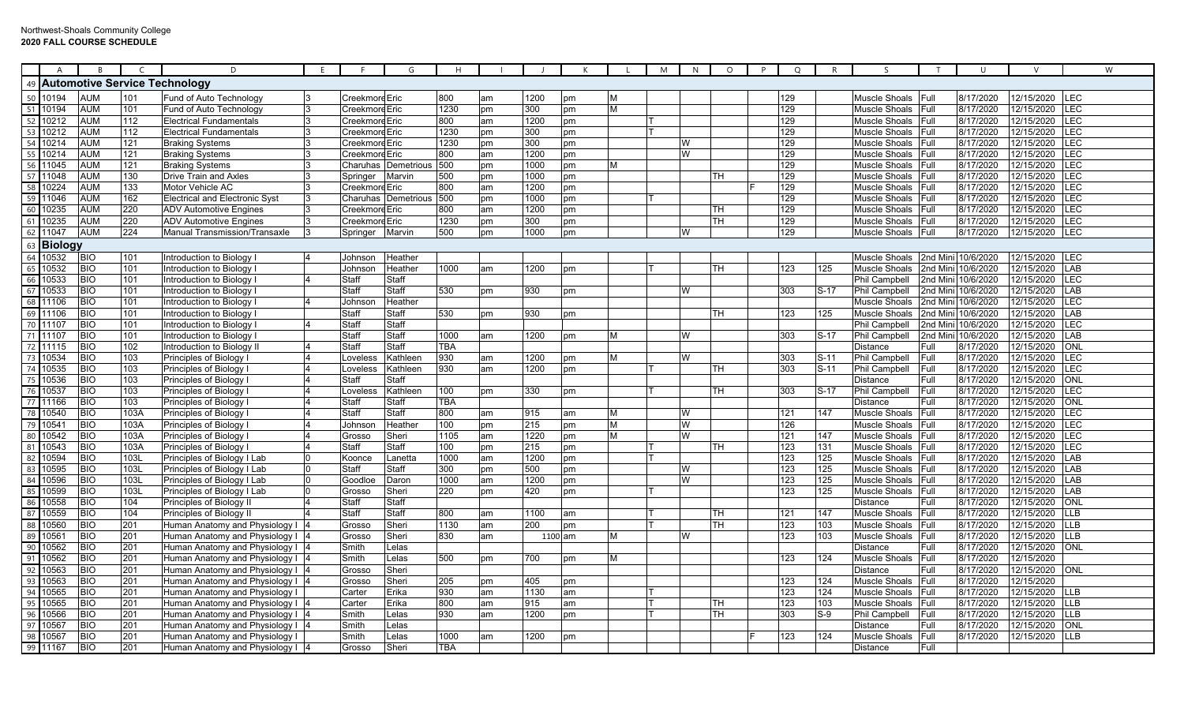Northwest-Shoals Community College
**2020 FALL COURSE SCHEDULE**

| A | B | C | D | E | F | G | H | I | J | K | L | M | N | O | P | Q | R | S | T | U | V | W |
|---|---|---|---|---|---|---|---|---|---|---|---|---|---|---|---|---|---|---|---|---|---|---|
| **Automotive Service Technology** | | | | | | | | | | | | | | | | | | | | | | |
| 10194 | AUM | 101 | Fund of Auto Technology | 3 | Creekmore | Eric | 800 | am | 1200 | pm | M | | | | | 129 | | Muscle Shoals | Full | 8/17/2020 | 12/15/2020 | LEC |
| 10194 | AUM | 101 | Fund of Auto Technology | 3 | Creekmore | Eric | 1230 | pm | 300 | pm | M | | | | | 129 | | Muscle Shoals | Full | 8/17/2020 | 12/15/2020 | LEC |
| 10212 | AUM | 112 | Electrical Fundamentals | 3 | Creekmore | Eric | 800 | am | 1200 | pm | | T | | | | 129 | | Muscle Shoals | Full | 8/17/2020 | 12/15/2020 | LEC |
| 10212 | AUM | 112 | Electrical Fundamentals | 3 | Creekmore | Eric | 1230 | pm | 300 | pm | | T | | | | 129 | | Muscle Shoals | Full | 8/17/2020 | 12/15/2020 | LEC |
| 10214 | AUM | 121 | Braking Systems | 3 | Creekmore | Eric | 1230 | pm | 300 | pm | | | W | | | 129 | | Muscle Shoals | Full | 8/17/2020 | 12/15/2020 | LEC |
| 10214 | AUM | 121 | Braking Systems | 3 | Creekmore | Eric | 800 | am | 1200 | pm | | | W | | | 129 | | Muscle Shoals | Full | 8/17/2020 | 12/15/2020 | LEC |
| 11045 | AUM | 121 | Braking Systems | 3 | Charuhas | Demetrious | 500 | pm | 1000 | pm | M | | | | | 129 | | Muscle Shoals | Full | 8/17/2020 | 12/15/2020 | LEC |
| 11048 | AUM | 130 | Drive Train and Axles | 3 | Springer | Marvin | 500 | pm | 1000 | pm | | | | TH | | 129 | | Muscle Shoals | Full | 8/17/2020 | 12/15/2020 | LEC |
| 10224 | AUM | 133 | Motor Vehicle AC | 3 | Creekmore | Eric | 800 | am | 1200 | pm | | | | | F | 129 | | Muscle Shoals | Full | 8/17/2020 | 12/15/2020 | LEC |
| 11046 | AUM | 162 | Electrical and Electronic Syst | 3 | Charuhas | Demetrious | 500 | pm | 1000 | pm | | T | | | | 129 | | Muscle Shoals | Full | 8/17/2020 | 12/15/2020 | LEC |
| 10235 | AUM | 220 | ADV Automotive Engines | 3 | Creekmore | Eric | 800 | am | 1200 | pm | | | | TH | | 129 | | Muscle Shoals | Full | 8/17/2020 | 12/15/2020 | LEC |
| 10235 | AUM | 220 | ADV Automotive Engines | 3 | Creekmore | Eric | 1230 | pm | 300 | pm | | | | TH | | 129 | | Muscle Shoals | Full | 8/17/2020 | 12/15/2020 | LEC |
| 11047 | AUM | 224 | Manual Transmission/Transaxle | 3 | Springer | Marvin | 500 | pm | 1000 | pm | | | W | | | 129 | | Muscle Shoals | Full | 8/17/2020 | 12/15/2020 | LEC |
| **Biology** | | | | | | | | | | | | | | | | | | | | | | |
| 10532 | BIO | 101 | Introduction to Biology I | 4 | Johnson | Heather | | | | | | | | | | | | Muscle Shoals | 2nd Mini | 10/6/2020 | 12/15/2020 | LEC |
| 10532 | BIO | 101 | Introduction to Biology I | | Johnson | Heather | 1000 | am | 1200 | pm | | T | | TH | | 123 | 125 | Muscle Shoals | 2nd Mini | 10/6/2020 | 12/15/2020 | LAB |
| 10533 | BIO | 101 | Introduction to Biology I | 4 | Staff | Staff | | | | | | | | | | | | Phil Campbell | 2nd Mini | 10/6/2020 | 12/15/2020 | LEC |
| 10533 | BIO | 101 | Introduction to Biology I | | Staff | Staff | 530 | pm | 930 | pm | | | W | | | 303 | S-17 | Phil Campbell | 2nd Mini | 10/6/2020 | 12/15/2020 | LAB |
| 11106 | BIO | 101 | Introduction to Biology I | 4 | Johnson | Heather | | | | | | | | | | | | Muscle Shoals | 2nd Mini | 10/6/2020 | 12/15/2020 | LEC |
| 11106 | BIO | 101 | Introduction to Biology I | | Staff | Staff | 530 | pm | 930 | pm | | | | TH | | 123 | 125 | Muscle Shoals | 2nd Mini | 10/6/2020 | 12/15/2020 | LAB |
| 11107 | BIO | 101 | Introduction to Biology I | 4 | Staff | Staff | | | | | | | | | | | | Phil Campbell | 2nd Mini | 10/6/2020 | 12/15/2020 | LEC |
| 11107 | BIO | 101 | Introduction to Biology I | | Staff | Staff | 1000 | am | 1200 | pm | M | | W | | | 303 | S-17 | Phil Campbell | 2nd Mini | 10/6/2020 | 12/15/2020 | LAB |
| 11115 | BIO | 102 | Introduction to Biology II | 4 | Staff | Staff | TBA | | | | | | | | | | | Distance | Full | 8/17/2020 | 12/15/2020 | ONL |
| 10534 | BIO | 103 | Principles of Biology I | 4 | Loveless | Kathleen | 930 | am | 1200 | pm | M | | W | | | 303 | S-11 | Phil Campbell | Full | 8/17/2020 | 12/15/2020 | LEC |
| 10535 | BIO | 103 | Principles of Biology I | 4 | Loveless | Kathleen | 930 | am | 1200 | pm | | T | | TH | | 303 | S-11 | Phil Campbell | Full | 8/17/2020 | 12/15/2020 | LEC |
| 10536 | BIO | 103 | Principles of Biology I | 4 | Staff | Staff | | | | | | | | | | | | Distance | Full | 8/17/2020 | 12/15/2020 | ONL |
| 10537 | BIO | 103 | Principles of Biology I | 4 | Loveless | Kathleen | 100 | pm | 330 | pm | | T | | TH | | 303 | S-17 | Phil Campbell | Full | 8/17/2020 | 12/15/2020 | LEC |
| 11166 | BIO | 103 | Principles of Biology I | 4 | Staff | Staff | TBA | | | | | | | | | | | Distance | Full | 8/17/2020 | 12/15/2020 | ONL |
| 10540 | BIO | 103A | Principles of Biology I | 4 | Staff | Staff | 800 | am | 915 | am | M | | W | | | 121 | 147 | Muscle Shoals | Full | 8/17/2020 | 12/15/2020 | LEC |
| 10541 | BIO | 103A | Principles of Biology I | 4 | Johnson | Heather | 100 | pm | 215 | pm | M | | W | | | 126 | | Muscle Shoals | Full | 8/17/2020 | 12/15/2020 | LEC |
| 10542 | BIO | 103A | Principles of Biology I | 4 | Grosso | Sheri | 1105 | am | 1220 | pm | M | | W | | | 121 | 147 | Muscle Shoals | Full | 8/17/2020 | 12/15/2020 | LEC |
| 10543 | BIO | 103A | Principles of Biology I | 4 | Staff | Staff | 100 | pm | 215 | pm | | T | | TH | | 123 | 131 | Muscle Shoals | Full | 8/17/2020 | 12/15/2020 | LEC |
| 10594 | BIO | 103L | Principles of Biology I Lab | 0 | Koonce | Lanetta | 1000 | am | 1200 | pm | | T | | | | 123 | 125 | Muscle Shoals | Full | 8/17/2020 | 12/15/2020 | LAB |
| 10595 | BIO | 103L | Principles of Biology I Lab | 0 | Staff | Staff | 300 | pm | 500 | pm | | | W | | | 123 | 125 | Muscle Shoals | Full | 8/17/2020 | 12/15/2020 | LAB |
| 10596 | BIO | 103L | Principles of Biology I Lab | 0 | Goodloe | Daron | 1000 | am | 1200 | pm | | | W | | | 123 | 125 | Muscle Shoals | Full | 8/17/2020 | 12/15/2020 | LAB |
| 10599 | BIO | 103L | Principles of Biology I Lab | 0 | Grosso | Sheri | 220 | pm | 420 | pm | | T | | | | 123 | 125 | Muscle Shoals | Full | 8/17/2020 | 12/15/2020 | LAB |
| 10558 | BIO | 104 | Principles of Biology II | 4 | Staff | Staff | | | | | | | | | | | | Distance | Full | 8/17/2020 | 12/15/2020 | ONL |
| 10559 | BIO | 104 | Principles of Biology II | 4 | Staff | Staff | 800 | am | 1100 | am | | T | | TH | | 121 | 147 | Muscle Shoals | Full | 8/17/2020 | 12/15/2020 | LLB |
| 10560 | BIO | 201 | Human Anatomy and Physiology I | 4 | Grosso | Sheri | 1130 | am | 200 | pm | | T | | TH | | 123 | 103 | Muscle Shoals | Full | 8/17/2020 | 12/15/2020 | LLB |
| 10561 | BIO | 201 | Human Anatomy and Physiology I | 4 | Grosso | Sheri | 830 | am | 1100 | am | M | | W | | | 123 | 103 | Muscle Shoals | Full | 8/17/2020 | 12/15/2020 | LLB |
| 10562 | BIO | 201 | Human Anatomy and Physiology I | 4 | Smith | Lelas | | | | | | | | | | | | Distance | Full | 8/17/2020 | 12/15/2020 | ONL |
| 10562 | BIO | 201 | Human Anatomy and Physiology I | 4 | Smith | Lelas | 500 | pm | 700 | pm | M | | | | | 123 | 124 | Muscle Shoals | Full | 8/17/2020 | 12/15/2020 | |
| 10563 | BIO | 201 | Human Anatomy and Physiology I | 4 | Grosso | Sheri | | | | | | | | | | | | Distance | Full | 8/17/2020 | 12/15/2020 | ONL |
| 10563 | BIO | 201 | Human Anatomy and Physiology I | 4 | Grosso | Sheri | 205 | pm | 405 | pm | | | | | | 123 | 124 | Muscle Shoals | Full | 8/17/2020 | 12/15/2020 | |
| 10565 | BIO | 201 | Human Anatomy and Physiology I | | Carter | Erika | 930 | am | 1130 | am | | T | | | | 123 | 124 | Muscle Shoals | Full | 8/17/2020 | 12/15/2020 | LLB |
| 10565 | BIO | 201 | Human Anatomy and Physiology I | 4 | Carter | Erika | 800 | am | 915 | am | | T | | TH | | 123 | 103 | Muscle Shoals | Full | 8/17/2020 | 12/15/2020 | LLB |
| 10566 | BIO | 201 | Human Anatomy and Physiology I | 4 | Smith | Lelas | 930 | am | 1200 | pm | | T | | TH | | 303 | S-9 | Phil Campbell | Full | 8/17/2020 | 12/15/2020 | LLB |
| 10567 | BIO | 201 | Human Anatomy and Physiology I | 4 | Smith | Lelas | | | | | | | | | | | | Distance | Full | 8/17/2020 | 12/15/2020 | ONL |
| 10567 | BIO | 201 | Human Anatomy and Physiology I | | Smith | Lelas | 1000 | am | 1200 | pm | | | | | F | 123 | 124 | Muscle Shoals | Full | 8/17/2020 | 12/15/2020 | LLB |
| 11167 | BIO | 201 | Human Anatomy and Physiology I | 4 | Grosso | Sheri | TBA | | | | | | | | | | | Distance | Full | | | |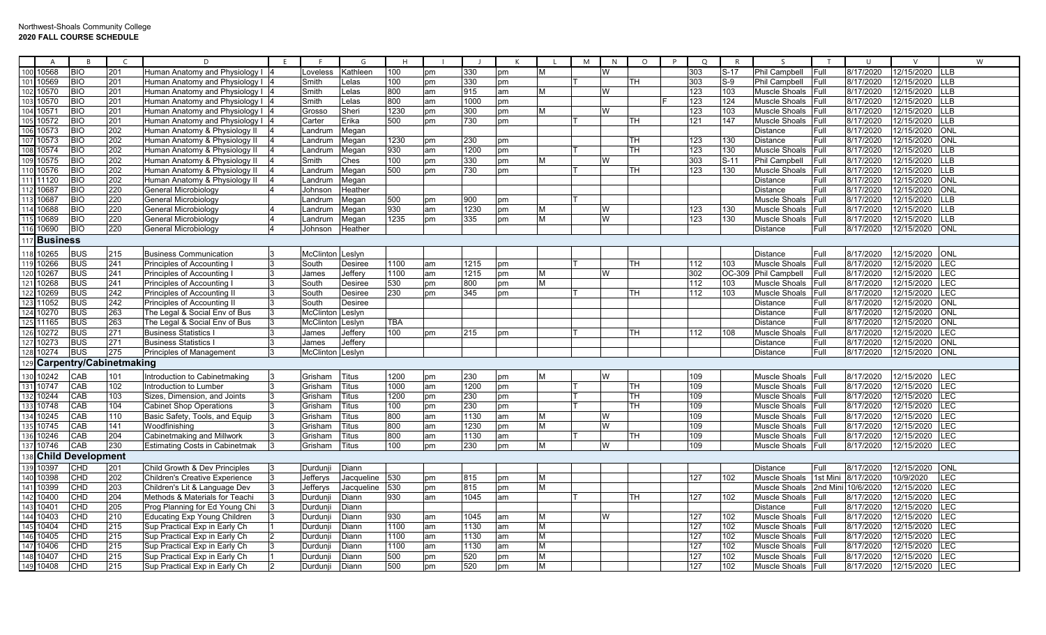# Northwest-Shoals Community College
**2020 FALL COURSE SCHEDULE**

| | A | B | C | D | E | F | G | H | I | J | K | L | M | N | O | P | Q | R | S | T | U | V | W |
|---|---|---|---|---|---|---|---|---|---|---|---|---|---|---|---|---|---|---|---|---|---|---|---|
| 100 | 10568 | BIO | 201 | Human Anatomy and Physiology I | 4 | Loveless | Kathleen | 100 | pm | 330 | pm | M | | W | | | 303 | S-17 | Phil Campbell | Full | 8/17/2020 | 12/15/2020 | LLB |
| 101 | 10569 | BIO | 201 | Human Anatomy and Physiology I | 4 | Smith | Lelas | 100 | pm | 330 | pm | | T | | TH | | 303 | S-9 | Phil Campbell | Full | 8/17/2020 | 12/15/2020 | LLB |
| 102 | 10570 | BIO | 201 | Human Anatomy and Physiology I | 4 | Smith | Lelas | 800 | am | 915 | am | M | | W | | | 123 | 103 | Muscle Shoals | Full | 8/17/2020 | 12/15/2020 | LLB |
| 103 | 10570 | BIO | 201 | Human Anatomy and Physiology I | 4 | Smith | Lelas | 800 | am | 1000 | pm | | | | | F | 123 | 124 | Muscle Shoals | Full | 8/17/2020 | 12/15/2020 | LLB |
| 104 | 10571 | BIO | 201 | Human Anatomy and Physiology I | 4 | Grosso | Sheri | 1230 | pm | 300 | pm | M | | W | | | 123 | 103 | Muscle Shoals | Full | 8/17/2020 | 12/15/2020 | LLB |
| 105 | 10572 | BIO | 201 | Human Anatomy and Physiology I | 4 | Carter | Erika | 500 | pm | 730 | pm | | T | | TH | | 121 | 147 | Muscle Shoals | Full | 8/17/2020 | 12/15/2020 | LLB |
| 106 | 10573 | BIO | 202 | Human Anatomy & Physiology II | 4 | Landrum | Megan | | | | | | | | | | | | Distance | Full | 8/17/2020 | 12/15/2020 | ONL |
| 107 | 10573 | BIO | 202 | Human Anatomy & Physiology II | 4 | Landrum | Megan | 1230 | pm | 230 | pm | | | | TH | | 123 | 130 | Distance | Full | 8/17/2020 | 12/15/2020 | ONL |
| 108 | 10574 | BIO | 202 | Human Anatomy & Physiology II | 4 | Landrum | Megan | 930 | am | 1200 | pm | | T | | TH | | 123 | 130 | Muscle Shoals | Full | 8/17/2020 | 12/15/2020 | LLB |
| 109 | 10575 | BIO | 202 | Human Anatomy & Physiology II | 4 | Smith | Ches | 100 | pm | 330 | pm | M | | W | | | 303 | S-11 | Phil Campbell | Full | 8/17/2020 | 12/15/2020 | LLB |
| 110 | 10576 | BIO | 202 | Human Anatomy & Physiology II | 4 | Landrum | Megan | 500 | pm | 730 | pm | | T | | TH | | 123 | 130 | Muscle Shoals | Full | 8/17/2020 | 12/15/2020 | LLB |
| 111 | 11120 | BIO | 202 | Human Anatomy & Physiology II | 4 | Landrum | Megan | | | | | | | | | | | | Distance | Full | 8/17/2020 | 12/15/2020 | ONL |
| 112 | 10687 | BIO | 220 | General Microbiology | 4 | Johnson | Heather | | | | | | | | | | | | Distance | Full | 8/17/2020 | 12/15/2020 | ONL |
| 113 | 10687 | BIO | 220 | General Microbiology | | Landrum | Megan | 500 | pm | 900 | pm | | T | | | | | | Muscle Shoals | Full | 8/17/2020 | 12/15/2020 | LLB |
| 114 | 10688 | BIO | 220 | General Microbiology | 4 | Landrum | Megan | 930 | am | 1230 | pm | M | | W | | | 123 | 130 | Muscle Shoals | Full | 8/17/2020 | 12/15/2020 | LLB |
| 115 | 10689 | BIO | 220 | General Microbiology | 4 | Landrum | Megan | 1235 | pm | 335 | pm | M | | W | | | 123 | 130 | Muscle Shoals | Full | 8/17/2020 | 12/15/2020 | LLB |
| 116 | 10690 | BIO | 220 | General Microbiology | 4 | Johnson | Heather | | | | | | | | | | | | Distance | Full | 8/17/2020 | 12/15/2020 | ONL |
| 117 | **Business** | | | | | | | | | | | | | | | | | | | | | | |
| 118 | 10265 | BUS | 215 | Business Communication | 3 | McClinton | Leslyn | | | | | | | | | | | | Distance | Full | 8/17/2020 | 12/15/2020 | ONL |
| 119 | 10266 | BUS | 241 | Principles of Accounting I | 3 | South | Desiree | 1100 | am | 1215 | pm | | T | | TH | | 112 | 103 | Muscle Shoals | Full | 8/17/2020 | 12/15/2020 | LEC |
| 120 | 10267 | BUS | 241 | Principles of Accounting I | 3 | James | Jeffery | 1100 | am | 1215 | pm | M | | W | | | 302 | OC-309 | Phil Campbell | Full | 8/17/2020 | 12/15/2020 | LEC |
| 121 | 10268 | BUS | 241 | Principles of Accounting I | 3 | South | Desiree | 530 | pm | 800 | pm | M | | | | | 112 | 103 | Muscle Shoals | Full | 8/17/2020 | 12/15/2020 | LEC |
| 122 | 10269 | BUS | 242 | Principles of Accounting II | 3 | South | Desiree | 230 | pm | 345 | pm | | T | | TH | | 112 | 103 | Muscle Shoals | Full | 8/17/2020 | 12/15/2020 | LEC |
| 123 | 11052 | BUS | 242 | Principles of Accounting II | 3 | South | Desiree | | | | | | | | | | | | Distance | Full | 8/17/2020 | 12/15/2020 | ONL |
| 124 | 10270 | BUS | 263 | The Legal & Social Env of Bus | 3 | McClinton | Leslyn | | | | | | | | | | | | Distance | Full | 8/17/2020 | 12/15/2020 | ONL |
| 125 | 11165 | BUS | 263 | The Legal & Social Env of Bus | 3 | McClinton | Leslyn | TBA | | | | | | | | | | | Distance | Full | 8/17/2020 | 12/15/2020 | ONL |
| 126 | 10272 | BUS | 271 | Business Statistics I | 3 | James | Jeffery | 100 | pm | 215 | pm | | T | | TH | | 112 | 108 | Muscle Shoals | Full | 8/17/2020 | 12/15/2020 | LEC |
| 127 | 10273 | BUS | 271 | Business Statistics I | 3 | James | Jeffery | | | | | | | | | | | | Distance | Full | 8/17/2020 | 12/15/2020 | ONL |
| 128 | 10274 | BUS | 275 | Principles of Management | 3 | McClinton | Leslyn | | | | | | | | | | | | Distance | Full | 8/17/2020 | 12/15/2020 | ONL |
| 129 | **Carpentry/Cabinetmaking** | | | | | | | | | | | | | | | | | | | | | | |
| 130 | 10242 | CAB | 101 | Introduction to Cabinetmaking | 3 | Grisham | Titus | 1200 | pm | 230 | pm | M | | W | | | 109 | | Muscle Shoals | Full | 8/17/2020 | 12/15/2020 | LEC |
| 131 | 10747 | CAB | 102 | Introduction to Lumber | 3 | Grisham | Titus | 1000 | am | 1200 | pm | | T | | TH | | 109 | | Muscle Shoals | Full | 8/17/2020 | 12/15/2020 | LEC |
| 132 | 10244 | CAB | 103 | Sizes, Dimension, and Joints | 3 | Grisham | Titus | 1200 | pm | 230 | pm | | T | | TH | | 109 | | Muscle Shoals | Full | 8/17/2020 | 12/15/2020 | LEC |
| 133 | 10748 | CAB | 104 | Cabinet Shop Operations | 3 | Grisham | Titus | 100 | pm | 230 | pm | | T | | TH | | 109 | | Muscle Shoals | Full | 8/17/2020 | 12/15/2020 | LEC |
| 134 | 10245 | CAB | 110 | Basic Safety, Tools, and Equip | 3 | Grisham | Titus | 800 | am | 1130 | am | M | | W | | | 109 | | Muscle Shoals | Full | 8/17/2020 | 12/15/2020 | LEC |
| 135 | 10745 | CAB | 141 | Woodfinishing | 3 | Grisham | Titus | 800 | am | 1230 | pm | M | | W | | | 109 | | Muscle Shoals | Full | 8/17/2020 | 12/15/2020 | LEC |
| 136 | 10246 | CAB | 204 | Cabinetmaking and Millwork | 3 | Grisham | Titus | 800 | am | 1130 | am | | T | | TH | | 109 | | Muscle Shoals | Full | 8/17/2020 | 12/15/2020 | LEC |
| 137 | 10746 | CAB | 230 | Estimating Costs in Cabinetmak | 3 | Grisham | Titus | 100 | pm | 230 | pm | M | | W | | | 109 | | Muscle Shoals | Full | 8/17/2020 | 12/15/2020 | LEC |
| 138 | **Child Development** | | | | | | | | | | | | | | | | | | | | | | |
| 139 | 10397 | CHD | 201 | Child Growth & Dev Principles | 3 | Durdunji | Diann | | | | | | | | | | | | Distance | Full | 8/17/2020 | 12/15/2020 | ONL |
| 140 | 10398 | CHD | 202 | Children's Creative Experience | 3 | Jefferys | Jacqueline | 530 | pm | 815 | pm | M | | | | | 127 | 102 | Muscle Shoals | 1st Mini | 8/17/2020 | 10/9/2020 | LEC |
| 141 | 10399 | CHD | 203 | Children's Lit & Language Dev | 3 | Jefferys | Jacqueline | 530 | pm | 815 | pm | M | | | | | | | Muscle Shoals | 2nd Mini | 10/6/2020 | 12/15/2020 | LEC |
| 142 | 10400 | CHD | 204 | Methods & Materials for Teachi | 3 | Durdunji | Diann | 930 | am | 1045 | am | | T | | TH | | 127 | 102 | Muscle Shoals | Full | 8/17/2020 | 12/15/2020 | LEC |
| 143 | 10401 | CHD | 205 | Prog Planning for Ed Young Chi | 3 | Durdunji | Diann | | | | | | | | | | | | Distance | Full | 8/17/2020 | 12/15/2020 | LEC |
| 144 | 10403 | CHD | 210 | Educating Exp Young Children | 3 | Durdunji | Diann | 930 | am | 1045 | am | M | | W | | | 127 | 102 | Muscle Shoals | Full | 8/17/2020 | 12/15/2020 | LEC |
| 145 | 10404 | CHD | 215 | Sup Practical Exp in Early Ch | 1 | Durdunji | Diann | 1100 | am | 1130 | am | M | | | | | 127 | 102 | Muscle Shoals | Full | 8/17/2020 | 12/15/2020 | LEC |
| 146 | 10405 | CHD | 215 | Sup Practical Exp in Early Ch | 2 | Durdunji | Diann | 1100 | am | 1130 | am | M | | | | | 127 | 102 | Muscle Shoals | Full | 8/17/2020 | 12/15/2020 | LEC |
| 147 | 10406 | CHD | 215 | Sup Practical Exp in Early Ch | 3 | Durdunji | Diann | 1100 | am | 1130 | am | M | | | | | 127 | 102 | Muscle Shoals | Full | 8/17/2020 | 12/15/2020 | LEC |
| 148 | 10407 | CHD | 215 | Sup Practical Exp in Early Ch | 1 | Durdunji | Diann | 500 | pm | 520 | pm | M | | | | | 127 | 102 | Muscle Shoals | Full | 8/17/2020 | 12/15/2020 | LEC |
| 149 | 10408 | CHD | 215 | Sup Practical Exp in Early Ch | 2 | Durdunji | Diann | 500 | pm | 520 | pm | M | | | | | 127 | 102 | Muscle Shoals | Full | 8/17/2020 | 12/15/2020 | LEC |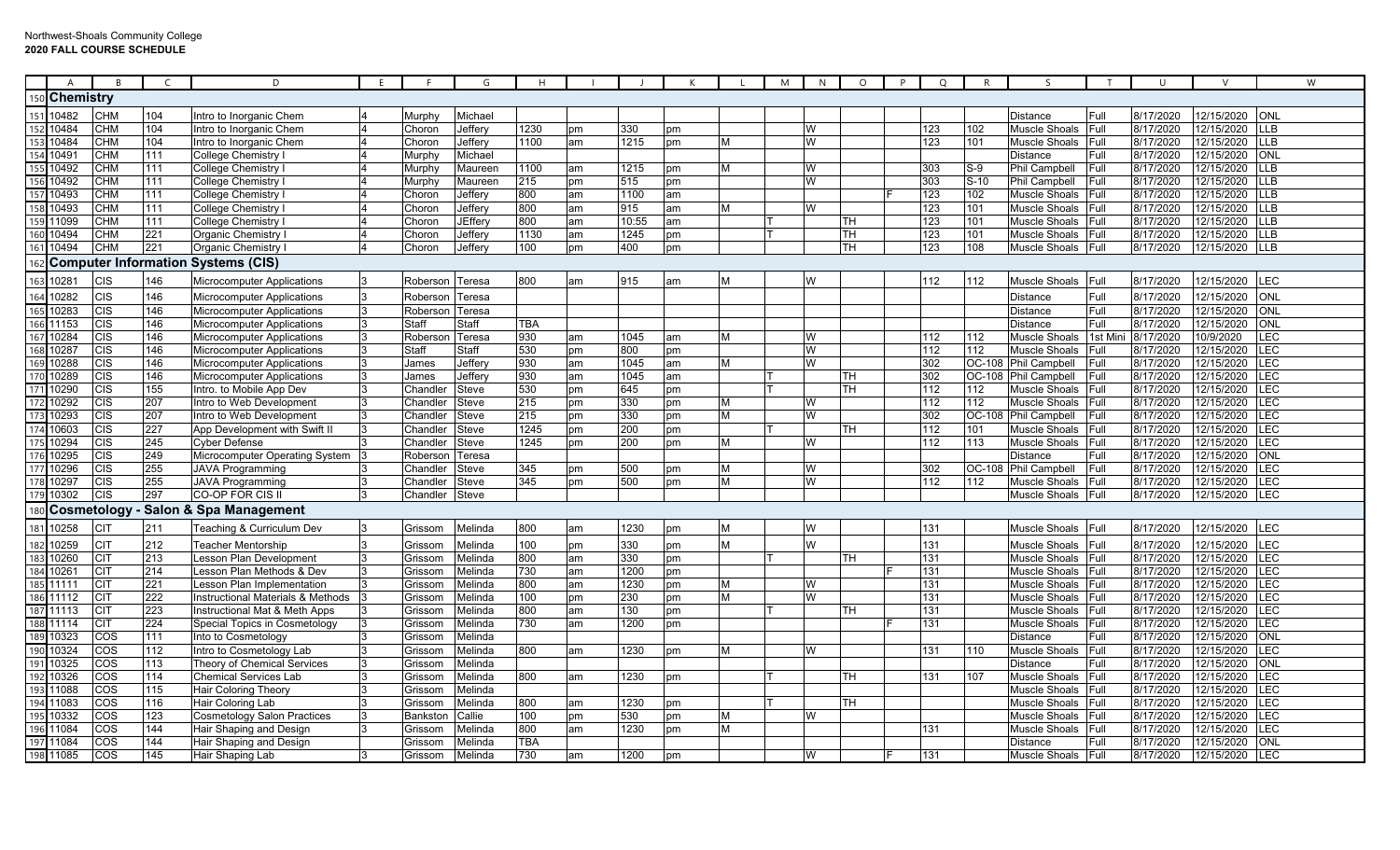Northwest-Shoals Community College
**2020 FALL COURSE SCHEDULE**

| | A | B | C | D | E | F | G | H | I | J | K | L | M | N | O | P | Q | R | S | T | U | V | W |
|---|---|---|---|---|---|---|---|---|---|---|---|---|---|---|---|---|---|---|---|---|---|---|---|
| 150 | **Chemistry** | | | | | | | | | | | | | | | | | | | | | | |
| 151 | 10482 | CHM | 104 | Intro to Inorganic Chem | 4 | Murphy | Michael | | | | | | | | | | | | Distance | Full | 8/17/2020 | 12/15/2020 | ONL |
| 152 | 10484 | CHM | 104 | Intro to Inorganic Chem | 4 | Choron | Jeffery | 1230 | pm | 330 | pm | | | W | | | 123 | 102 | Muscle Shoals | Full | 8/17/2020 | 12/15/2020 | LLB |
| 153 | 10484 | CHM | 104 | Intro to Inorganic Chem | 4 | Choron | Jeffery | 1100 | am | 1215 | pm | M | | W | | | 123 | 101 | Muscle Shoals | Full | 8/17/2020 | 12/15/2020 | LLB |
| 154 | 10491 | CHM | 111 | College Chemistry I | 4 | Murphy | Michael | | | | | | | | | | | | Distance | Full | 8/17/2020 | 12/15/2020 | ONL |
| 155 | 10492 | CHM | 111 | College Chemistry I | 4 | Murphy | Maureen | 1100 | am | 1215 | pm | M | | W | | | 303 | S-9 | Phil Campbell | Full | 8/17/2020 | 12/15/2020 | LLB |
| 156 | 10492 | CHM | 111 | College Chemistry I | 4 | Murphy | Maureen | 215 | pm | 515 | pm | | | W | | | 303 | S-10 | Phil Campbell | Full | 8/17/2020 | 12/15/2020 | LLB |
| 157 | 10493 | CHM | 111 | College Chemistry I | 4 | Choron | Jeffery | 800 | am | 1100 | am | | | | | F | 123 | 102 | Muscle Shoals | Full | 8/17/2020 | 12/15/2020 | LLB |
| 158 | 10493 | CHM | 111 | College Chemistry I | 4 | Choron | Jeffery | 800 | am | 915 | am | M | | W | | | 123 | 101 | Muscle Shoals | Full | 8/17/2020 | 12/15/2020 | LLB |
| 159 | 11099 | CHM | 111 | College Chemistry I | 4 | Choron | JEffery | 800 | am | 10:55 | am | | T | | TH | | 123 | 101 | Muscle Shoals | Full | 8/17/2020 | 12/15/2020 | LLB |
| 160 | 10494 | CHM | 221 | Organic Chemistry I | 4 | Choron | Jeffery | 1130 | am | 1245 | pm | | T | | TH | | 123 | 101 | Muscle Shoals | Full | 8/17/2020 | 12/15/2020 | LLB |
| 161 | 10494 | CHM | 221 | Organic Chemistry I | 4 | Choron | Jeffery | 100 | pm | 400 | pm | | T | | TH | | 123 | 108 | Muscle Shoals | Full | 8/17/2020 | 12/15/2020 | LLB |
| 162 | **Computer Information Systems (CIS)** | | | | | | | | | | | | | | | | | | | | | | |
| 163 | 10281 | CIS | 146 | Microcomputer Applications | 3 | Roberson | Teresa | 800 | am | 915 | am | M | | W | | | 112 | 112 | Muscle Shoals | Full | 8/17/2020 | 12/15/2020 | LEC |
| 164 | 10282 | CIS | 146 | Microcomputer Applications | 3 | Roberson | Teresa | | | | | | | | | | | | Distance | Full | 8/17/2020 | 12/15/2020 | ONL |
| 165 | 10283 | CIS | 146 | Microcomputer Applications | 3 | Roberson | Teresa | | | | | | | | | | | | Distance | Full | 8/17/2020 | 12/15/2020 | ONL |
| 166 | 11153 | CIS | 146 | Microcomputer Applications | 3 | Staff | Staff | TBA | | | | | | | | | | | Distance | Full | 8/17/2020 | 12/15/2020 | ONL |
| 167 | 10284 | CIS | 146 | Microcomputer Applications | 3 | Roberson | Teresa | 930 | am | 1045 | am | M | | W | | | 112 | 112 | Muscle Shoals | 1st Mini | 8/17/2020 | 10/9/2020 | LEC |
| 168 | 10287 | CIS | 146 | Microcomputer Applications | 3 | Staff | Staff | 530 | pm | 800 | pm | | | W | | | 112 | 112 | Muscle Shoals | Full | 8/17/2020 | 12/15/2020 | LEC |
| 169 | 10288 | CIS | 146 | Microcomputer Applications | 3 | James | Jeffery | 930 | am | 1045 | am | M | | W | | | 302 | OC-108 | Phil Campbell | Full | 8/17/2020 | 12/15/2020 | LEC |
| 170 | 10289 | CIS | 146 | Microcomputer Applications | 3 | James | Jeffery | 930 | am | 1045 | am | | T | | TH | | 302 | OC-108 | Phil Campbell | Full | 8/17/2020 | 12/15/2020 | LEC |
| 171 | 10290 | CIS | 155 | Intro. to Mobile App Dev | 3 | Chandler | Steve | 530 | pm | 645 | pm | | T | | TH | | 112 | 112 | Muscle Shoals | Full | 8/17/2020 | 12/15/2020 | LEC |
| 172 | 10292 | CIS | 207 | Intro to Web Development | 3 | Chandler | Steve | 215 | pm | 330 | pm | M | | W | | | 112 | 112 | Muscle Shoals | Full | 8/17/2020 | 12/15/2020 | LEC |
| 173 | 10293 | CIS | 207 | Intro to Web Development | 3 | Chandler | Steve | 215 | pm | 330 | pm | M | | W | | | 302 | OC-108 | Phil Campbell | Full | 8/17/2020 | 12/15/2020 | LEC |
| 174 | 10603 | CIS | 227 | App Development with Swift II | 3 | Chandler | Steve | 1245 | pm | 200 | pm | | T | | TH | | 112 | 101 | Muscle Shoals | Full | 8/17/2020 | 12/15/2020 | LEC |
| 175 | 10294 | CIS | 245 | Cyber Defense | 3 | Chandler | Steve | 1245 | pm | 200 | pm | M | | W | | | 112 | 113 | Muscle Shoals | Full | 8/17/2020 | 12/15/2020 | LEC |
| 176 | 10295 | CIS | 249 | Microcomputer Operating System | 3 | Roberson | Teresa | | | | | | | | | | | | Distance | Full | 8/17/2020 | 12/15/2020 | ONL |
| 177 | 10296 | CIS | 255 | JAVA Programming | 3 | Chandler | Steve | 345 | pm | 500 | pm | M | | W | | | 302 | OC-108 | Phil Campbell | Full | 8/17/2020 | 12/15/2020 | LEC |
| 178 | 10297 | CIS | 255 | JAVA Programming | 3 | Chandler | Steve | 345 | pm | 500 | pm | M | | W | | | 112 | 112 | Muscle Shoals | Full | 8/17/2020 | 12/15/2020 | LEC |
| 179 | 10302 | CIS | 297 | CO-OP FOR CIS II | 3 | Chandler | Steve | | | | | | | | | | | | Muscle Shoals | Full | 8/17/2020 | 12/15/2020 | LEC |
| 180 | **Cosmetology - Salon & Spa Management** | | | | | | | | | | | | | | | | | | | | | | |
| 181 | 10258 | CIT | 211 | Teaching & Curriculum Dev | 3 | Grissom | Melinda | 800 | am | 1230 | pm | M | | W | | | 131 | | Muscle Shoals | Full | 8/17/2020 | 12/15/2020 | LEC |
| 182 | 10259 | CIT | 212 | Teacher Mentorship | 3 | Grissom | Melinda | 100 | pm | 330 | pm | M | | W | | | 131 | | Muscle Shoals | Full | 8/17/2020 | 12/15/2020 | LEC |
| 183 | 10260 | CIT | 213 | Lesson Plan Development | 3 | Grissom | Melinda | 800 | am | 330 | pm | | T | | TH | | 131 | | Muscle Shoals | Full | 8/17/2020 | 12/15/2020 | LEC |
| 184 | 10261 | CIT | 214 | Lesson Plan Methods & Dev | 3 | Grissom | Melinda | 730 | am | 1200 | pm | | | | | F | 131 | | Muscle Shoals | Full | 8/17/2020 | 12/15/2020 | LEC |
| 185 | 11111 | CIT | 221 | Lesson Plan Implementation | 3 | Grissom | Melinda | 800 | am | 1230 | pm | M | | W | | | 131 | | Muscle Shoals | Full | 8/17/2020 | 12/15/2020 | LEC |
| 186 | 11112 | CIT | 222 | Instructional Materials & Methods | 3 | Grissom | Melinda | 100 | pm | 230 | pm | M | | W | | | 131 | | Muscle Shoals | Full | 8/17/2020 | 12/15/2020 | LEC |
| 187 | 11113 | CIT | 223 | Instructional Mat & Meth Apps | 3 | Grissom | Melinda | 800 | am | 130 | pm | | T | | TH | | 131 | | Muscle Shoals | Full | 8/17/2020 | 12/15/2020 | LEC |
| 188 | 11114 | CIT | 224 | Special Topics in Cosmetology | 3 | Grissom | Melinda | 730 | am | 1200 | pm | | | | | F | 131 | | Muscle Shoals | Full | 8/17/2020 | 12/15/2020 | LEC |
| 189 | 10323 | COS | 111 | Into to Cosmetology | 3 | Grissom | Melinda | | | | | | | | | | | | Distance | Full | 8/17/2020 | 12/15/2020 | ONL |
| 190 | 10324 | COS | 112 | Intro to Cosmetology Lab | 3 | Grissom | Melinda | 800 | am | 1230 | pm | M | | W | | | 131 | 110 | Muscle Shoals | Full | 8/17/2020 | 12/15/2020 | LEC |
| 191 | 10325 | COS | 113 | Theory of Chemical Services | 3 | Grissom | Melinda | | | | | | | | | | | | Distance | Full | 8/17/2020 | 12/15/2020 | ONL |
| 192 | 10326 | COS | 114 | Chemical Services Lab | 3 | Grissom | Melinda | 800 | am | 1230 | pm | | T | | TH | | 131 | 107 | Muscle Shoals | Full | 8/17/2020 | 12/15/2020 | LEC |
| 193 | 11088 | COS | 115 | Hair Coloring Theory | 3 | Grissom | Melinda | | | | | | | | | | | | Muscle Shoals | Full | 8/17/2020 | 12/15/2020 | LEC |
| 194 | 11083 | COS | 116 | Hair Coloring Lab | 3 | Grissom | Melinda | 800 | am | 1230 | pm | | T | | TH | | | | Muscle Shoals | Full | 8/17/2020 | 12/15/2020 | LEC |
| 195 | 10332 | COS | 123 | Cosmetology Salon Practices | 3 | Bankston | Callie | 100 | pm | 530 | pm | M | | W | | | | | Muscle Shoals | Full | 8/17/2020 | 12/15/2020 | LEC |
| 196 | 11084 | COS | 144 | Hair Shaping and Design | 3 | Grissom | Melinda | 800 | am | 1230 | pm | M | | | | | 131 | | Muscle Shoals | Full | 8/17/2020 | 12/15/2020 | LEC |
| 197 | 11084 | COS | 144 | Hair Shaping and Design | | Grissom | Melinda | TBA | | | | | | | | | | | Distance | Full | 8/17/2020 | 12/15/2020 | ONL |
| 198 | 11085 | COS | 145 | Hair Shaping Lab | 3 | Grissom | Melinda | 730 | am | 1200 | pm | | | W | | F | 131 | | Muscle Shoals | Full | 8/17/2020 | 12/15/2020 | LEC |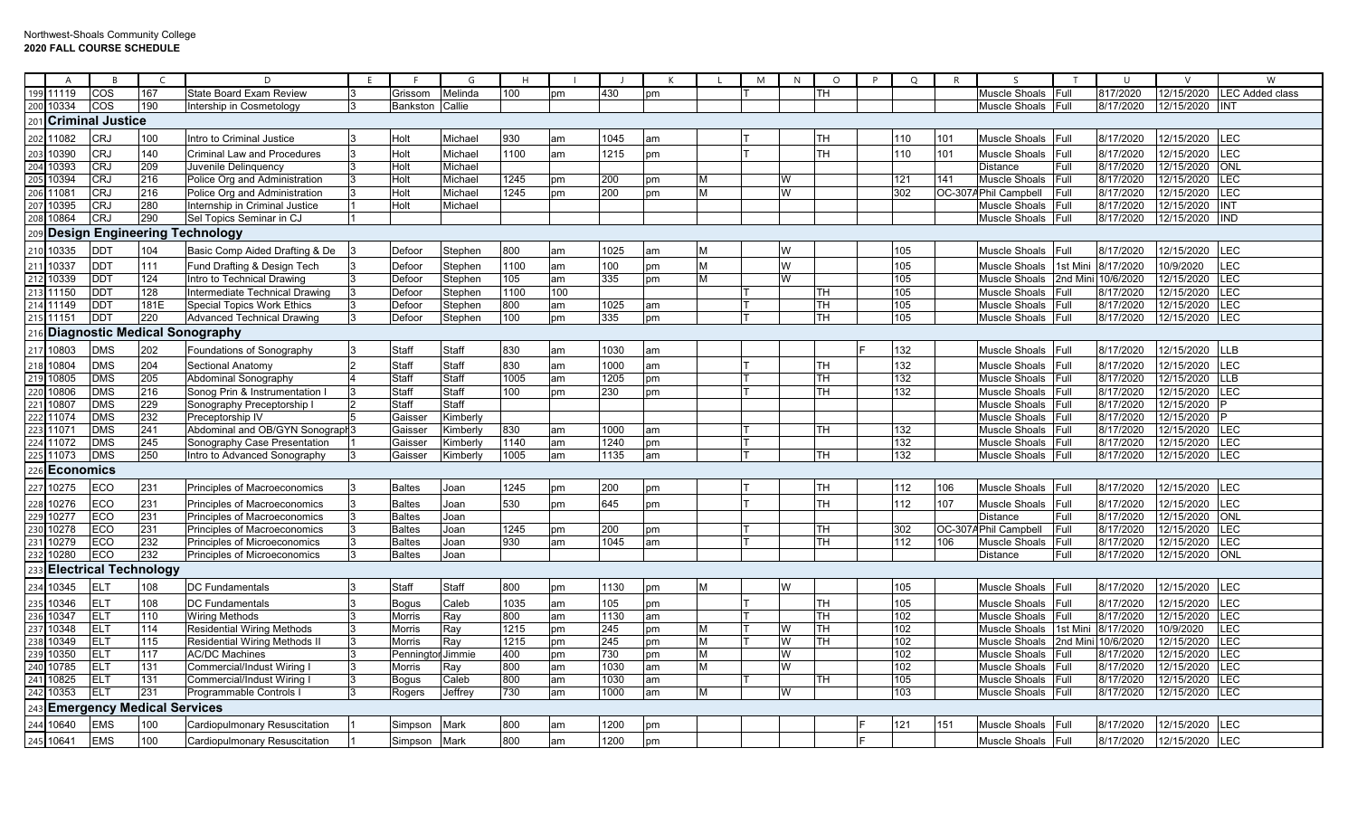Northwest-Shoals Community College
**2020 FALL COURSE SCHEDULE**

| | A | B | C | D | E | F | G | H | I | J | K | L | M | N | O | P | Q | R | S | T | U | V | W |
|---|---|---|---|---|---|---|---|---|---|---|---|---|---|---|---|---|---|---|---|---|---|---|---|
| 199 | 11119 | COS | 167 | State Board Exam Review | 3 | Grissom | Melinda | 100 | pm | 430 | pm | | T | | TH | | | | Muscle Shoals | Full | 817/2020 | 12/15/2020 | LEC Added class |
| 200 | 10334 | COS | 190 | Intership in Cosmetology | 3 | Bankston | Callie | | | | | | | | | | | | Muscle Shoals | Full | 8/17/2020 | 12/15/2020 | INT |
| 201 | **Criminal Justice** | | | | | | | | | | | | | | | | | | | | | | |
| 202 | 11082 | CRJ | 100 | Intro to Criminal Justice | 3 | Holt | Michael | 930 | am | 1045 | am | | T | | TH | | 110 | 101 | Muscle Shoals | Full | 8/17/2020 | 12/15/2020 | LEC |
| 203 | 10390 | CRJ | 140 | Criminal Law and Procedures | 3 | Holt | Michael | 1100 | am | 1215 | pm | | T | | TH | | 110 | 101 | Muscle Shoals | Full | 8/17/2020 | 12/15/2020 | LEC |
| 204 | 10393 | CRJ | 209 | Juvenile Delinquency | 3 | Holt | Michael | | | | | | | | | | | | Distance | Full | 8/17/2020 | 12/15/2020 | ONL |
| 205 | 10394 | CRJ | 216 | Police Org and Administration | 3 | Holt | Michael | 1245 | pm | 200 | pm | M | | W | | | 121 | 141 | Muscle Shoals | Full | 8/17/2020 | 12/15/2020 | LEC |
| 206 | 11081 | CRJ | 216 | Police Org and Administration | 3 | Holt | Michael | 1245 | pm | 200 | pm | M | | W | | | 302 | OC-307A | Phil Campbell | Full | 8/17/2020 | 12/15/2020 | LEC |
| 207 | 10395 | CRJ | 280 | Internship in Criminal Justice | 1 | Holt | Michael | | | | | | | | | | | | Muscle Shoals | Full | 8/17/2020 | 12/15/2020 | INT |
| 208 | 10864 | CRJ | 290 | Sel Topics Seminar in CJ | 1 | | | | | | | | | | | | | | Muscle Shoals | Full | 8/17/2020 | 12/15/2020 | IND |
| 209 | **Design Engineering Technology** | | | | | | | | | | | | | | | | | | | | | | |
| 210 | 10335 | DDT | 104 | Basic Comp Aided Drafting & De | 3 | Defoor | Stephen | 800 | am | 1025 | am | M | | W | | | 105 | | Muscle Shoals | Full | 8/17/2020 | 12/15/2020 | LEC |
| 211 | 10337 | DDT | 111 | Fund Drafting & Design Tech | 3 | Defoor | Stephen | 1100 | am | 100 | pm | M | | W | | | 105 | | Muscle Shoals | 1st Mini | 8/17/2020 | 10/9/2020 | LEC |
| 212 | 10339 | DDT | 124 | Intro to Technical Drawing | 3 | Defoor | Stephen | 105 | am | 335 | pm | M | | W | | | 105 | | Muscle Shoals | 2nd Mini | 10/6/2020 | 12/15/2020 | LEC |
| 213 | 11150 | DDT | 128 | Intermediate Technical Drawing | 3 | Defoor | Stephen | 1100 | 100 | | | | T | | TH | | 105 | | Muscle Shoals | Full | 8/17/2020 | 12/15/2020 | LEC |
| 214 | 11149 | DDT | 181E | Special Topics Work Ethics | 3 | Defoor | Stephen | 800 | am | 1025 | am | | T | | TH | | 105 | | Muscle Shoals | Full | 8/17/2020 | 12/15/2020 | LEC |
| 215 | 11151 | DDT | 220 | Advanced Technical Drawing | 3 | Defoor | Stephen | 100 | pm | 335 | pm | | T | | TH | | 105 | | Muscle Shoals | Full | 8/17/2020 | 12/15/2020 | LEC |
| 216 | **Diagnostic Medical Sonography** | | | | | | | | | | | | | | | | | | | | | | |
| 217 | 10803 | DMS | 202 | Foundations of Sonography | 3 | Staff | Staff | 830 | am | 1030 | am | | | | | F | 132 | | Muscle Shoals | Full | 8/17/2020 | 12/15/2020 | LLB |
| 218 | 10804 | DMS | 204 | Sectional Anatomy | 2 | Staff | Staff | 830 | am | 1000 | am | | T | | TH | | 132 | | Muscle Shoals | Full | 8/17/2020 | 12/15/2020 | LEC |
| 219 | 10805 | DMS | 205 | Abdominal Sonography | 4 | Staff | Staff | 1005 | am | 1205 | pm | | T | | TH | | 132 | | Muscle Shoals | Full | 8/17/2020 | 12/15/2020 | LLB |
| 220 | 10806 | DMS | 216 | Sonog Prin & Instrumentation I | 3 | Staff | Staff | 100 | pm | 230 | pm | | T | | TH | | 132 | | Muscle Shoals | Full | 8/17/2020 | 12/15/2020 | LEC |
| 221 | 10807 | DMS | 229 | Sonography Preceptorship I | 2 | Staff | Staff | | | | | | | | | | | | Muscle Shoals | Full | 8/17/2020 | 12/15/2020 | P |
| 222 | 11074 | DMS | 232 | Preceptorship IV | 5 | Gaisser | Kimberly | | | | | | | | | | | | Muscle Shoals | Full | 8/17/2020 | 12/15/2020 | P |
| 223 | 11071 | DMS | 241 | Abdominal and OB/GYN Sonograph | 3 | Gaisser | Kimberly | 830 | am | 1000 | am | | T | | TH | | 132 | | Muscle Shoals | Full | 8/17/2020 | 12/15/2020 | LEC |
| 224 | 11072 | DMS | 245 | Sonography Case Presentation | 1 | Gaisser | Kimberly | 1140 | am | 1240 | pm | | T | | | | 132 | | Muscle Shoals | Full | 8/17/2020 | 12/15/2020 | LEC |
| 225 | 11073 | DMS | 250 | Intro to Advanced Sonography | 3 | Gaisser | Kimberly | 1005 | am | 1135 | am | | T | | TH | | 132 | | Muscle Shoals | Full | 8/17/2020 | 12/15/2020 | LEC |
| 226 | **Economics** | | | | | | | | | | | | | | | | | | | | | | |
| 227 | 10275 | ECO | 231 | Principles of Macroeconomics | 3 | Baltes | Joan | 1245 | pm | 200 | pm | | T | | TH | | 112 | 106 | Muscle Shoals | Full | 8/17/2020 | 12/15/2020 | LEC |
| 228 | 10276 | ECO | 231 | Principles of Macroeconomics | 3 | Baltes | Joan | 530 | pm | 645 | pm | | T | | TH | | 112 | 107 | Muscle Shoals | Full | 8/17/2020 | 12/15/2020 | LEC |
| 229 | 10277 | ECO | 231 | Principles of Macroeconomics | 3 | Baltes | Joan | | | | | | | | | | | | Distance | Full | 8/17/2020 | 12/15/2020 | ONL |
| 230 | 10278 | ECO | 231 | Principles of Macroeconomics | 3 | Baltes | Joan | 1245 | pm | 200 | pm | | T | | TH | | 302 | OC-307A | Phil Campbell | Full | 8/17/2020 | 12/15/2020 | LEC |
| 231 | 10279 | ECO | 232 | Principles of Microeconomics | 3 | Baltes | Joan | 930 | am | 1045 | am | | T | | TH | | 112 | 106 | Muscle Shoals | Full | 8/17/2020 | 12/15/2020 | LEC |
| 232 | 10280 | ECO | 232 | Principles of Microeconomics | 3 | Baltes | Joan | | | | | | | | | | | | Distance | Full | 8/17/2020 | 12/15/2020 | ONL |
| 233 | **Electrical Technology** | | | | | | | | | | | | | | | | | | | | | | |
| 234 | 10345 | ELT | 108 | DC Fundamentals | 3 | Staff | Staff | 800 | pm | 1130 | pm | M | | W | | | 105 | | Muscle Shoals | Full | 8/17/2020 | 12/15/2020 | LEC |
| 235 | 10346 | ELT | 108 | DC Fundamentals | 3 | Bogus | Caleb | 1035 | am | 105 | pm | | T | | TH | | 105 | | Muscle Shoals | Full | 8/17/2020 | 12/15/2020 | LEC |
| 236 | 10347 | ELT | 110 | Wiring Methods | 3 | Morris | Ray | 800 | am | 1130 | am | | T | | TH | | 102 | | Muscle Shoals | Full | 8/17/2020 | 12/15/2020 | LEC |
| 237 | 10348 | ELT | 114 | Residential Wiring Methods | 3 | Morris | Ray | 1215 | pm | 245 | pm | M | T | W | TH | | 102 | | Muscle Shoals | 1st Mini | 8/17/2020 | 10/9/2020 | LEC |
| 238 | 10349 | ELT | 115 | Residential Wiring Methods II | 3 | Morris | Ray | 1215 | pm | 245 | pm | M | T | W | TH | | 102 | | Muscle Shoals | 2nd Mini | 10/6/2020 | 12/15/2020 | LEC |
| 239 | 10350 | ELT | 117 | AC/DC Machines | 3 | Pennington | Jimmie | 400 | pm | 730 | pm | M | | W | | | 102 | | Muscle Shoals | Full | 8/17/2020 | 12/15/2020 | LEC |
| 240 | 10785 | ELT | 131 | Commercial/Indust Wiring I | 3 | Morris | Ray | 800 | am | 1030 | am | M | | W | | | 102 | | Muscle Shoals | Full | 8/17/2020 | 12/15/2020 | LEC |
| 241 | 10825 | ELT | 131 | Commercial/Indust Wiring I | 3 | Bogus | Caleb | 800 | am | 1030 | am | | T | | TH | | 105 | | Muscle Shoals | Full | 8/17/2020 | 12/15/2020 | LEC |
| 242 | 10353 | ELT | 231 | Programmable Controls I | 3 | Rogers | Jeffrey | 730 | am | 1000 | am | M | | W | | | 103 | | Muscle Shoals | Full | 8/17/2020 | 12/15/2020 | LEC |
| 243 | **Emergency Medical Services** | | | | | | | | | | | | | | | | | | | | | | |
| 244 | 10640 | EMS | 100 | Cardiopulmonary Resuscitation | 1 | Simpson | Mark | 800 | am | 1200 | pm | | | | | F | 121 | 151 | Muscle Shoals | Full | 8/17/2020 | 12/15/2020 | LEC |
| 245 | 10641 | EMS | 100 | Cardiopulmonary Resuscitation | 1 | Simpson | Mark | 800 | am | 1200 | pm | | | | | F | | | Muscle Shoals | Full | 8/17/2020 | 12/15/2020 | LEC |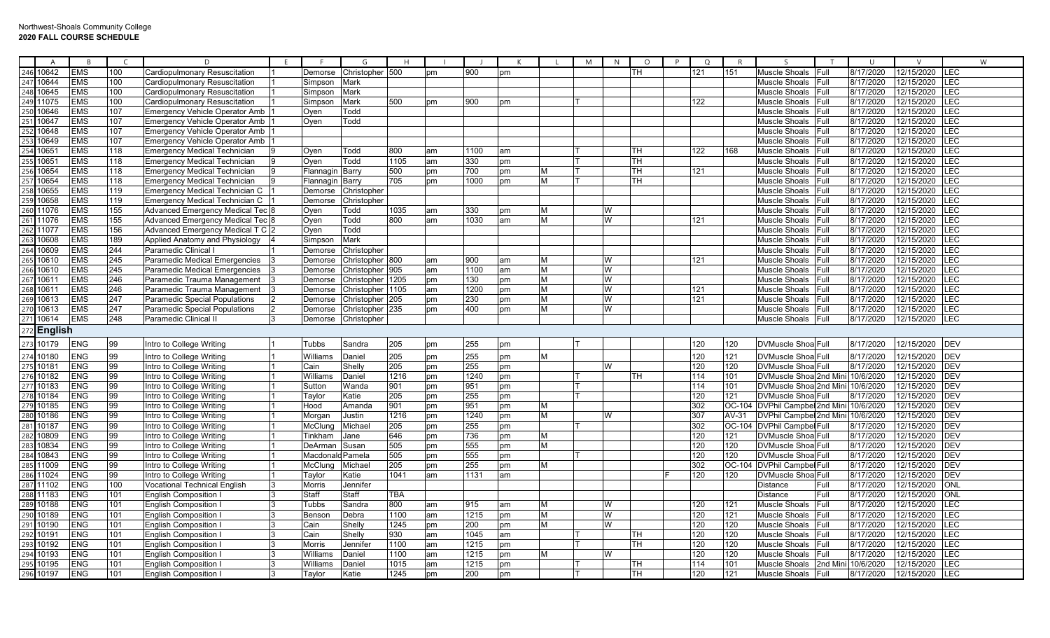Northwest-Shoals Community College
**2020 FALL COURSE SCHEDULE**

| | A | B | C | D | E | F | G | H | I | J | K | L | M | N | O | P | Q | R | S | T | U | V | W |
|---|---|---|---|---|---|---|---|---|---|---|---|---|---|---|---|---|---|---|---|---|---|---|---|
| 246 | 10642 | EMS | 100 | Cardiopulmonary Resuscitation | 1 | Demorse | Christopher | 500 | pm | 900 | pm | | | | TH | | 121 | 151 | Muscle Shoals | Full | 8/17/2020 | 12/15/2020 | LEC |
| 247 | 10644 | EMS | 100 | Cardiopulmonary Resuscitation | 1 | Simpson | Mark | | | | | | | | | | | | Muscle Shoals | Full | 8/17/2020 | 12/15/2020 | LEC |
| 248 | 10645 | EMS | 100 | Cardiopulmonary Resuscitation | 1 | Simpson | Mark | | | | | | | | | | | | Muscle Shoals | Full | 8/17/2020 | 12/15/2020 | LEC |
| 249 | 11075 | EMS | 100 | Cardiopulmonary Resuscitation | 1 | Simpson | Mark | 500 | pm | 900 | pm | | T | | | | 122 | | Muscle Shoals | Full | 8/17/2020 | 12/15/2020 | LEC |
| 250 | 10646 | EMS | 107 | Emergency Vehicle Operator Amb | 1 | Oyen | Todd | | | | | | | | | | | | Muscle Shoals | Full | 8/17/2020 | 12/15/2020 | LEC |
| 251 | 10647 | EMS | 107 | Emergency Vehicle Operator Amb | 1 | Oyen | Todd | | | | | | | | | | | | Muscle Shoals | Full | 8/17/2020 | 12/15/2020 | LEC |
| 252 | 10648 | EMS | 107 | Emergency Vehicle Operator Amb | 1 | | | | | | | | | | | | | | Muscle Shoals | Full | 8/17/2020 | 12/15/2020 | LEC |
| 253 | 10649 | EMS | 107 | Emergency Vehicle Operator Amb | 1 | | | | | | | | | | | | | | Muscle Shoals | Full | 8/17/2020 | 12/15/2020 | LEC |
| 254 | 10651 | EMS | 118 | Emergency Medical Technician | 9 | Oyen | Todd | 800 | am | 1100 | am | | T | | TH | | 122 | 168 | Muscle Shoals | Full | 8/17/2020 | 12/15/2020 | LEC |
| 255 | 10651 | EMS | 118 | Emergency Medical Technician | 9 | Oyen | Todd | 1105 | am | 330 | pm | | T | | TH | | | | Muscle Shoals | Full | 8/17/2020 | 12/15/2020 | LEC |
| 256 | 10654 | EMS | 118 | Emergency Medical Technician | 9 | Flannagin | Barry | 500 | pm | 700 | pm | M | T | | TH | | 121 | | Muscle Shoals | Full | 8/17/2020 | 12/15/2020 | LEC |
| 257 | 10654 | EMS | 118 | Emergency Medical Technician | 9 | Flannagin | Barry | 705 | pm | 1000 | pm | M | T | | TH | | | | Muscle Shoals | Full | 8/17/2020 | 12/15/2020 | LEC |
| 258 | 10655 | EMS | 119 | Emergency Medical Technician C | 1 | Demorse | Christopher | | | | | | | | | | | | Muscle Shoals | Full | 8/17/2020 | 12/15/2020 | LEC |
| 259 | 10658 | EMS | 119 | Emergency Medical Technician C | 1 | Demorse | Christopher | | | | | | | | | | | | Muscle Shoals | Full | 8/17/2020 | 12/15/2020 | LEC |
| 260 | 11076 | EMS | 155 | Advanced Emergency Medical Tec | 8 | Oyen | Todd | 1035 | am | 330 | pm | M | | W | | | | | Muscle Shoals | Full | 8/17/2020 | 12/15/2020 | LEC |
| 261 | 11076 | EMS | 155 | Advanced Emergency Medical Tec | 8 | Oyen | Todd | 800 | am | 1030 | am | M | | W | | | 121 | | Muscle Shoals | Full | 8/17/2020 | 12/15/2020 | LEC |
| 262 | 11077 | EMS | 156 | Advanced Emergency Medical T C | 2 | Oyen | Todd | | | | | | | | | | | | Muscle Shoals | Full | 8/17/2020 | 12/15/2020 | LEC |
| 263 | 10608 | EMS | 189 | Applied Anatomy and Physiology | 4 | Simpson | Mark | | | | | | | | | | | | Muscle Shoals | Full | 8/17/2020 | 12/15/2020 | LEC |
| 264 | 10609 | EMS | 244 | Paramedic Clinical I | 1 | Demorse | Christopher | | | | | | | | | | | | Muscle Shoals | Full | 8/17/2020 | 12/15/2020 | LEC |
| 265 | 10610 | EMS | 245 | Paramedic Medical Emergencies | 3 | Demorse | Christopher | 800 | am | 900 | am | M | | W | | | 121 | | Muscle Shoals | Full | 8/17/2020 | 12/15/2020 | LEC |
| 266 | 10610 | EMS | 245 | Paramedic Medical Emergencies | 3 | Demorse | Christopher | 905 | am | 1100 | am | M | | W | | | | | Muscle Shoals | Full | 8/17/2020 | 12/15/2020 | LEC |
| 267 | 10611 | EMS | 246 | Paramedic Trauma Management | 3 | Demorse | Christopher | 1205 | pm | 130 | pm | M | | W | | | | | Muscle Shoals | Full | 8/17/2020 | 12/15/2020 | LEC |
| 268 | 10611 | EMS | 246 | Paramedic Trauma Management | 3 | Demorse | Christopher | 1105 | am | 1200 | pm | M | | W | | | 121 | | Muscle Shoals | Full | 8/17/2020 | 12/15/2020 | LEC |
| 269 | 10613 | EMS | 247 | Paramedic Special Populations | 2 | Demorse | Christopher | 205 | pm | 230 | pm | M | | W | | | 121 | | Muscle Shoals | Full | 8/17/2020 | 12/15/2020 | LEC |
| 270 | 10613 | EMS | 247 | Paramedic Special Populations | 2 | Demorse | Christopher | 235 | pm | 400 | pm | M | | W | | | | | Muscle Shoals | Full | 8/17/2020 | 12/15/2020 | LEC |
| 271 | 10614 | EMS | 248 | Paramedic Clinical II | 3 | Demorse | Christopher | | | | | | | | | | | | Muscle Shoals | Full | 8/17/2020 | 12/15/2020 | LEC |
| 272 | **English** | | | | | | | | | | | | | | | | | | | | | | |
| 273 | 10179 | ENG | 99 | Intro to College Writing | 1 | Tubbs | Sandra | 205 | pm | 255 | pm | | T | | | | 120 | 120 | DVMuscle Shoa | Full | 8/17/2020 | 12/15/2020 | DEV |
| 274 | 10180 | ENG | 99 | Intro to College Writing | 1 | Williams | Daniel | 205 | pm | 255 | pm | M | | | | | 120 | 121 | DVMuscle Shoa | Full | 8/17/2020 | 12/15/2020 | DEV |
| 275 | 10181 | ENG | 99 | Intro to College Writing | 1 | Cain | Shelly | 205 | pm | 255 | pm | | | W | | | 120 | 120 | DVMuscle Shoa | Full | 8/17/2020 | 12/15/2020 | DEV |
| 276 | 10182 | ENG | 99 | Intro to College Writing | 1 | Williams | Daniel | 1216 | pm | 1240 | pm | | T | | TH | | 114 | 101 | DVMuscle Shoa | 2nd Mini | 10/6/2020 | 12/15/2020 | DEV |
| 277 | 10183 | ENG | 99 | Intro to College Writing | 1 | Sutton | Wanda | 901 | pm | 951 | pm | | T | | | | 114 | 101 | DVMuscle Shoa | 2nd Mini | 10/6/2020 | 12/15/2020 | DEV |
| 278 | 10184 | ENG | 99 | Intro to College Writing | 1 | Taylor | Katie | 205 | pm | 255 | pm | | T | | | | 120 | 121 | DVMuscle Shoa | Full | 8/17/2020 | 12/15/2020 | DEV |
| 279 | 10185 | ENG | 99 | Intro to College Writing | 1 | Hood | Amanda | 901 | pm | 951 | pm | M | | | | | 302 | OC-104 | DVPhil Campbel | 2nd Mini | 10/6/2020 | 12/15/2020 | DEV |
| 280 | 10186 | ENG | 99 | Intro to College Writing | 1 | Morgan | Justin | 1216 | pm | 1240 | pm | M | | W | | | 307 | AV-31 | DVPhil Campbel | 2nd Mini | 10/6/2020 | 12/15/2020 | DEV |
| 281 | 10187 | ENG | 99 | Intro to College Writing | 1 | McClung | Michael | 205 | pm | 255 | pm | | T | | | | 302 | OC-104 | DVPhil Campbel | Full | 8/17/2020 | 12/15/2020 | DEV |
| 282 | 10809 | ENG | 99 | Intro to College Writing | 1 | Tinkham | Jane | 646 | pm | 736 | pm | M | | | | | 120 | 121 | DVMuscle Shoa | Full | 8/17/2020 | 12/15/2020 | DEV |
| 283 | 10834 | ENG | 99 | Intro to College Writing | 1 | DeArman | Susan | 505 | pm | 555 | pm | M | | | | | 120 | 120 | DVMuscle Shoa | Full | 8/17/2020 | 12/15/2020 | DEV |
| 284 | 10843 | ENG | 99 | Intro to College Writing | 1 | Macdonald | Pamela | 505 | pm | 555 | pm | | T | | | | 120 | 120 | DVMuscle Shoa | Full | 8/17/2020 | 12/15/2020 | DEV |
| 285 | 11009 | ENG | 99 | Intro to College Writing | 1 | McClung | Michael | 205 | pm | 255 | pm | M | | | | | 302 | OC-104 | DVPhil Campbel | Full | 8/17/2020 | 12/15/2020 | DEV |
| 286 | 11024 | ENG | 99 | Intro to College Writing | 1 | Taylor | Katie | 1041 | am | 1131 | am | | | | | F | 120 | 120 | DVMuscle Shoa | Full | 8/17/2020 | 12/15/2020 | DEV |
| 287 | 11102 | ENG | 100 | Vocational Technical English | 3 | Morris | Jennifer | | | | | | | | | | | | Distance | Full | 8/17/2020 | 12/15/2020 | ONL |
| 288 | 11183 | ENG | 101 | English Composition I | 3 | Staff | Staff | TBA | | | | | | | | | | | Distance | Full | 8/17/2020 | 12/15/2020 | ONL |
| 289 | 10188 | ENG | 101 | English Composition I | 3 | Tubbs | Sandra | 800 | am | 915 | am | M | | W | | | 120 | 121 | Muscle Shoals | Full | 8/17/2020 | 12/15/2020 | LEC |
| 290 | 10189 | ENG | 101 | English Composition I | 3 | Benson | Debra | 1100 | am | 1215 | pm | M | | W | | | 120 | 121 | Muscle Shoals | Full | 8/17/2020 | 12/15/2020 | LEC |
| 291 | 10190 | ENG | 101 | English Composition I | 3 | Cain | Shelly | 1245 | pm | 200 | pm | M | | W | | | 120 | 120 | Muscle Shoals | Full | 8/17/2020 | 12/15/2020 | LEC |
| 292 | 10191 | ENG | 101 | English Composition I | 3 | Cain | Shelly | 930 | am | 1045 | am | | T | | TH | | 120 | 120 | Muscle Shoals | Full | 8/17/2020 | 12/15/2020 | LEC |
| 293 | 10192 | ENG | 101 | English Composition I | 3 | Morris | Jennifer | 1100 | am | 1215 | pm | | T | | TH | | 120 | 120 | Muscle Shoals | Full | 8/17/2020 | 12/15/2020 | LEC |
| 294 | 10193 | ENG | 101 | English Composition I | 3 | Williams | Daniel | 1100 | am | 1215 | pm | M | | W | | | 120 | 120 | Muscle Shoals | Full | 8/17/2020 | 12/15/2020 | LEC |
| 295 | 10195 | ENG | 101 | English Composition I | 3 | Williams | Daniel | 1015 | am | 1215 | pm | | T | | TH | | 114 | 101 | Muscle Shoals | 2nd Mini | 10/6/2020 | 12/15/2020 | LEC |
| 296 | 10197 | ENG | 101 | English Composition I | 3 | Taylor | Katie | 1245 | pm | 200 | pm | | T | | TH | | 120 | 121 | Muscle Shoals | Full | 8/17/2020 | 12/15/2020 | LEC |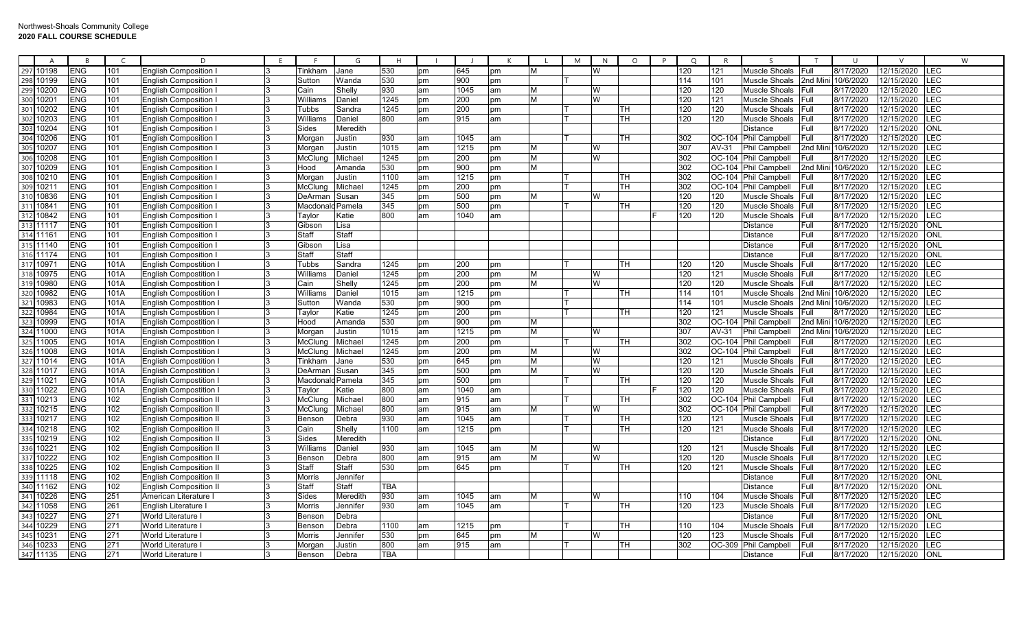Northwest-Shoals Community College
**2020 FALL COURSE SCHEDULE**

| | A | B | C | D | E | F | G | H | I | J | K | L | M | N | O | P | Q | R | S | T | U | V | W |
|---|---|---|---|---|---|---|---|---|---|---|---|---|---|---|---|---|---|---|---|---|---|---|---|
| 297 | 10198 | ENG | 101 | English Composition I | 3 | Tinkham | Jane | 530 | pm | 645 | pm | M | | W | | | 120 | 121 | Muscle Shoals | Full | 8/17/2020 | 12/15/2020 | LEC |
| 298 | 10199 | ENG | 101 | English Composition I | 3 | Sutton | Wanda | 530 | pm | 900 | pm | | T | | | | 114 | 101 | Muscle Shoals | 2nd Mini | 10/6/2020 | 12/15/2020 | LEC |
| 299 | 10200 | ENG | 101 | English Composition I | 3 | Cain | Shelly | 930 | am | 1045 | am | M | | W | | | 120 | 120 | Muscle Shoals | Full | 8/17/2020 | 12/15/2020 | LEC |
| 300 | 10201 | ENG | 101 | English Composition I | 3 | Williams | Daniel | 1245 | pm | 200 | pm | M | | W | | | 120 | 121 | Muscle Shoals | Full | 8/17/2020 | 12/15/2020 | LEC |
| 301 | 10202 | ENG | 101 | English Composition I | 3 | Tubbs | Sandra | 1245 | pm | 200 | pm | | T | | TH | | 120 | 120 | Muscle Shoals | Full | 8/17/2020 | 12/15/2020 | LEC |
| 302 | 10203 | ENG | 101 | English Composition I | 3 | Williams | Daniel | 800 | am | 915 | am | | T | | TH | | 120 | 120 | Muscle Shoals | Full | 8/17/2020 | 12/15/2020 | LEC |
| 303 | 10204 | ENG | 101 | English Composition I | 3 | Sides | Meredith | | | | | | | | | | | | Distance | Full | 8/17/2020 | 12/15/2020 | ONL |
| 304 | 10206 | ENG | 101 | English Composition I | 3 | Morgan | Justin | 930 | am | 1045 | am | | T | | TH | | 302 | OC-104 | Phil Campbell | Full | 8/17/2020 | 12/15/2020 | LEC |
| 305 | 10207 | ENG | 101 | English Composition I | 3 | Morgan | Justin | 1015 | am | 1215 | pm | M | | W | | | 307 | AV-31 | Phil Campbell | 2nd Mini | 10/6/2020 | 12/15/2020 | LEC |
| 306 | 10208 | ENG | 101 | English Composition I | 3 | McClung | Michael | 1245 | pm | 200 | pm | M | | W | | | 302 | OC-104 | Phil Campbell | Full | 8/17/2020 | 12/15/2020 | LEC |
| 307 | 10209 | ENG | 101 | English Composition I | 3 | Hood | Amanda | 530 | pm | 900 | pm | M | | | | | 302 | OC-104 | Phil Campbell | 2nd Mini | 10/6/2020 | 12/15/2020 | LEC |
| 308 | 10210 | ENG | 101 | English Composition I | 3 | Morgan | Justin | 1100 | am | 1215 | pm | | T | | TH | | 302 | OC-104 | Phil Campbell | Full | 8/17/2020 | 12/15/2020 | LEC |
| 309 | 10211 | ENG | 101 | English Composition I | 3 | McClung | Michael | 1245 | pm | 200 | pm | | T | | TH | | 302 | OC-104 | Phil Campbell | Full | 8/17/2020 | 12/15/2020 | LEC |
| 310 | 10836 | ENG | 101 | English Composition I | 3 | DeArman | Susan | 345 | pm | 500 | pm | M | | W | | | 120 | 120 | Muscle Shoals | Full | 8/17/2020 | 12/15/2020 | LEC |
| 311 | 10841 | ENG | 101 | English Composition I | 3 | Macdonald | Pamela | 345 | pm | 500 | pm | | T | | TH | | 120 | 120 | Muscle Shoals | Full | 8/17/2020 | 12/15/2020 | LEC |
| 312 | 10842 | ENG | 101 | English Composition I | 3 | Taylor | Katie | 800 | am | 1040 | am | | | | | F | 120 | 120 | Muscle Shoals | Full | 8/17/2020 | 12/15/2020 | LEC |
| 313 | 11117 | ENG | 101 | English Composition I | 3 | Gibson | Lisa | | | | | | | | | | | | Distance | Full | 8/17/2020 | 12/15/2020 | ONL |
| 314 | 11161 | ENG | 101 | English Composition I | 3 | Staff | Staff | | | | | | | | | | | | Distance | Full | 8/17/2020 | 12/15/2020 | ONL |
| 315 | 11140 | ENG | 101 | English Composition I | 3 | Gibson | Lisa | | | | | | | | | | | | Distance | Full | 8/17/2020 | 12/15/2020 | ONL |
| 316 | 11174 | ENG | 101 | English Composition I | 3 | Staff | Staff | | | | | | | | | | | | Distance | Full | 8/17/2020 | 12/15/2020 | ONL |
| 317 | 10971 | ENG | 101A | English Compostition I | 3 | Tubbs | Sandra | 1245 | pm | 200 | pm | | T | | TH | | 120 | 120 | Muscle Shoals | Full | 8/17/2020 | 12/15/2020 | LEC |
| 318 | 10975 | ENG | 101A | English Compostition I | 3 | Williams | Daniel | 1245 | pm | 200 | pm | M | | W | | | 120 | 121 | Muscle Shoals | Full | 8/17/2020 | 12/15/2020 | LEC |
| 319 | 10980 | ENG | 101A | English Compostition I | 3 | Cain | Shelly | 1245 | pm | 200 | pm | M | | W | | | 120 | 120 | Muscle Shoals | Full | 8/17/2020 | 12/15/2020 | LEC |
| 320 | 10982 | ENG | 101A | English Compostition I | 3 | Williams | Daniel | 1015 | am | 1215 | pm | | T | | TH | | 114 | 101 | Muscle Shoals | 2nd Mini | 10/6/2020 | 12/15/2020 | LEC |
| 321 | 10983 | ENG | 101A | English Compostition I | 3 | Sutton | Wanda | 530 | pm | 900 | pm | | T | | | | 114 | 101 | Muscle Shoals | 2nd Mini | 10/6/2020 | 12/15/2020 | LEC |
| 322 | 10984 | ENG | 101A | English Compostition I | 3 | Taylor | Katie | 1245 | pm | 200 | pm | | T | | TH | | 120 | 121 | Muscle Shoals | Full | 8/17/2020 | 12/15/2020 | LEC |
| 323 | 10999 | ENG | 101A | English Compostition I | 3 | Hood | Amanda | 530 | pm | 900 | pm | M | | | | | 302 | OC-104 | Phil Campbell | 2nd Mini | 10/6/2020 | 12/15/2020 | LEC |
| 324 | 11000 | ENG | 101A | English Compostition I | 3 | Morgan | Justin | 1015 | am | 1215 | pm | M | | W | | | 307 | AV-31 | Phil Campbell | 2nd Mini | 10/6/2020 | 12/15/2020 | LEC |
| 325 | 11005 | ENG | 101A | English Compostition I | 3 | McClung | Michael | 1245 | pm | 200 | pm | | T | | TH | | 302 | OC-104 | Phil Campbell | Full | 8/17/2020 | 12/15/2020 | LEC |
| 326 | 11008 | ENG | 101A | English Compostition I | 3 | McClung | Michael | 1245 | pm | 200 | pm | M | | W | | | 302 | OC-104 | Phil Campbell | Full | 8/17/2020 | 12/15/2020 | LEC |
| 327 | 11014 | ENG | 101A | English Compostition I | 3 | Tinkham | Jane | 530 | pm | 645 | pm | M | | W | | | 120 | 121 | Muscle Shoals | Full | 8/17/2020 | 12/15/2020 | LEC |
| 328 | 11017 | ENG | 101A | English Compostition I | 3 | DeArman | Susan | 345 | pm | 500 | pm | M | | W | | | 120 | 120 | Muscle Shoals | Full | 8/17/2020 | 12/15/2020 | LEC |
| 329 | 11021 | ENG | 101A | English Compostition I | 3 | Macdonald | Pamela | 345 | pm | 500 | pm | | T | | TH | | 120 | 120 | Muscle Shoals | Full | 8/17/2020 | 12/15/2020 | LEC |
| 330 | 11022 | ENG | 101A | English Compostition I | 3 | Taylor | Katie | 800 | am | 1040 | am | | | | | F | 120 | 120 | Muscle Shoals | Full | 8/17/2020 | 12/15/2020 | LEC |
| 331 | 10213 | ENG | 102 | English Composition II | 3 | McClung | Michael | 800 | am | 915 | am | | T | | TH | | 302 | OC-104 | Phil Campbell | Full | 8/17/2020 | 12/15/2020 | LEC |
| 332 | 10215 | ENG | 102 | English Composition II | 3 | McClung | Michael | 800 | am | 915 | am | M | | W | | | 302 | OC-104 | Phil Campbell | Full | 8/17/2020 | 12/15/2020 | LEC |
| 333 | 10217 | ENG | 102 | English Composition II | 3 | Benson | Debra | 930 | am | 1045 | am | | T | | TH | | 120 | 121 | Muscle Shoals | Full | 8/17/2020 | 12/15/2020 | LEC |
| 334 | 10218 | ENG | 102 | English Composition II | 3 | Cain | Shelly | 1100 | am | 1215 | pm | | T | | TH | | 120 | 121 | Muscle Shoals | Full | 8/17/2020 | 12/15/2020 | LEC |
| 335 | 10219 | ENG | 102 | English Composition II | 3 | Sides | Meredith | | | | | | | | | | | | Distance | Full | 8/17/2020 | 12/15/2020 | ONL |
| 336 | 10221 | ENG | 102 | English Composition II | 3 | Williams | Daniel | 930 | am | 1045 | am | M | | W | | | 120 | 121 | Muscle Shoals | Full | 8/17/2020 | 12/15/2020 | LEC |
| 337 | 10222 | ENG | 102 | English Composition II | 3 | Benson | Debra | 800 | am | 915 | am | M | | W | | | 120 | 120 | Muscle Shoals | Full | 8/17/2020 | 12/15/2020 | LEC |
| 338 | 10225 | ENG | 102 | English Composition II | 3 | Staff | Staff | 530 | pm | 645 | pm | | T | | TH | | 120 | 121 | Muscle Shoals | Full | 8/17/2020 | 12/15/2020 | LEC |
| 339 | 11118 | ENG | 102 | English Composition II | 3 | Morris | Jennifer | | | | | | | | | | | | Distance | Full | 8/17/2020 | 12/15/2020 | ONL |
| 340 | 11162 | ENG | 102 | English Composition II | 3 | Staff | Staff | TBA | | | | | | | | | | | Distance | Full | 8/17/2020 | 12/15/2020 | ONL |
| 341 | 10226 | ENG | 251 | American Literature I | 3 | Sides | Meredith | 930 | am | 1045 | am | M | | W | | | 110 | 104 | Muscle Shoals | Full | 8/17/2020 | 12/15/2020 | LEC |
| 342 | 11058 | ENG | 261 | English Literature I | 3 | Morris | Jennifer | 930 | am | 1045 | am | | T | | TH | | 120 | 123 | Muscle Shoals | Full | 8/17/2020 | 12/15/2020 | LEC |
| 343 | 10227 | ENG | 271 | World Literature I | 3 | Benson | Debra | | | | | | | | | | | | Distance | Full | 8/17/2020 | 12/15/2020 | ONL |
| 344 | 10229 | ENG | 271 | World Literature I | 3 | Benson | Debra | 1100 | am | 1215 | pm | | T | | TH | | 110 | 104 | Muscle Shoals | Full | 8/17/2020 | 12/15/2020 | LEC |
| 345 | 10231 | ENG | 271 | World Literature I | 3 | Morris | Jennifer | 530 | pm | 645 | pm | M | | W | | | 120 | 123 | Muscle Shoals | Full | 8/17/2020 | 12/15/2020 | LEC |
| 346 | 10233 | ENG | 271 | World Literature I | 3 | Morgan | Justin | 800 | am | 915 | am | | T | | TH | | 302 | OC-309 | Phil Campbell | Full | 8/17/2020 | 12/15/2020 | LEC |
| 347 | 11135 | ENG | 271 | World Literature I | 3 | Benson | Debra | TBA | | | | | | | | | | | Distance | Full | 8/17/2020 | 12/15/2020 | ONL |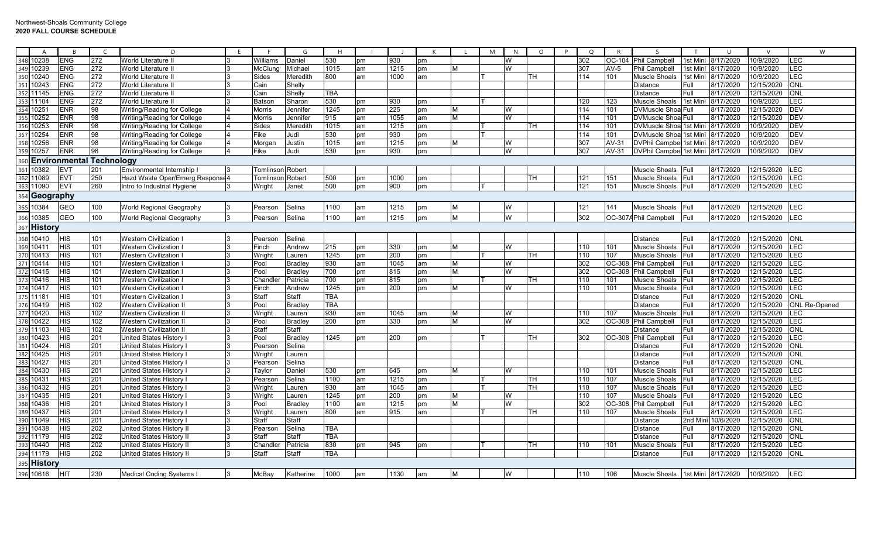Northwest-Shoals Community College
**2020 FALL COURSE SCHEDULE**

| | A | B | C | D | E | F | G | H | I | J | K | L | M | N | O | P | Q | R | S | T | U | V | W |
|---|---|---|---|---|---|---|---|---|---|---|---|---|---|---|---|---|---|---|---|---|---|---|---|
| 348 | 10238 | ENG | 272 | World Literature II | 3 | Williams | Daniel | 530 | pm | 930 | pm | | | W | | | 302 | OC-104 | Phil Campbell | 1st Mini | 8/17/2020 | 10/9/2020 | LEC |
| 349 | 10239 | ENG | 272 | World Literature II | 3 | McClung | Michael | 1015 | am | 1215 | pm | M | | W | | | 307 | AV-5 | Phil Campbell | 1st Mini | 8/17/2020 | 10/9/2020 | LEC |
| 350 | 10240 | ENG | 272 | World Literature II | 3 | Sides | Meredith | 800 | am | 1000 | am | | T | | TH | | 114 | 101 | Muscle Shoals | 1st Mini | 8/17/2020 | 10/9/2020 | LEC |
| 351 | 10243 | ENG | 272 | World Literature II | 3 | Cain | Shelly | | | | | | | | | | | | Distance | Full | 8/17/2020 | 12/15/2020 | ONL |
| 352 | 11145 | ENG | 272 | World Literature II | 3 | Cain | Shelly | TBA | | | | | | | | | | | Distance | Full | 8/17/2020 | 12/15/2020 | ONL |
| 353 | 11104 | ENG | 272 | World Literature II | 3 | Batson | Sharon | 530 | pm | 930 | pm | | T | | | | 120 | 123 | Muscle Shoals | 1st Mini | 8/17/2020 | 10/9/2020 | LEC |
| 354 | 10251 | ENR | 98 | Writing/Reading for College | 4 | Morris | Jennifer | 1245 | pm | 225 | pm | M | | W | | | 114 | 101 | DVMuscle Shoals | Full | 8/17/2020 | 12/15/2020 | DEV |
| 355 | 10252 | ENR | 98 | Writing/Reading for College | 4 | Morris | Jennifer | 915 | am | 1055 | am | M | | W | | | 114 | 101 | DVMuscle Shoals | Full | 8/17/2020 | 12/15/2020 | DEV |
| 356 | 10253 | ENR | 98 | Writing/Reading for College | 4 | Sides | Meredith | 1015 | am | 1215 | pm | | T | | TH | | 114 | 101 | DVMuscle Shoals | 1st Mini | 8/17/2020 | 10/9/2020 | DEV |
| 357 | 10254 | ENR | 98 | Writing/Reading for College | 4 | Fike | Judi | 530 | pm | 930 | pm | | T | | | | 114 | 101 | DVMuscle Shoals | 1st Mini | 8/17/2020 | 10/9/2020 | DEV |
| 358 | 10256 | ENR | 98 | Writing/Reading for College | 4 | Morgan | Justin | 1015 | am | 1215 | pm | M | | W | | | 307 | AV-31 | DVPhil Campbell | 1st Mini | 8/17/2020 | 10/9/2020 | DEV |
| 359 | 10257 | ENR | 98 | Writing/Reading for College | 4 | Fike | Judi | 530 | pm | 930 | pm | | | W | | | 307 | AV-31 | DVPhil Campbell | 1st Mini | 8/17/2020 | 10/9/2020 | DEV |
| 360 | **Environmental Technology** | | | | | | | | | | | | | | | | | | | | | | |
| 361 | 10382 | EVT | 201 | Environmental Internship I | 3 | Tomlinson | Robert | | | | | | | | | | | | Muscle Shoals | Full | 8/17/2020 | 12/15/2020 | LEC |
| 362 | 11089 | EVT | 250 | Hazd Waste Oper/Emerg Response | 4 | Tomlinson | Robert | 500 | pm | 1000 | pm | | | | TH | | 121 | 151 | Muscle Shoals | Full | 8/17/2020 | 12/15/2020 | LEC |
| 363 | 11090 | EVT | 260 | Intro to Industrial Hygiene | 3 | Wright | Janet | 500 | pm | 900 | pm | | T | | | | 121 | 151 | Muscle Shoals | Full | 8/17/2020 | 12/15/2020 | LEC |
| 364 | **Geography** | | | | | | | | | | | | | | | | | | | | | | |
| 365 | 10384 | GEO | 100 | World Regional Geography | 3 | Pearson | Selina | 1100 | am | 1215 | pm | M | | W | | | 121 | 141 | Muscle Shoals | Full | 8/17/2020 | 12/15/2020 | LEC |
| 366 | 10385 | GEO | 100 | World Regional Geography | 3 | Pearson | Selina | 1100 | am | 1215 | pm | M | | W | | | 302 | OC-307A | Phil Campbell | Full | 8/17/2020 | 12/15/2020 | LEC |
| 367 | **History** | | | | | | | | | | | | | | | | | | | | | | |
| 368 | 10410 | HIS | 101 | Western Civilization I | 3 | Pearson | Selina | | | | | | | | | | | | Distance | Full | 8/17/2020 | 12/15/2020 | ONL |
| 369 | 10411 | HIS | 101 | Western Civilization I | 3 | Finch | Andrew | 215 | pm | 330 | pm | M | | W | | | 110 | 101 | Muscle Shoals | Full | 8/17/2020 | 12/15/2020 | LEC |
| 370 | 10413 | HIS | 101 | Western Civilization I | 3 | Wright | Lauren | 1245 | pm | 200 | pm | | T | | TH | | 110 | 107 | Muscle Shoals | Full | 8/17/2020 | 12/15/2020 | LEC |
| 371 | 10414 | HIS | 101 | Western Civilization I | 3 | Pool | Bradley | 930 | am | 1045 | am | M | | W | | | 302 | OC-308 | Phil Campbell | Full | 8/17/2020 | 12/15/2020 | LEC |
| 372 | 10415 | HIS | 101 | Western Civilization I | 3 | Pool | Bradley | 700 | pm | 815 | pm | M | | W | | | 302 | OC-308 | Phil Campbell | Full | 8/17/2020 | 12/15/2020 | LEC |
| 373 | 10416 | HIS | 101 | Western Civilization I | 3 | Chandler | Patricia | 700 | pm | 815 | pm | | T | | TH | | 110 | 101 | Muscle Shoals | Full | 8/17/2020 | 12/15/2020 | LEC |
| 374 | 10417 | HIS | 101 | Western Civilization I | 3 | Finch | Andrew | 1245 | pm | 200 | pm | M | | W | | | 110 | 101 | Muscle Shoals | Full | 8/17/2020 | 12/15/2020 | LEC |
| 375 | 11181 | HIS | 101 | Western Civilization I | 3 | Staff | Staff | TBA | | | | | | | | | | | Distance | Full | 8/17/2020 | 12/15/2020 | ONL |
| 376 | 10419 | HIS | 102 | Western Civilization II | 3 | Pool | Bradley | TBA | | | | | | | | | | | Distance | Full | 8/17/2020 | 12/15/2020 | ONL Re-Opened |
| 377 | 10420 | HIS | 102 | Western Civilization II | 3 | Wright | Lauren | 930 | am | 1045 | am | M | | W | | | 110 | 107 | Muscle Shoals | Full | 8/17/2020 | 12/15/2020 | LEC |
| 378 | 10422 | HIS | 102 | Western Civilization II | 3 | Pool | Bradley | 200 | pm | 330 | pm | M | | W | | | 302 | OC-308 | Phil Campbell | Full | 8/17/2020 | 12/15/2020 | LEC |
| 379 | 11103 | HIS | 102 | Western Civilization II | 3 | Staff | Staff | | | | | | | | | | | | Distance | Full | 8/17/2020 | 12/15/2020 | ONL |
| 380 | 10423 | HIS | 201 | United States History I | 3 | Pool | Bradley | 1245 | pm | 200 | pm | | T | | TH | | 302 | OC-308 | Phil Campbell | Full | 8/17/2020 | 12/15/2020 | LEC |
| 381 | 10424 | HIS | 201 | United States History I | 3 | Pearson | Selina | | | | | | | | | | | | Distance | Full | 8/17/2020 | 12/15/2020 | ONL |
| 382 | 10425 | HIS | 201 | United States History I | 3 | Wright | Lauren | | | | | | | | | | | | Distance | Full | 8/17/2020 | 12/15/2020 | ONL |
| 383 | 10427 | HIS | 201 | United States History I | 3 | Pearson | Selina | | | | | | | | | | | | Distance | Full | 8/17/2020 | 12/15/2020 | ONL |
| 384 | 10430 | HIS | 201 | United States History I | 3 | Taylor | Daniel | 530 | pm | 645 | pm | M | | W | | | 110 | 101 | Muscle Shoals | Full | 8/17/2020 | 12/15/2020 | LEC |
| 385 | 10431 | HIS | 201 | United States History I | 3 | Pearson | Selina | 1100 | am | 1215 | pm | | T | | TH | | 110 | 107 | Muscle Shoals | Full | 8/17/2020 | 12/15/2020 | LEC |
| 386 | 10432 | HIS | 201 | United States History I | 3 | Wright | Lauren | 930 | am | 1045 | am | | T | | TH | | 110 | 107 | Muscle Shoals | Full | 8/17/2020 | 12/15/2020 | LEC |
| 387 | 10435 | HIS | 201 | United States History I | 3 | Wright | Lauren | 1245 | pm | 200 | pm | M | | W | | | 110 | 107 | Muscle Shoals | Full | 8/17/2020 | 12/15/2020 | LEC |
| 388 | 10436 | HIS | 201 | United States History I | 3 | Pool | Bradley | 1100 | am | 1215 | pm | M | | W | | | 302 | OC-308 | Phil Campbell | Full | 8/17/2020 | 12/15/2020 | LEC |
| 389 | 10437 | HIS | 201 | United States History I | 3 | Wright | Lauren | 800 | am | 915 | am | | T | | TH | | 110 | 107 | Muscle Shoals | Full | 8/17/2020 | 12/15/2020 | LEC |
| 390 | 11049 | HIS | 201 | United States History I | 3 | Staff | Staff | | | | | | | | | | | | Distance | 2nd Mini | 10/6/2020 | 12/15/2020 | ONL |
| 391 | 10438 | HIS | 202 | United States History II | 3 | Pearson | Selina | TBA | | | | | | | | | | | Distance | Full | 8/17/2020 | 12/15/2020 | ONL |
| 392 | 11179 | HIS | 202 | United States History II | 3 | Staff | Staff | TBA | | | | | | | | | | | Distance | Full | 8/17/2020 | 12/15/2020 | ONL |
| 393 | 10440 | HIS | 202 | United States History II | 3 | Chandler | Patricia | 830 | pm | 945 | pm | | T | | TH | | 110 | 101 | Muscle Shoals | Full | 8/17/2020 | 12/15/2020 | LEC |
| 394 | 11179 | HIS | 202 | United States History II | 3 | Staff | Staff | TBA | | | | | | | | | | | Distance | Full | 8/17/2020 | 12/15/2020 | ONL |
| 395 | **History** | | | | | | | | | | | | | | | | | | | | | | |
| 396 | 10616 | HIT | 230 | Medical Coding Systems I | 3 | McBay | Katherine | 1000 | am | 1130 | am | M | | W | | | 110 | 106 | Muscle Shoals | 1st Mini | 8/17/2020 | 10/9/2020 | LEC |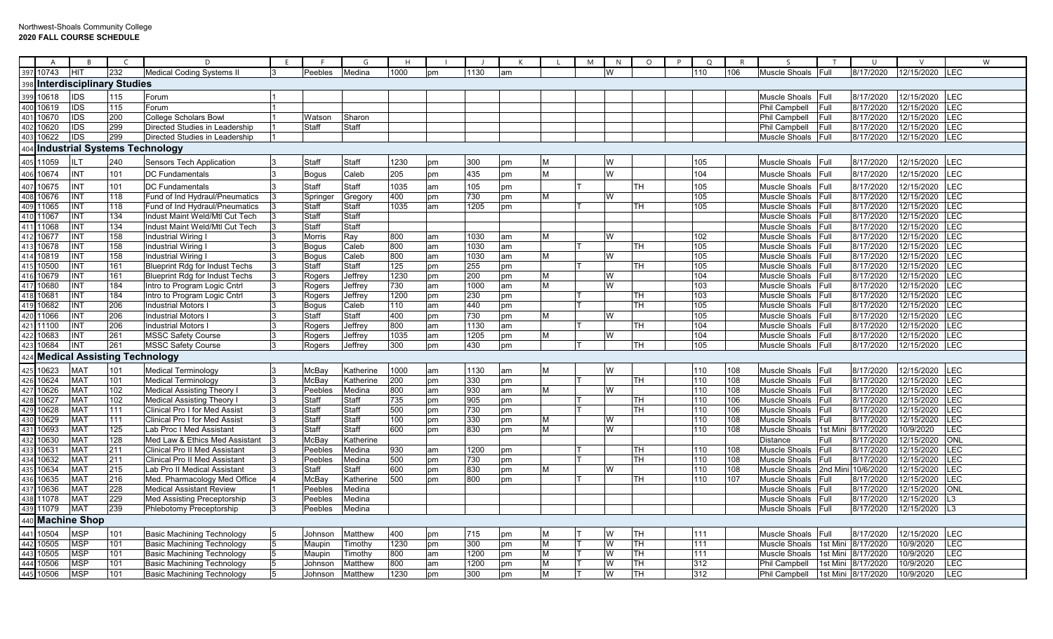Northwest-Shoals Community College
**2020 FALL COURSE SCHEDULE**

| | A | B | C | D | E | F | G | H | I | J | K | L | M | N | O | P | Q | R | S | T | U | V | W |
|---|---|---|---|---|---|---|---|---|---|---|---|---|---|---|---|---|---|---|---|---|---|---|---|
| 397 | 10743 | HIT | 232 | Medical Coding Systems II | 3 | Peebles | Medina | 1000 | pm | 1130 | am | | | W | | | 110 | 106 | Muscle Shoals | Full | 8/17/2020 | 12/15/2020 | LEC |
| 398 | **Interdisciplinary Studies** | | | | | | | | | | | | | | | | | | | | | | |
| 399 | 10618 | IDS | 115 | Forum | 1 | | | | | | | | | | | | | | Muscle Shoals | Full | 8/17/2020 | 12/15/2020 | LEC |
| 400 | 10619 | IDS | 115 | Forum | 1 | | | | | | | | | | | | | | Phil Campbell | Full | 8/17/2020 | 12/15/2020 | LEC |
| 401 | 10670 | IDS | 200 | College Scholars Bowl | 1 | Watson | Sharon | | | | | | | | | | | | Phil Campbell | Full | 8/17/2020 | 12/15/2020 | LEC |
| 402 | 10620 | IDS | 299 | Directed Studies in Leadership | 1 | Staff | Staff | | | | | | | | | | | | Phil Campbell | Full | 8/17/2020 | 12/15/2020 | LEC |
| 403 | 10622 | IDS | 299 | Directed Studies in Leadership | 1 | | | | | | | | | | | | | | Muscle Shoals | Full | 8/17/2020 | 12/15/2020 | LEC |
| 404 | **Industrial Systems Technology** | | | | | | | | | | | | | | | | | | | | | | |
| 405 | 11059 | ILT | 240 | Sensors Tech Application | 3 | Staff | Staff | 1230 | pm | 300 | pm | M | | W | | | 105 | | Muscle Shoals | Full | 8/17/2020 | 12/15/2020 | LEC |
| 406 | 10674 | INT | 101 | DC Fundamentals | 3 | Bogus | Caleb | 205 | pm | 435 | pm | M | | W | | | 104 | | Muscle Shoals | Full | 8/17/2020 | 12/15/2020 | LEC |
| 407 | 10675 | INT | 101 | DC Fundamentals | 3 | Staff | Staff | 1035 | am | 105 | pm | | T | | TH | | 105 | | Muscle Shoals | Full | 8/17/2020 | 12/15/2020 | LEC |
| 408 | 10676 | INT | 118 | Fund of Ind Hydraul/Pneumatics | 3 | Springer | Gregory | 400 | pm | 730 | pm | M | | W | | | 105 | | Muscle Shoals | Full | 8/17/2020 | 12/15/2020 | LEC |
| 409 | 11065 | INT | 118 | Fund of Ind Hydraul/Pneumatics | 3 | Staff | Staff | 1035 | am | 1205 | pm | | T | | TH | | 105 | | Muscle Shoals | Full | 8/17/2020 | 12/15/2020 | LEC |
| 410 | 11067 | INT | 134 | Indust Maint Weld/Mtl Cut Tech | 3 | Staff | Staff | | | | | | | | | | | | Muscle Shoals | Full | 8/17/2020 | 12/15/2020 | LEC |
| 411 | 11068 | INT | 134 | Indust Maint Weld/Mtl Cut Tech | 3 | Staff | Staff | | | | | | | | | | | | Muscle Shoals | Full | 8/17/2020 | 12/15/2020 | LEC |
| 412 | 10677 | INT | 158 | Industrial Wiring I | 3 | Morris | Ray | 800 | am | 1030 | am | M | | W | | | 102 | | Muscle Shoals | Full | 8/17/2020 | 12/15/2020 | LEC |
| 413 | 10678 | INT | 158 | Industrial Wiring I | 3 | Bogus | Caleb | 800 | am | 1030 | am | | T | | TH | | 105 | | Muscle Shoals | Full | 8/17/2020 | 12/15/2020 | LEC |
| 414 | 10819 | INT | 158 | Industrial Wiring I | 3 | Bogus | Caleb | 800 | am | 1030 | am | M | | W | | | 105 | | Muscle Shoals | Full | 8/17/2020 | 12/15/2020 | LEC |
| 415 | 10500 | INT | 161 | Blueprint Rdg for Indust Techs | 3 | Staff | Staff | 125 | pm | 255 | pm | | T | | TH | | 105 | | Muscle Shoals | Full | 8/17/2020 | 12/15/2020 | LEC |
| 416 | 10679 | INT | 161 | Blueprint Rdg for Indust Techs | 3 | Rogers | Jeffrey | 1230 | pm | 200 | pm | M | | W | | | 104 | | Muscle Shoals | Full | 8/17/2020 | 12/15/2020 | LEC |
| 417 | 10680 | INT | 184 | Intro to Program Logic Cntrl | 3 | Rogers | Jeffrey | 730 | am | 1000 | am | M | | W | | | 103 | | Muscle Shoals | Full | 8/17/2020 | 12/15/2020 | LEC |
| 418 | 10681 | INT | 184 | Intro to Program Logic Cntrl | 3 | Rogers | Jeffrey | 1200 | pm | 230 | pm | | T | | TH | | 103 | | Muscle Shoals | Full | 8/17/2020 | 12/15/2020 | LEC |
| 419 | 10682 | INT | 206 | Industrial Motors I | 3 | Bogus | Caleb | 110 | am | 440 | pm | | T | | TH | | 105 | | Muscle Shoals | Full | 8/17/2020 | 12/15/2020 | LEC |
| 420 | 11066 | INT | 206 | Industrial Motors I | 3 | Staff | Staff | 400 | pm | 730 | pm | M | | W | | | 105 | | Muscle Shoals | Full | 8/17/2020 | 12/15/2020 | LEC |
| 421 | 11100 | INT | 206 | Industrial Motors I | 3 | Rogers | Jeffrey | 800 | am | 1130 | am | | T | | TH | | 104 | | Muscle Shoals | Full | 8/17/2020 | 12/15/2020 | LEC |
| 422 | 10683 | INT | 261 | MSSC Safety Course | 3 | Rogers | Jeffrey | 1035 | am | 1205 | pm | M | | W | | | 104 | | Muscle Shoals | Full | 8/17/2020 | 12/15/2020 | LEC |
| 423 | 10684 | INT | 261 | MSSC Safety Course | 3 | Rogers | Jeffrey | 300 | pm | 430 | pm | | T | | TH | | 105 | | Muscle Shoals | Full | 8/17/2020 | 12/15/2020 | LEC |
| 424 | **Medical Assisting Technology** | | | | | | | | | | | | | | | | | | | | | | |
| 425 | 10623 | MAT | 101 | Medical Terminology | 3 | McBay | Katherine | 1000 | am | 1130 | am | M | | W | | | 110 | 108 | Muscle Shoals | Full | 8/17/2020 | 12/15/2020 | LEC |
| 426 | 10624 | MAT | 101 | Medical Terminology | 3 | McBay | Katherine | 200 | pm | 330 | pm | | T | | TH | | 110 | 108 | Muscle Shoals | Full | 8/17/2020 | 12/15/2020 | LEC |
| 427 | 10626 | MAT | 102 | Medical Assisting Theory I | 3 | Peebles | Medina | 800 | am | 930 | am | M | | W | | | 110 | 108 | Muscle Shoals | Full | 8/17/2020 | 12/15/2020 | LEC |
| 428 | 10627 | MAT | 102 | Medical Assisting Theory I | 3 | Staff | Staff | 735 | pm | 905 | pm | | T | | TH | | 110 | 106 | Muscle Shoals | Full | 8/17/2020 | 12/15/2020 | LEC |
| 429 | 10628 | MAT | 111 | Clinical Pro I for Med Assist | 3 | Staff | Staff | 500 | pm | 730 | pm | | T | | TH | | 110 | 106 | Muscle Shoals | Full | 8/17/2020 | 12/15/2020 | LEC |
| 430 | 10629 | MAT | 111 | Clinical Pro I for Med Assist | 3 | Staff | Staff | 100 | pm | 330 | pm | M | | W | | | 110 | 108 | Muscle Shoals | Full | 8/17/2020 | 12/15/2020 | LEC |
| 431 | 10693 | MAT | 125 | Lab Proc I Med Assistant | 3 | Staff | Staff | 600 | pm | 830 | pm | M | | W | | | 110 | 108 | Muscle Shoals | 1st Mini | 8/17/2020 | 10/9/2020 | LEC |
| 432 | 10630 | MAT | 128 | Med Law & Ethics Med Assistant | 3 | McBay | Katherine | | | | | | | | | | | | Distance | Full | 8/17/2020 | 12/15/2020 | ONL |
| 433 | 10631 | MAT | 211 | Clinical Pro II Med Assistant | 3 | Peebles | Medina | 930 | am | 1200 | pm | | T | | TH | | 110 | 108 | Muscle Shoals | Full | 8/17/2020 | 12/15/2020 | LEC |
| 434 | 10632 | MAT | 211 | Clinical Pro II Med Assistant | 3 | Peebles | Medina | 500 | pm | 730 | pm | | T | | TH | | 110 | 108 | Muscle Shoals | Full | 8/17/2020 | 12/15/2020 | LEC |
| 435 | 10634 | MAT | 215 | Lab Proc II Medical Assistant | 3 | Staff | Staff | 600 | pm | 830 | pm | M | | W | | | 110 | 108 | Muscle Shoals | 2nd Mini | 10/6/2020 | 12/15/2020 | LEC |
| 436 | 10635 | MAT | 216 | Med. Pharmacology Med Office | 4 | McBay | Katherine | 500 | pm | 800 | pm | | T | | TH | | 110 | 107 | Muscle Shoals | Full | 8/17/2020 | 12/15/2020 | LEC |
| 437 | 10636 | MAT | 228 | Medical Assistant Review | 1 | Peebles | Medina | | | | | | | | | | | | Muscle Shoals | Full | 8/17/2020 | 12/15/2020 | ONL |
| 438 | 11078 | MAT | 229 | Med Assisting Preceptorship | 3 | Peebles | Medina | | | | | | | | | | | | Muscle Shoals | Full | 8/17/2020 | 12/15/2020 | L3 |
| 439 | 11079 | MAT | 239 | Phlebotomy Preceptorship | 3 | Peebles | Medina | | | | | | | | | | | | Muscle Shoals | Full | 8/17/2020 | 12/15/2020 | L3 |
| 440 | **Machine Shop** | | | | | | | | | | | | | | | | | | | | | | |
| 441 | 10504 | MSP | 101 | Basic Machining Technology | 5 | Johnson | Matthew | 400 | pm | 715 | pm | M | T | W | TH | | 111 | | Muscle Shoals | Full | 8/17/2020 | 12/15/2020 | LEC |
| 442 | 10505 | MSP | 101 | Basic Machining Technology | 5 | Maupin | Timothy | 1230 | pm | 300 | pm | M | T | W | TH | | 111 | | Muscle Shoals | 1st Mini | 8/17/2020 | 10/9/2020 | LEC |
| 443 | 10505 | MSP | 101 | Basic Machining Technology | 5 | Maupin | Timothy | 800 | am | 1200 | pm | M | T | W | TH | | 111 | | Muscle Shoals | 1st Mini | 8/17/2020 | 10/9/2020 | LEC |
| 444 | 10506 | MSP | 101 | Basic Machining Technology | 5 | Johnson | Matthew | 800 | am | 1200 | pm | M | T | W | TH | | 312 | | Phil Campbell | 1st Mini | 8/17/2020 | 10/9/2020 | LEC |
| 445 | 10506 | MSP | 101 | Basic Machining Technology | 5 | Johnson | Matthew | 1230 | pm | 300 | pm | M | T | W | TH | | 312 | | Phil Campbell | 1st Mini | 8/17/2020 | 10/9/2020 | LEC |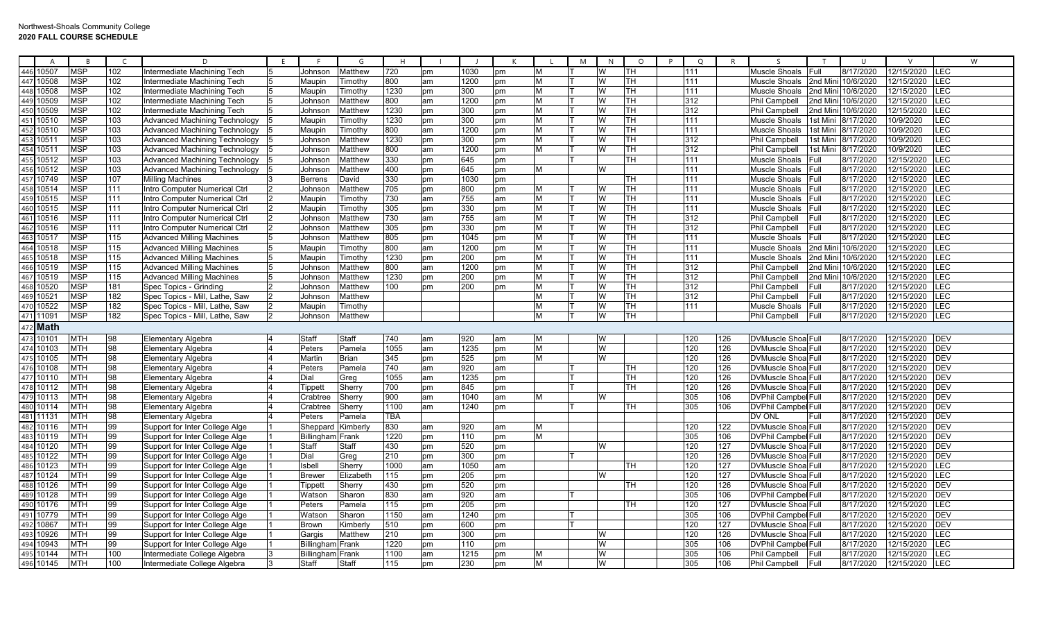Northwest-Shoals Community College
**2020 FALL COURSE SCHEDULE**

| | A | B | C | D | E | F | G | H | I | J | K | L | M | N | O | P | Q | R | S | T | U | V | W |
|---|---|---|---|---|---|---|---|---|---|---|---|---|---|---|---|---|---|---|---|---|---|---|---|
| 446 | 10507 | MSP | 102 | Intermediate Machining Tech | 5 | Johnson | Matthew | 720 | pm | 1030 | pm | M | T | W | TH | | 111 | | Muscle Shoals | Full | 8/17/2020 | 12/15/2020 | LEC |
| 447 | 10508 | MSP | 102 | Intermediate Machining Tech | 5 | Maupin | Timothy | 800 | am | 1200 | pm | M | T | W | TH | | 111 | | Muscle Shoals | 2nd Mini | 10/6/2020 | 12/15/2020 | LEC |
| 448 | 10508 | MSP | 102 | Intermediate Machining Tech | 5 | Maupin | Timothy | 1230 | pm | 300 | pm | M | T | W | TH | | 111 | | Muscle Shoals | 2nd Mini | 10/6/2020 | 12/15/2020 | LEC |
| 449 | 10509 | MSP | 102 | Intermediate Machining Tech | 5 | Johnson | Matthew | 800 | am | 1200 | pm | M | T | W | TH | | 312 | | Phil Campbell | 2nd Mini | 10/6/2020 | 12/15/2020 | LEC |
| 450 | 10509 | MSP | 102 | Intermediate Machining Tech | 5 | Johnson | Matthew | 1230 | pm | 300 | pm | M | T | W | TH | | 312 | | Phil Campbell | 2nd Mini | 10/6/2020 | 12/15/2020 | LEC |
| 451 | 10510 | MSP | 103 | Advanced Machining Technology | 5 | Maupin | Timothy | 1230 | pm | 300 | pm | M | T | W | TH | | 111 | | Muscle Shoals | 1st Mini | 8/17/2020 | 10/9/2020 | LEC |
| 452 | 10510 | MSP | 103 | Advanced Machining Technology | 5 | Maupin | Timothy | 800 | am | 1200 | pm | M | T | W | TH | | 111 | | Muscle Shoals | 1st Mini | 8/17/2020 | 10/9/2020 | LEC |
| 453 | 10511 | MSP | 103 | Advanced Machining Technology | 5 | Johnson | Matthew | 1230 | pm | 300 | pm | M | T | W | TH | | 312 | | Phil Campbell | 1st Mini | 8/17/2020 | 10/9/2020 | LEC |
| 454 | 10511 | MSP | 103 | Advanced Machining Technology | 5 | Johnson | Matthew | 800 | am | 1200 | pm | M | T | W | TH | | 312 | | Phil Campbell | 1st Mini | 8/17/2020 | 10/9/2020 | LEC |
| 455 | 10512 | MSP | 103 | Advanced Machining Technology | 5 | Johnson | Matthew | 330 | pm | 645 | pm | | T | | TH | | 111 | | Muscle Shoals | Full | 8/17/2020 | 12/15/2020 | LEC |
| 456 | 10512 | MSP | 103 | Advanced Machining Technology | 5 | Johnson | Matthew | 400 | pm | 645 | pm | M | | W | | | 111 | | Muscle Shoals | Full | 8/17/2020 | 12/15/2020 | LEC |
| 457 | 10749 | MSP | 107 | Milling Machines | 3 | Berrens | David | 330 | pm | 1030 | pm | | | | TH | | 111 | | Muscle Shoals | Full | 8/17/2020 | 12/15/2020 | LEC |
| 458 | 10514 | MSP | 111 | Intro Computer Numerical Ctrl | 2 | Johnson | Matthew | 705 | pm | 800 | pm | M | T | W | TH | | 111 | | Muscle Shoals | Full | 8/17/2020 | 12/15/2020 | LEC |
| 459 | 10515 | MSP | 111 | Intro Computer Numerical Ctrl | 2 | Maupin | Timothy | 730 | am | 755 | am | M | T | W | TH | | 111 | | Muscle Shoals | Full | 8/17/2020 | 12/15/2020 | LEC |
| 460 | 10515 | MSP | 111 | Intro Computer Numerical Ctrl | 2 | Maupin | Timothy | 305 | pm | 330 | pm | M | T | W | TH | | 111 | | Muscle Shoals | Full | 8/17/2020 | 12/15/2020 | LEC |
| 461 | 10516 | MSP | 111 | Intro Computer Numerical Ctrl | 2 | Johnson | Matthew | 730 | am | 755 | am | M | T | W | TH | | 312 | | Phil Campbell | Full | 8/17/2020 | 12/15/2020 | LEC |
| 462 | 10516 | MSP | 111 | Intro Computer Numerical Ctrl | 2 | Johnson | Matthew | 305 | pm | 330 | pm | M | T | W | TH | | 312 | | Phil Campbell | Full | 8/17/2020 | 12/15/2020 | LEC |
| 463 | 10517 | MSP | 115 | Advanced Milling Machines | 5 | Johnson | Matthew | 805 | pm | 1045 | pm | M | T | W | TH | | 111 | | Muscle Shoals | Full | 8/17/2020 | 12/15/2020 | LEC |
| 464 | 10518 | MSP | 115 | Advanced Milling Machines | 5 | Maupin | Timothy | 800 | am | 1200 | pm | M | T | W | TH | | 111 | | Muscle Shoals | 2nd Mini | 10/6/2020 | 12/15/2020 | LEC |
| 465 | 10518 | MSP | 115 | Advanced Milling Machines | 5 | Maupin | Timothy | 1230 | pm | 200 | pm | M | T | W | TH | | 111 | | Muscle Shoals | 2nd Mini | 10/6/2020 | 12/15/2020 | LEC |
| 466 | 10519 | MSP | 115 | Advanced Milling Machines | 5 | Johnson | Matthew | 800 | am | 1200 | pm | M | T | W | TH | | 312 | | Phil Campbell | 2nd Mini | 10/6/2020 | 12/15/2020 | LEC |
| 467 | 10519 | MSP | 115 | Advanced Milling Machines | 5 | Johnson | Matthew | 1230 | pm | 200 | pm | M | T | W | TH | | 312 | | Phil Campbell | 2nd Mini | 10/6/2020 | 12/15/2020 | LEC |
| 468 | 10520 | MSP | 181 | Spec Topics - Grinding | 2 | Johnson | Matthew | 100 | pm | 200 | pm | M | T | W | TH | | 312 | | Phil Campbell | Full | 8/17/2020 | 12/15/2020 | LEC |
| 469 | 10521 | MSP | 182 | Spec Topics - Mill, Lathe, Saw | 2 | Johnson | Matthew | | | | | M | T | W | TH | | 312 | | Phil Campbell | Full | 8/17/2020 | 12/15/2020 | LEC |
| 470 | 10522 | MSP | 182 | Spec Topics - Mill, Lathe, Saw | 2 | Maupin | Timothy | | | | | M | T | W | TH | | 111 | | Muscle Shoals | Full | 8/17/2020 | 12/15/2020 | LEC |
| 471 | 11091 | MSP | 182 | Spec Topics - Mill, Lathe, Saw | 2 | Johnson | Matthew | | | | | M | T | W | TH | | | | Phil Campbell | Full | 8/17/2020 | 12/15/2020 | LEC |
| 472 | **Math** | | | | | | | | | | | | | | | | | | | | | | |
| 473 | 10101 | MTH | 98 | Elementary Algebra | 4 | Staff | Staff | 740 | am | 920 | am | M | | W | | | 120 | 126 | DVMuscle Shoa | Full | 8/17/2020 | 12/15/2020 | DEV |
| 474 | 10103 | MTH | 98 | Elementary Algebra | 4 | Peters | Pamela | 1055 | am | 1235 | pm | M | | W | | | 120 | 126 | DVMuscle Shoa | Full | 8/17/2020 | 12/15/2020 | DEV |
| 475 | 10105 | MTH | 98 | Elementary Algebra | 4 | Martin | Brian | 345 | pm | 525 | pm | M | | W | | | 120 | 126 | DVMuscle Shoa | Full | 8/17/2020 | 12/15/2020 | DEV |
| 476 | 10108 | MTH | 98 | Elementary Algebra | 4 | Peters | Pamela | 740 | am | 920 | am | | T | | TH | | 120 | 126 | DVMuscle Shoa | Full | 8/17/2020 | 12/15/2020 | DEV |
| 477 | 10110 | MTH | 98 | Elementary Algebra | 4 | Dial | Greg | 1055 | am | 1235 | pm | | T | | TH | | 120 | 126 | DVMuscle Shoa | Full | 8/17/2020 | 12/15/2020 | DEV |
| 478 | 10112 | MTH | 98 | Elementary Algebra | 4 | Tippett | Sherry | 700 | pm | 845 | pm | | T | | TH | | 120 | 126 | DVMuscle Shoa | Full | 8/17/2020 | 12/15/2020 | DEV |
| 479 | 10113 | MTH | 98 | Elementary Algebra | 4 | Crabtree | Sherry | 900 | am | 1040 | am | M | | W | | | 305 | 106 | DVPhil Campbel | Full | 8/17/2020 | 12/15/2020 | DEV |
| 480 | 10114 | MTH | 98 | Elementary Algebra | 4 | Crabtree | Sherry | 1100 | am | 1240 | pm | | T | | TH | | 305 | 106 | DVPhil Campbel | Full | 8/17/2020 | 12/15/2020 | DEV |
| 481 | 11131 | MTH | 98 | Elementary Algebra | 4 | Peters | Pamela | TBA | | | | | | | | | | | DV ONL | Full | 8/17/2020 | 12/15/2020 | DEV |
| 482 | 10116 | MTH | 99 | Support for Inter College Alge | 1 | Sheppard | Kimberly | 830 | am | 920 | am | M | | | | | 120 | 122 | DVMuscle Shoa | Full | 8/17/2020 | 12/15/2020 | DEV |
| 483 | 10119 | MTH | 99 | Support for Inter College Alge | 1 | Billingham | Frank | 1220 | pm | 110 | pm | M | | | | | 305 | 106 | DVPhil Campbel | Full | 8/17/2020 | 12/15/2020 | DEV |
| 484 | 10120 | MTH | 99 | Support for Inter College Alge | 1 | Staff | Staff | 430 | pm | 520 | pm | | | W | | | 120 | 127 | DVMuscle Shoa | Full | 8/17/2020 | 12/15/2020 | DEV |
| 485 | 10122 | MTH | 99 | Support for Inter College Alge | 1 | Dial | Greg | 210 | pm | 300 | pm | | T | | | | 120 | 126 | DVMuscle Shoa | Full | 8/17/2020 | 12/15/2020 | DEV |
| 486 | 10123 | MTH | 99 | Support for Inter College Alge | 1 | Isbell | Sherry | 1000 | am | 1050 | am | | | | TH | | 120 | 127 | DVMuscle Shoa | Full | 8/17/2020 | 12/15/2020 | LEC |
| 487 | 10124 | MTH | 99 | Support for Inter College Alge | 1 | Brewer | Elizabeth | 115 | pm | 205 | pm | | | W | | | 120 | 127 | DVMuscle Shoa | Full | 8/17/2020 | 12/15/2020 | LEC |
| 488 | 10126 | MTH | 99 | Support for Inter College Alge | 1 | Tippett | Sherry | 430 | pm | 520 | pm | | | | TH | | 120 | 126 | DVMuscle Shoa | Full | 8/17/2020 | 12/15/2020 | DEV |
| 489 | 10128 | MTH | 99 | Support for Inter College Alge | 1 | Watson | Sharon | 830 | am | 920 | am | | T | | | | 305 | 106 | DVPhil Campbel | Full | 8/17/2020 | 12/15/2020 | DEV |
| 490 | 10176 | MTH | 99 | Support for Inter College Alge | 1 | Peters | Pamela | 115 | pm | 205 | pm | | | | TH | | 120 | 127 | DVMuscle Shoa | Full | 8/17/2020 | 12/15/2020 | LEC |
| 491 | 10779 | MTH | 99 | Support for Inter College Alge | 1 | Watson | Sharon | 1150 | am | 1240 | pm | | T | | | | 305 | 106 | DVPhil Campbel | Full | 8/17/2020 | 12/15/2020 | DEV |
| 492 | 10867 | MTH | 99 | Support for Inter College Alge | 1 | Brown | Kimberly | 510 | pm | 600 | pm | | T | | | | 120 | 127 | DVMuscle Shoa | Full | 8/17/2020 | 12/15/2020 | DEV |
| 493 | 10926 | MTH | 99 | Support for Inter College Alge | 1 | Gargis | Matthew | 210 | pm | 300 | pm | | | W | | | 120 | 126 | DVMuscle Shoa | Full | 8/17/2020 | 12/15/2020 | LEC |
| 494 | 10943 | MTH | 99 | Support for Inter College Alge | 1 | Billingham | Frank | 1220 | pm | 110 | pm | | | W | | | 305 | 106 | DVPhil Campbel | Full | 8/17/2020 | 12/15/2020 | LEC |
| 495 | 10144 | MTH | 100 | Intermediate College Algebra | 3 | Billingham | Frank | 1100 | am | 1215 | pm | M | | W | | | 305 | 106 | Phil Campbell | Full | 8/17/2020 | 12/15/2020 | LEC |
| 496 | 10145 | MTH | 100 | Intermediate College Algebra | 3 | Staff | Staff | 115 | pm | 230 | pm | M | | W | | | 305 | 106 | Phil Campbell | Full | 8/17/2020 | 12/15/2020 | LEC |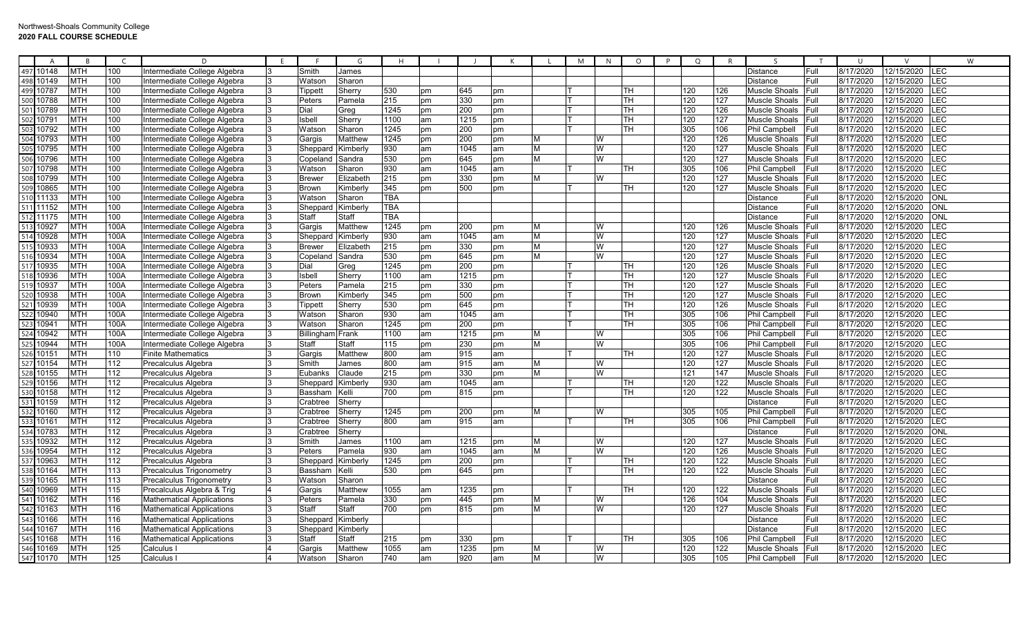Northwest-Shoals Community College
**2020 FALL COURSE SCHEDULE**

| | A | B | C | D | E | F | G | H | I | J | K | L | M | N | O | P | Q | R | S | T | U | V | W |
|---|---|---|---|---|---|---|---|---|---|---|---|---|---|---|---|---|---|---|---|---|---|---|---|
| 497 | 10148 | MTH | 100 | Intermediate College Algebra | 3 | Smith | James | | | | | | | | | | | | Distance | Full | 8/17/2020 | 12/15/2020 | LEC |
| 498 | 10149 | MTH | 100 | Intermediate College Algebra | 3 | Watson | Sharon | | | | | | | | | | | | Distance | Full | 8/17/2020 | 12/15/2020 | LEC |
| 499 | 10787 | MTH | 100 | Intermediate College Algebra | 3 | Tippett | Sherry | 530 | pm | 645 | pm | | T | | TH | | 120 | 126 | Muscle Shoals | Full | 8/17/2020 | 12/15/2020 | LEC |
| 500 | 10788 | MTH | 100 | Intermediate College Algebra | 3 | Peters | Pamela | 215 | pm | 330 | pm | | T | | TH | | 120 | 127 | Muscle Shoals | Full | 8/17/2020 | 12/15/2020 | LEC |
| 501 | 10789 | MTH | 100 | Intermediate College Algebra | 3 | Dial | Greg | 1245 | pm | 200 | pm | | T | | TH | | 120 | 126 | Muscle Shoals | Full | 8/17/2020 | 12/15/2020 | LEC |
| 502 | 10791 | MTH | 100 | Intermediate College Algebra | 3 | Isbell | Sherry | 1100 | am | 1215 | pm | | T | | TH | | 120 | 127 | Muscle Shoals | Full | 8/17/2020 | 12/15/2020 | LEC |
| 503 | 10792 | MTH | 100 | Intermediate College Algebra | 3 | Watson | Sharon | 1245 | pm | 200 | pm | | T | | TH | | 305 | 106 | Phil Campbell | Full | 8/17/2020 | 12/15/2020 | LEC |
| 504 | 10793 | MTH | 100 | Intermediate College Algebra | 3 | Gargis | Matthew | 1245 | pm | 200 | pm | M | | W | | | 120 | 126 | Muscle Shoals | Full | 8/17/2020 | 12/15/2020 | LEC |
| 505 | 10795 | MTH | 100 | Intermediate College Algebra | 3 | Sheppard | Kimberly | 930 | am | 1045 | am | M | | W | | | 120 | 127 | Muscle Shoals | Full | 8/17/2020 | 12/15/2020 | LEC |
| 506 | 10796 | MTH | 100 | Intermediate College Algebra | 3 | Copeland | Sandra | 530 | pm | 645 | pm | M | | W | | | 120 | 127 | Muscle Shoals | Full | 8/17/2020 | 12/15/2020 | LEC |
| 507 | 10798 | MTH | 100 | Intermediate College Algebra | 3 | Watson | Sharon | 930 | am | 1045 | am | | T | | TH | | 305 | 106 | Phil Campbell | Full | 8/17/2020 | 12/15/2020 | LEC |
| 508 | 10799 | MTH | 100 | Intermediate College Algebra | 3 | Brewer | Elizabeth | 215 | pm | 330 | pm | M | | W | | | 120 | 127 | Muscle Shoals | Full | 8/17/2020 | 12/15/2020 | LEC |
| 509 | 10865 | MTH | 100 | Intermediate College Algebra | 3 | Brown | Kimberly | 345 | pm | 500 | pm | | T | | TH | | 120 | 127 | Muscle Shoals | Full | 8/17/2020 | 12/15/2020 | LEC |
| 510 | 11133 | MTH | 100 | Intermediate College Algebra | 3 | Watson | Sharon | TBA | | | | | | | | | | | Distance | Full | 8/17/2020 | 12/15/2020 | ONL |
| 511 | 11152 | MTH | 100 | Intermediate College Algebra | 3 | Sheppard | Kimberly | TBA | | | | | | | | | | | Distance | Full | 8/17/2020 | 12/15/2020 | ONL |
| 512 | 11175 | MTH | 100 | Intermediate College Algebra | 3 | Staff | Staff | TBA | | | | | | | | | | | Distance | Full | 8/17/2020 | 12/15/2020 | ONL |
| 513 | 10927 | MTH | 100A | Intermediate College Algebra | 3 | Gargis | Matthew | 1245 | pm | 200 | pm | M | | W | | | 120 | 126 | Muscle Shoals | Full | 8/17/2020 | 12/15/2020 | LEC |
| 514 | 10928 | MTH | 100A | Intermediate College Algebra | 3 | Sheppard | Kimberly | 930 | am | 1045 | am | M | | W | | | 120 | 127 | Muscle Shoals | Full | 8/17/2020 | 12/15/2020 | LEC |
| 515 | 10933 | MTH | 100A | Intermediate College Algebra | 3 | Brewer | Elizabeth | 215 | pm | 330 | pm | M | | W | | | 120 | 127 | Muscle Shoals | Full | 8/17/2020 | 12/15/2020 | LEC |
| 516 | 10934 | MTH | 100A | Intermediate College Algebra | 3 | Copeland | Sandra | 530 | pm | 645 | pm | M | | W | | | 120 | 127 | Muscle Shoals | Full | 8/17/2020 | 12/15/2020 | LEC |
| 517 | 10935 | MTH | 100A | Intermediate College Algebra | 3 | Dial | Greg | 1245 | pm | 200 | pm | | T | | TH | | 120 | 126 | Muscle Shoals | Full | 8/17/2020 | 12/15/2020 | LEC |
| 518 | 10936 | MTH | 100A | Intermediate College Algebra | 3 | Isbell | Sherry | 1100 | am | 1215 | pm | | T | | TH | | 120 | 127 | Muscle Shoals | Full | 8/17/2020 | 12/15/2020 | LEC |
| 519 | 10937 | MTH | 100A | Intermediate College Algebra | 3 | Peters | Pamela | 215 | pm | 330 | pm | | T | | TH | | 120 | 127 | Muscle Shoals | Full | 8/17/2020 | 12/15/2020 | LEC |
| 520 | 10938 | MTH | 100A | Intermediate College Algebra | 3 | Brown | Kimberly | 345 | pm | 500 | pm | | T | | TH | | 120 | 127 | Muscle Shoals | Full | 8/17/2020 | 12/15/2020 | LEC |
| 521 | 10939 | MTH | 100A | Intermediate College Algebra | 3 | Tippett | Sherry | 530 | pm | 645 | pm | | T | | TH | | 120 | 126 | Muscle Shoals | Full | 8/17/2020 | 12/15/2020 | LEC |
| 522 | 10940 | MTH | 100A | Intermediate College Algebra | 3 | Watson | Sharon | 930 | am | 1045 | am | | T | | TH | | 305 | 106 | Phil Campbell | Full | 8/17/2020 | 12/15/2020 | LEC |
| 523 | 10941 | MTH | 100A | Intermediate College Algebra | 3 | Watson | Sharon | 1245 | pm | 200 | pm | | T | | TH | | 305 | 106 | Phil Campbell | Full | 8/17/2020 | 12/15/2020 | LEC |
| 524 | 10942 | MTH | 100A | Intermediate College Algebra | 3 | Billingham | Frank | 1100 | am | 1215 | pm | M | | W | | | 305 | 106 | Phil Campbell | Full | 8/17/2020 | 12/15/2020 | LEC |
| 525 | 10944 | MTH | 100A | Intermediate College Algebra | 3 | Staff | Staff | 115 | pm | 230 | pm | M | | W | | | 305 | 106 | Phil Campbell | Full | 8/17/2020 | 12/15/2020 | LEC |
| 526 | 10151 | MTH | 110 | Finite Mathematics | 3 | Gargis | Matthew | 800 | am | 915 | am | | T | | TH | | 120 | 127 | Muscle Shoals | Full | 8/17/2020 | 12/15/2020 | LEC |
| 527 | 10154 | MTH | 112 | Precalculus Algebra | 3 | Smith | James | 800 | am | 915 | am | M | | W | | | 120 | 127 | Muscle Shoals | Full | 8/17/2020 | 12/15/2020 | LEC |
| 528 | 10155 | MTH | 112 | Precalculus Algebra | 3 | Eubanks | Claude | 215 | pm | 330 | pm | M | | W | | | 121 | 147 | Muscle Shoals | Full | 8/17/2020 | 12/15/2020 | LEC |
| 529 | 10156 | MTH | 112 | Precalculus Algebra | 3 | Sheppard | Kimberly | 930 | am | 1045 | am | | T | | TH | | 120 | 122 | Muscle Shoals | Full | 8/17/2020 | 12/15/2020 | LEC |
| 530 | 10158 | MTH | 112 | Precalculus Algebra | 3 | Bassham | Kelli | 700 | pm | 815 | pm | | T | | TH | | 120 | 122 | Muscle Shoals | Full | 8/17/2020 | 12/15/2020 | LEC |
| 531 | 10159 | MTH | 112 | Precalculus Algebra | 3 | Crabtree | Sherry | | | | | | | | | | | | Distance | Full | 8/17/2020 | 12/15/2020 | LEC |
| 532 | 10160 | MTH | 112 | Precalculus Algebra | 3 | Crabtree | Sherry | 1245 | pm | 200 | pm | M | | W | | | 305 | 105 | Phil Campbell | Full | 8/17/2020 | 12/15/2020 | LEC |
| 533 | 10161 | MTH | 112 | Precalculus Algebra | 3 | Crabtree | Sherry | 800 | am | 915 | am | | T | | TH | | 305 | 106 | Phil Campbell | Full | 8/17/2020 | 12/15/2020 | LEC |
| 534 | 10783 | MTH | 112 | Precalculus Algebra | 3 | Crabtree | Sherry | | | | | | | | | | | | Distance | Full | 8/17/2020 | 12/15/2020 | ONL |
| 535 | 10932 | MTH | 112 | Precalculus Algebra | 3 | Smith | James | 1100 | am | 1215 | pm | M | | W | | | 120 | 127 | Muscle Shoals | Full | 8/17/2020 | 12/15/2020 | LEC |
| 536 | 10954 | MTH | 112 | Precalculus Algebra | 3 | Peters | Pamela | 930 | am | 1045 | am | M | | W | | | 120 | 126 | Muscle Shoals | Full | 8/17/2020 | 12/15/2020 | LEC |
| 537 | 10963 | MTH | 112 | Precalculus Algebra | 3 | Sheppard | Kimberly | 1245 | pm | 200 | pm | | T | | TH | | 120 | 122 | Muscle Shoals | Full | 8/17/2020 | 12/15/2020 | LEC |
| 538 | 10164 | MTH | 113 | Precalculus Trigonometry | 3 | Bassham | Kelli | 530 | pm | 645 | pm | | T | | TH | | 120 | 122 | Muscle Shoals | Full | 8/17/2020 | 12/15/2020 | LEC |
| 539 | 10165 | MTH | 113 | Precalculus Trigonometry | 3 | Watson | Sharon | | | | | | | | | | | | Distance | Full | 8/17/2020 | 12/15/2020 | LEC |
| 540 | 10969 | MTH | 115 | Precalculus Algebra & Trig | 4 | Gargis | Matthew | 1055 | am | 1235 | pm | | T | | TH | | 120 | 122 | Muscle Shoals | Full | 8/17/2020 | 12/15/2020 | LEC |
| 541 | 10162 | MTH | 116 | Mathematical Applications | 3 | Peters | Pamela | 330 | pm | 445 | pm | M | | W | | | 126 | 104 | Muscle Shoals | Full | 8/17/2020 | 12/15/2020 | LEC |
| 542 | 10163 | MTH | 116 | Mathematical Applications | 3 | Staff | Staff | 700 | pm | 815 | pm | M | | W | | | 120 | 127 | Muscle Shoals | Full | 8/17/2020 | 12/15/2020 | LEC |
| 543 | 10166 | MTH | 116 | Mathematical Applications | 3 | Sheppard | Kimberly | | | | | | | | | | | | Distance | Full | 8/17/2020 | 12/15/2020 | LEC |
| 544 | 10167 | MTH | 116 | Mathematical Applications | 3 | Sheppard | Kimberly | | | | | | | | | | | | Distance | Full | 8/17/2020 | 12/15/2020 | LEC |
| 545 | 10168 | MTH | 116 | Mathematical Applications | 3 | Staff | Staff | 215 | pm | 330 | pm | | T | | TH | | 305 | 106 | Phil Campbell | Full | 8/17/2020 | 12/15/2020 | LEC |
| 546 | 10169 | MTH | 125 | Calculus I | 4 | Gargis | Matthew | 1055 | am | 1235 | pm | M | | W | | | 120 | 122 | Muscle Shoals | Full | 8/17/2020 | 12/15/2020 | LEC |
| 547 | 10170 | MTH | 125 | Calculus I | 4 | Watson | Sharon | 740 | am | 920 | am | M | | W | | | 305 | 105 | Phil Campbell | Full | 8/17/2020 | 12/15/2020 | LEC |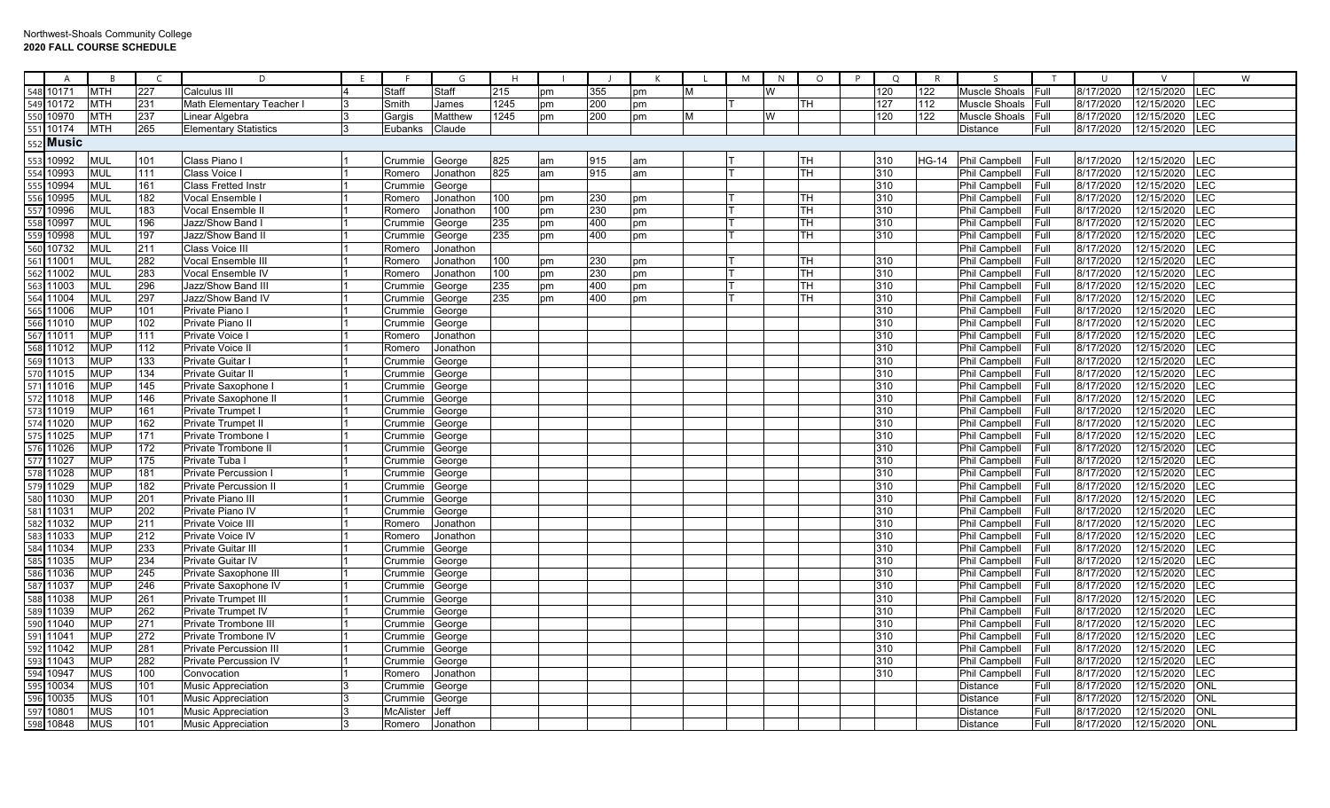Northwest-Shoals Community College
**2020 FALL COURSE SCHEDULE**

| | A | B | C | D | E | F | G | H | I | J | K | L | M | N | O | P | Q | R | S | T | U | V | W |
|---|---|---|---|---|---|---|---|---|---|---|---|---|---|---|---|---|---|---|---|---|---|---|---|
| 548 | 10171 | MTH | 227 | Calculus III | 4 | Staff | Staff | 215 | pm | 355 | pm | M | | W | | | 120 | 122 | Muscle Shoals | Full | 8/17/2020 | 12/15/2020 | LEC |
| 549 | 10172 | MTH | 231 | Math Elementary Teacher I | 3 | Smith | James | 1245 | pm | 200 | pm | | T | | TH | | 127 | 112 | Muscle Shoals | Full | 8/17/2020 | 12/15/2020 | LEC |
| 550 | 10970 | MTH | 237 | Linear Algebra | 3 | Gargis | Matthew | 1245 | pm | 200 | pm | M | | W | | | 120 | 122 | Muscle Shoals | Full | 8/17/2020 | 12/15/2020 | LEC |
| 551 | 10174 | MTH | 265 | Elementary Statistics | 3 | Eubanks | Claude | | | | | | | | | | | | Distance | Full | 8/17/2020 | 12/15/2020 | LEC |
| 552 | **Music** | | | | | | | | | | | | | | | | | | | | | | |
| 553 | 10992 | MUL | 101 | Class Piano I | 1 | Crummie | George | 825 | am | 915 | am | | T | | TH | | 310 | HG-14 | Phil Campbell | Full | 8/17/2020 | 12/15/2020 | LEC |
| 554 | 10993 | MUL | 111 | Class Voice I | 1 | Romero | Jonathon | 825 | am | 915 | am | | T | | TH | | 310 | | Phil Campbell | Full | 8/17/2020 | 12/15/2020 | LEC |
| 555 | 10994 | MUL | 161 | Class Fretted Instr | 1 | Crummie | George | | | | | | | | | | 310 | | Phil Campbell | Full | 8/17/2020 | 12/15/2020 | LEC |
| 556 | 10995 | MUL | 182 | Vocal Ensemble I | 1 | Romero | Jonathon | 100 | pm | 230 | pm | | T | | TH | | 310 | | Phil Campbell | Full | 8/17/2020 | 12/15/2020 | LEC |
| 557 | 10996 | MUL | 183 | Vocal Ensemble II | 1 | Romero | Jonathon | 100 | pm | 230 | pm | | T | | TH | | 310 | | Phil Campbell | Full | 8/17/2020 | 12/15/2020 | LEC |
| 558 | 10997 | MUL | 196 | Jazz/Show Band I | 1 | Crummie | George | 235 | pm | 400 | pm | | T | | TH | | 310 | | Phil Campbell | Full | 8/17/2020 | 12/15/2020 | LEC |
| 559 | 10998 | MUL | 197 | Jazz/Show Band II | 1 | Crummie | George | 235 | pm | 400 | pm | | T | | TH | | 310 | | Phil Campbell | Full | 8/17/2020 | 12/15/2020 | LEC |
| 560 | 10732 | MUL | 211 | Class Voice III | 1 | Romero | Jonathon | | | | | | | | | | | | Phil Campbell | Full | 8/17/2020 | 12/15/2020 | LEC |
| 561 | 11001 | MUL | 282 | Vocal Ensemble III | 1 | Romero | Jonathon | 100 | pm | 230 | pm | | T | | TH | | 310 | | Phil Campbell | Full | 8/17/2020 | 12/15/2020 | LEC |
| 562 | 11002 | MUL | 283 | Vocal Ensemble IV | 1 | Romero | Jonathon | 100 | pm | 230 | pm | | T | | TH | | 310 | | Phil Campbell | Full | 8/17/2020 | 12/15/2020 | LEC |
| 563 | 11003 | MUL | 296 | Jazz/Show Band III | 1 | Crummie | George | 235 | pm | 400 | pm | | T | | TH | | 310 | | Phil Campbell | Full | 8/17/2020 | 12/15/2020 | LEC |
| 564 | 11004 | MUL | 297 | Jazz/Show Band IV | 1 | Crummie | George | 235 | pm | 400 | pm | | T | | TH | | 310 | | Phil Campbell | Full | 8/17/2020 | 12/15/2020 | LEC |
| 565 | 11006 | MUP | 101 | Private Piano I | 1 | Crummie | George | | | | | | | | | | 310 | | Phil Campbell | Full | 8/17/2020 | 12/15/2020 | LEC |
| 566 | 11010 | MUP | 102 | Private Piano II | 1 | Crummie | George | | | | | | | | | | 310 | | Phil Campbell | Full | 8/17/2020 | 12/15/2020 | LEC |
| 567 | 11011 | MUP | 111 | Private Voice I | 1 | Romero | Jonathon | | | | | | | | | | 310 | | Phil Campbell | Full | 8/17/2020 | 12/15/2020 | LEC |
| 568 | 11012 | MUP | 112 | Private Voice II | 1 | Romero | Jonathon | | | | | | | | | | 310 | | Phil Campbell | Full | 8/17/2020 | 12/15/2020 | LEC |
| 569 | 11013 | MUP | 133 | Private Guitar I | 1 | Crummie | George | | | | | | | | | | 310 | | Phil Campbell | Full | 8/17/2020 | 12/15/2020 | LEC |
| 570 | 11015 | MUP | 134 | Private Guitar II | 1 | Crummie | George | | | | | | | | | | 310 | | Phil Campbell | Full | 8/17/2020 | 12/15/2020 | LEC |
| 571 | 11016 | MUP | 145 | Private Saxophone I | 1 | Crummie | George | | | | | | | | | | 310 | | Phil Campbell | Full | 8/17/2020 | 12/15/2020 | LEC |
| 572 | 11018 | MUP | 146 | Private Saxophone II | 1 | Crummie | George | | | | | | | | | | 310 | | Phil Campbell | Full | 8/17/2020 | 12/15/2020 | LEC |
| 573 | 11019 | MUP | 161 | Private Trumpet I | 1 | Crummie | George | | | | | | | | | | 310 | | Phil Campbell | Full | 8/17/2020 | 12/15/2020 | LEC |
| 574 | 11020 | MUP | 162 | Private Trumpet II | 1 | Crummie | George | | | | | | | | | | 310 | | Phil Campbell | Full | 8/17/2020 | 12/15/2020 | LEC |
| 575 | 11025 | MUP | 171 | Private Trombone I | 1 | Crummie | George | | | | | | | | | | 310 | | Phil Campbell | Full | 8/17/2020 | 12/15/2020 | LEC |
| 576 | 11026 | MUP | 172 | Private Trombone II | 1 | Crummie | George | | | | | | | | | | 310 | | Phil Campbell | Full | 8/17/2020 | 12/15/2020 | LEC |
| 577 | 11027 | MUP | 175 | Private Tuba I | 1 | Crummie | George | | | | | | | | | | 310 | | Phil Campbell | Full | 8/17/2020 | 12/15/2020 | LEC |
| 578 | 11028 | MUP | 181 | Private Percussion I | 1 | Crummie | George | | | | | | | | | | 310 | | Phil Campbell | Full | 8/17/2020 | 12/15/2020 | LEC |
| 579 | 11029 | MUP | 182 | Private Percussion II | 1 | Crummie | George | | | | | | | | | | 310 | | Phil Campbell | Full | 8/17/2020 | 12/15/2020 | LEC |
| 580 | 11030 | MUP | 201 | Private Piano III | 1 | Crummie | George | | | | | | | | | | 310 | | Phil Campbell | Full | 8/17/2020 | 12/15/2020 | LEC |
| 581 | 11031 | MUP | 202 | Private Piano IV | 1 | Crummie | George | | | | | | | | | | 310 | | Phil Campbell | Full | 8/17/2020 | 12/15/2020 | LEC |
| 582 | 11032 | MUP | 211 | Private Voice III | 1 | Romero | Jonathon | | | | | | | | | | 310 | | Phil Campbell | Full | 8/17/2020 | 12/15/2020 | LEC |
| 583 | 11033 | MUP | 212 | Private Voice IV | 1 | Romero | Jonathon | | | | | | | | | | 310 | | Phil Campbell | Full | 8/17/2020 | 12/15/2020 | LEC |
| 584 | 11034 | MUP | 233 | Private Guitar III | 1 | Crummie | George | | | | | | | | | | 310 | | Phil Campbell | Full | 8/17/2020 | 12/15/2020 | LEC |
| 585 | 11035 | MUP | 234 | Private Guitar IV | 1 | Crummie | George | | | | | | | | | | 310 | | Phil Campbell | Full | 8/17/2020 | 12/15/2020 | LEC |
| 586 | 11036 | MUP | 245 | Private Saxophone III | 1 | Crummie | George | | | | | | | | | | 310 | | Phil Campbell | Full | 8/17/2020 | 12/15/2020 | LEC |
| 587 | 11037 | MUP | 246 | Private Saxophone IV | 1 | Crummie | George | | | | | | | | | | 310 | | Phil Campbell | Full | 8/17/2020 | 12/15/2020 | LEC |
| 588 | 11038 | MUP | 261 | Private Trumpet III | 1 | Crummie | George | | | | | | | | | | 310 | | Phil Campbell | Full | 8/17/2020 | 12/15/2020 | LEC |
| 589 | 11039 | MUP | 262 | Private Trumpet IV | 1 | Crummie | George | | | | | | | | | | 310 | | Phil Campbell | Full | 8/17/2020 | 12/15/2020 | LEC |
| 590 | 11040 | MUP | 271 | Private Trombone III | 1 | Crummie | George | | | | | | | | | | 310 | | Phil Campbell | Full | 8/17/2020 | 12/15/2020 | LEC |
| 591 | 11041 | MUP | 272 | Private Trombone IV | 1 | Crummie | George | | | | | | | | | | 310 | | Phil Campbell | Full | 8/17/2020 | 12/15/2020 | LEC |
| 592 | 11042 | MUP | 281 | Private Percussion III | 1 | Crummie | George | | | | | | | | | | 310 | | Phil Campbell | Full | 8/17/2020 | 12/15/2020 | LEC |
| 593 | 11043 | MUP | 282 | Private Percussion IV | 1 | Crummie | George | | | | | | | | | | 310 | | Phil Campbell | Full | 8/17/2020 | 12/15/2020 | LEC |
| 594 | 10947 | MUS | 100 | Convocation | 1 | Romero | Jonathon | | | | | | | | | | 310 | | Phil Campbell | Full | 8/17/2020 | 12/15/2020 | LEC |
| 595 | 10034 | MUS | 101 | Music Appreciation | 3 | Crummie | George | | | | | | | | | | | | Distance | Full | 8/17/2020 | 12/15/2020 | ONL |
| 596 | 10035 | MUS | 101 | Music Appreciation | 3 | Crummie | George | | | | | | | | | | | | Distance | Full | 8/17/2020 | 12/15/2020 | ONL |
| 597 | 10801 | MUS | 101 | Music Appreciation | 3 | McAlister | Jeff | | | | | | | | | | | | Distance | Full | 8/17/2020 | 12/15/2020 | ONL |
| 598 | 10848 | MUS | 101 | Music Appreciation | 3 | Romero | Jonathon | | | | | | | | | | | | Distance | Full | 8/17/2020 | 12/15/2020 | ONL |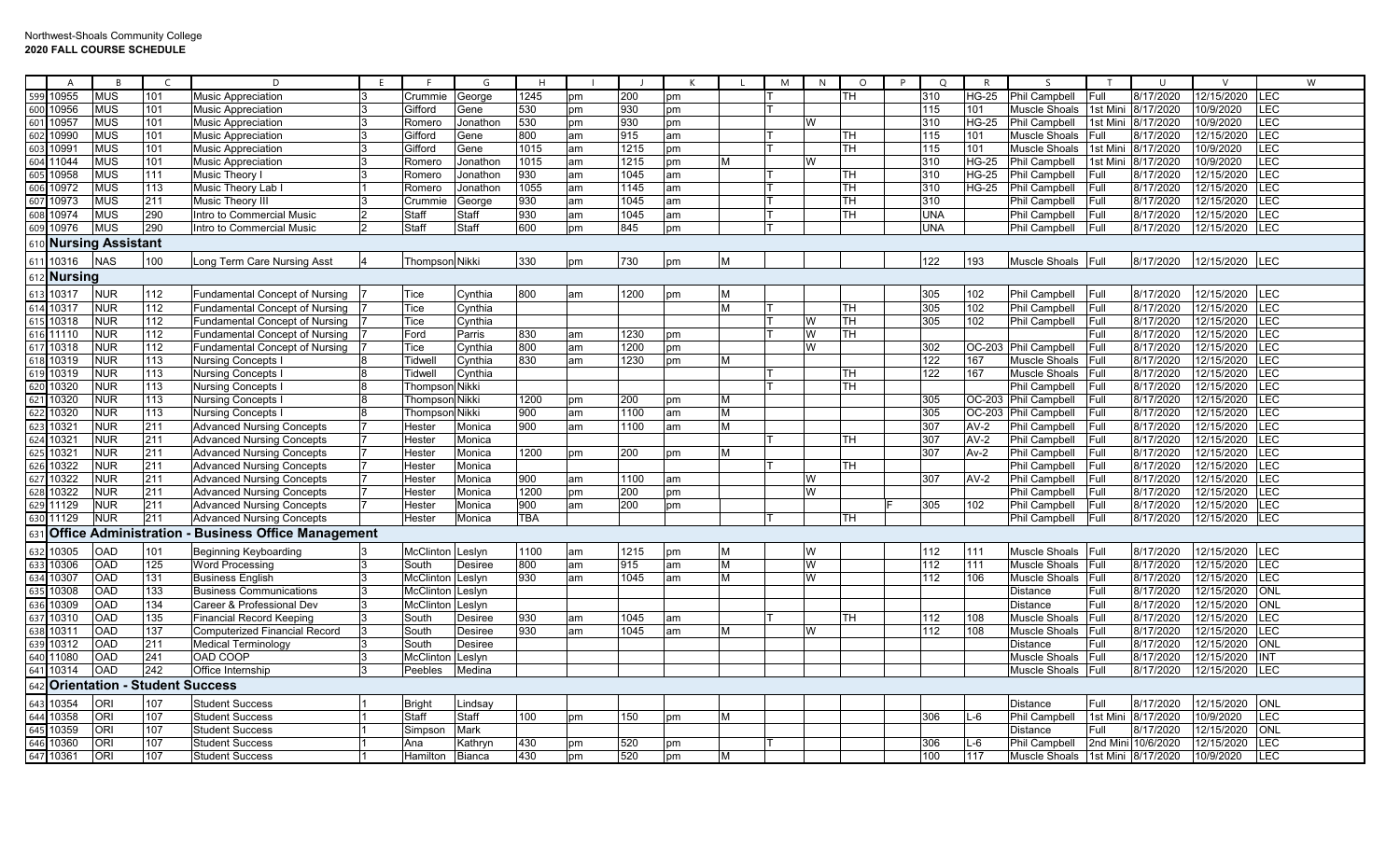Northwest-Shoals Community College
**2020 FALL COURSE SCHEDULE**

| | A | B | C | D | E | F | G | H | I | J | K | L | M | N | O | P | Q | R | S | T | U | V | W |
|---|---|---|---|---|---|---|---|---|---|---|---|---|---|---|---|---|---|---|---|---|---|---|---|
| 599 | 10955 | MUS | 101 | Music Appreciation | 3 | Crummie | George | 1245 | pm | 200 | pm | | T | | TH | | 310 | HG-25 | Phil Campbell | Full | 8/17/2020 | 12/15/2020 | LEC |
| 600 | 10956 | MUS | 101 | Music Appreciation | 3 | Gifford | Gene | 530 | pm | 930 | pm | | T | | | | 115 | 101 | Muscle Shoals | 1st Mini | 8/17/2020 | 10/9/2020 | LEC |
| 601 | 10957 | MUS | 101 | Music Appreciation | 3 | Romero | Jonathon | 530 | pm | 930 | pm | | | W | | | 310 | HG-25 | Phil Campbell | 1st Mini | 8/17/2020 | 10/9/2020 | LEC |
| 602 | 10990 | MUS | 101 | Music Appreciation | 3 | Gifford | Gene | 800 | am | 915 | am | | T | | TH | | 115 | 101 | Muscle Shoals | Full | 8/17/2020 | 12/15/2020 | LEC |
| 603 | 10991 | MUS | 101 | Music Appreciation | 3 | Gifford | Gene | 1015 | am | 1215 | pm | | T | | TH | | 115 | 101 | Muscle Shoals | 1st Mini | 8/17/2020 | 10/9/2020 | LEC |
| 604 | 11044 | MUS | 101 | Music Appreciation | 3 | Romero | Jonathon | 1015 | am | 1215 | pm | M | | W | | | 310 | HG-25 | Phil Campbell | 1st Mini | 8/17/2020 | 10/9/2020 | LEC |
| 605 | 10958 | MUS | 111 | Music Theory I | 3 | Romero | Jonathon | 930 | am | 1045 | am | | T | | TH | | 310 | HG-25 | Phil Campbell | Full | 8/17/2020 | 12/15/2020 | LEC |
| 606 | 10972 | MUS | 113 | Music Theory Lab I | 1 | Romero | Jonathon | 1055 | am | 1145 | am | | T | | TH | | 310 | HG-25 | Phil Campbell | Full | 8/17/2020 | 12/15/2020 | LEC |
| 607 | 10973 | MUS | 211 | Music Theory III | 3 | Crummie | George | 930 | am | 1045 | am | | T | | TH | | 310 | | Phil Campbell | Full | 8/17/2020 | 12/15/2020 | LEC |
| 608 | 10974 | MUS | 290 | Intro to Commercial Music | 2 | Staff | Staff | 930 | am | 1045 | am | | T | | TH | | UNA | | Phil Campbell | Full | 8/17/2020 | 12/15/2020 | LEC |
| 609 | 10976 | MUS | 290 | Intro to Commercial Music | 2 | Staff | Staff | 600 | pm | 845 | pm | | T | | | | UNA | | Phil Campbell | Full | 8/17/2020 | 12/15/2020 | LEC |
| 610 | **Nursing Assistant** | | | | | | | | | | | | | | | | | | | | | | |
| 611 | 10316 | NAS | 100 | Long Term Care Nursing Asst | 4 | Thompson | Nikki | 330 | pm | 730 | pm | M | | | | | 122 | 193 | Muscle Shoals | Full | 8/17/2020 | 12/15/2020 | LEC |
| 612 | **Nursing** | | | | | | | | | | | | | | | | | | | | | | |
| 613 | 10317 | NUR | 112 | Fundamental Concept of Nursing | 7 | Tice | Cynthia | 800 | am | 1200 | pm | M | | | | | 305 | 102 | Phil Campbell | Full | 8/17/2020 | 12/15/2020 | LEC |
| 614 | 10317 | NUR | 112 | Fundamental Concept of Nursing | 7 | Tice | Cynthia | | | | | M | T | | TH | | 305 | 102 | Phil Campbell | Full | 8/17/2020 | 12/15/2020 | LEC |
| 615 | 10318 | NUR | 112 | Fundamental Concept of Nursing | 7 | Tice | Cynthia | | | | | | T | W | TH | | 305 | 102 | Phil Campbell | Full | 8/17/2020 | 12/15/2020 | LEC |
| 616 | 11110 | NUR | 112 | Fundamental Concept of Nursing | 7 | Ford | Parris | 830 | am | 1230 | pm | | T | W | TH | | | | | Full | 8/17/2020 | 12/15/2020 | LEC |
| 617 | 10318 | NUR | 112 | Fundamental Concept of Nursing | 7 | Tice | Cynthia | 800 | am | 1200 | pm | | | W | | | 302 | OC-203 | Phil Campbell | Full | 8/17/2020 | 12/15/2020 | LEC |
| 618 | 10319 | NUR | 113 | Nursing Concepts I | 8 | Tidwell | Cynthia | 830 | am | 1230 | pm | M | | | | | 122 | 167 | Muscle Shoals | Full | 8/17/2020 | 12/15/2020 | LEC |
| 619 | 10319 | NUR | 113 | Nursing Concepts I | 8 | Tidwell | Cynthia | | | | | | T | | TH | | 122 | 167 | Muscle Shoals | Full | 8/17/2020 | 12/15/2020 | LEC |
| 620 | 10320 | NUR | 113 | Nursing Concepts I | 8 | Thompson | Nikki | | | | | | T | | TH | | | | Phil Campbell | Full | 8/17/2020 | 12/15/2020 | LEC |
| 621 | 10320 | NUR | 113 | Nursing Concepts I | 8 | Thompson | Nikki | 1200 | pm | 200 | pm | M | | | | | 305 | OC-203 | Phil Campbell | Full | 8/17/2020 | 12/15/2020 | LEC |
| 622 | 10320 | NUR | 113 | Nursing Concepts I | 8 | Thompson | Nikki | 900 | am | 1100 | am | M | | | | | 305 | OC-203 | Phil Campbell | Full | 8/17/2020 | 12/15/2020 | LEC |
| 623 | 10321 | NUR | 211 | Advanced Nursing Concepts | 7 | Hester | Monica | 900 | am | 1100 | am | M | | | | | 307 | AV-2 | Phil Campbell | Full | 8/17/2020 | 12/15/2020 | LEC |
| 624 | 10321 | NUR | 211 | Advanced Nursing Concepts | 7 | Hester | Monica | | | | | | T | | TH | | 307 | AV-2 | Phil Campbell | Full | 8/17/2020 | 12/15/2020 | LEC |
| 625 | 10321 | NUR | 211 | Advanced Nursing Concepts | 7 | Hester | Monica | 1200 | pm | 200 | pm | M | | | | | 307 | Av-2 | Phil Campbell | Full | 8/17/2020 | 12/15/2020 | LEC |
| 626 | 10322 | NUR | 211 | Advanced Nursing Concepts | 7 | Hester | Monica | | | | | | T | | TH | | | | Phil Campbell | Full | 8/17/2020 | 12/15/2020 | LEC |
| 627 | 10322 | NUR | 211 | Advanced Nursing Concepts | 7 | Hester | Monica | 900 | am | 1100 | am | | | W | | | 307 | AV-2 | Phil Campbell | Full | 8/17/2020 | 12/15/2020 | LEC |
| 628 | 10322 | NUR | 211 | Advanced Nursing Concepts | 7 | Hester | Monica | 1200 | pm | 200 | pm | | | W | | | | | Phil Campbell | Full | 8/17/2020 | 12/15/2020 | LEC |
| 629 | 11129 | NUR | 211 | Advanced Nursing Concepts | 7 | Hester | Monica | 900 | am | 200 | pm | | | | | F | 305 | 102 | Phil Campbell | Full | 8/17/2020 | 12/15/2020 | LEC |
| 630 | 11129 | NUR | 211 | Advanced Nursing Concepts | | Hester | Monica | TBA | | | | | T | | TH | | | | Phil Campbell | Full | 8/17/2020 | 12/15/2020 | LEC |
| 631 | **Office Administration - Business Office Management** | | | | | | | | | | | | | | | | | | | | | | |
| 632 | 10305 | OAD | 101 | Beginning Keyboarding | 3 | McClinton | Leslyn | 1100 | am | 1215 | pm | M | | W | | | 112 | 111 | Muscle Shoals | Full | 8/17/2020 | 12/15/2020 | LEC |
| 633 | 10306 | OAD | 125 | Word Processing | 3 | South | Desiree | 800 | am | 915 | am | M | | W | | | 112 | 111 | Muscle Shoals | Full | 8/17/2020 | 12/15/2020 | LEC |
| 634 | 10307 | OAD | 131 | Business English | 3 | McClinton | Leslyn | 930 | am | 1045 | am | M | | W | | | 112 | 106 | Muscle Shoals | Full | 8/17/2020 | 12/15/2020 | LEC |
| 635 | 10308 | OAD | 133 | Business Communications | 3 | McClinton | Leslyn | | | | | | | | | | | | Distance | Full | 8/17/2020 | 12/15/2020 | ONL |
| 636 | 10309 | OAD | 134 | Career & Professional Dev | 3 | McClinton | Leslyn | | | | | | | | | | | | Distance | Full | 8/17/2020 | 12/15/2020 | ONL |
| 637 | 10310 | OAD | 135 | Financial Record Keeping | 3 | South | Desiree | 930 | am | 1045 | am | | T | | TH | | 112 | 108 | Muscle Shoals | Full | 8/17/2020 | 12/15/2020 | LEC |
| 638 | 10311 | OAD | 137 | Computerized Financial Record | 3 | South | Desiree | 930 | am | 1045 | am | M | | W | | | 112 | 108 | Muscle Shoals | Full | 8/17/2020 | 12/15/2020 | LEC |
| 639 | 10312 | OAD | 211 | Medical Terminology | 3 | South | Desiree | | | | | | | | | | | | Distance | Full | 8/17/2020 | 12/15/2020 | ONL |
| 640 | 11080 | OAD | 241 | OAD COOP | 3 | McClinton | Leslyn | | | | | | | | | | | | Muscle Shoals | Full | 8/17/2020 | 12/15/2020 | INT |
| 641 | 10314 | OAD | 242 | Office Internship | 3 | Peebles | Medina | | | | | | | | | | | | Muscle Shoals | Full | 8/17/2020 | 12/15/2020 | LEC |
| 642 | **Orientation - Student Success** | | | | | | | | | | | | | | | | | | | | | | |
| 643 | 10354 | ORI | 107 | Student Success | 1 | Bright | Lindsay | | | | | | | | | | | | Distance | Full | 8/17/2020 | 12/15/2020 | ONL |
| 644 | 10358 | ORI | 107 | Student Success | 1 | Staff | Staff | 100 | pm | 150 | pm | M | | | | | 306 | L-6 | Phil Campbell | 1st Mini | 8/17/2020 | 10/9/2020 | LEC |
| 645 | 10359 | ORI | 107 | Student Success | 1 | Simpson | Mark | | | | | | | | | | | | Distance | Full | 8/17/2020 | 12/15/2020 | ONL |
| 646 | 10360 | ORI | 107 | Student Success | 1 | Ana | Kathryn | 430 | pm | 520 | pm | | T | | | | 306 | L-6 | Phil Campbell | 2nd Mini | 10/6/2020 | 12/15/2020 | LEC |
| 647 | 10361 | ORI | 107 | Student Success | 1 | Hamilton | Bianca | 430 | pm | 520 | pm | M | | | | | 100 | 117 | Muscle Shoals | 1st Mini | 8/17/2020 | 10/9/2020 | LEC |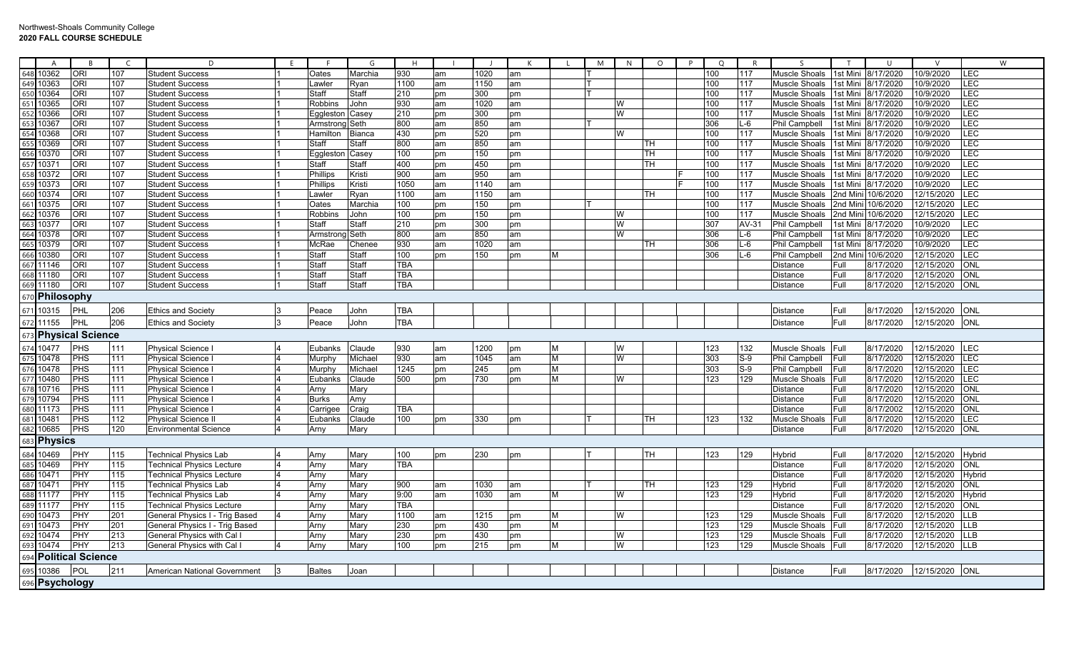Northwest-Shoals Community College
**2020 FALL COURSE SCHEDULE**

| | A | B | C | D | E | F | G | H | I | J | K | L | M | N | O | P | Q | R | S | T | U | V | W |
|---|---|---|---|---|---|---|---|---|---|---|---|---|---|---|---|---|---|---|---|---|---|---|---|
| 648 | 10362 | ORI | 107 | Student Success | 1 | Oates | Marchia | 930 | am | 1020 | am | | T | | | | 100 | 117 | Muscle Shoals | 1st Mini | 8/17/2020 | 10/9/2020 | LEC |
| 649 | 10363 | ORI | 107 | Student Success | 1 | Lawler | Ryan | 1100 | am | 1150 | am | | T | | | | 100 | 117 | Muscle Shoals | 1st Mini | 8/17/2020 | 10/9/2020 | LEC |
| 650 | 10364 | ORI | 107 | Student Success | 1 | Staff | Staff | 210 | pm | 300 | pm | | T | | | | 100 | 117 | Muscle Shoals | 1st Mini | 8/17/2020 | 10/9/2020 | LEC |
| 651 | 10365 | ORI | 107 | Student Success | 1 | Robbins | John | 930 | am | 1020 | am | | | W | | | 100 | 117 | Muscle Shoals | 1st Mini | 8/17/2020 | 10/9/2020 | LEC |
| 652 | 10366 | ORI | 107 | Student Success | 1 | Eggleston | Casey | 210 | pm | 300 | pm | | | W | | | 100 | 117 | Muscle Shoals | 1st Mini | 8/17/2020 | 10/9/2020 | LEC |
| 653 | 10367 | ORI | 107 | Student Success | 1 | Armstrong | Seth | 800 | am | 850 | am | | T | | | | 306 | L-6 | Phil Campbell | 1st Mini | 8/17/2020 | 10/9/2020 | LEC |
| 654 | 10368 | ORI | 107 | Student Success | 1 | Hamilton | Bianca | 430 | pm | 520 | pm | | | W | | | 100 | 117 | Muscle Shoals | 1st Mini | 8/17/2020 | 10/9/2020 | LEC |
| 655 | 10369 | ORI | 107 | Student Success | 1 | Staff | Staff | 800 | am | 850 | am | | | | TH | | 100 | 117 | Muscle Shoals | 1st Mini | 8/17/2020 | 10/9/2020 | LEC |
| 656 | 10370 | ORI | 107 | Student Success | 1 | Eggleston | Casey | 100 | pm | 150 | pm | | | | TH | | 100 | 117 | Muscle Shoals | 1st Mini | 8/17/2020 | 10/9/2020 | LEC |
| 657 | 10371 | ORI | 107 | Student Success | 1 | Staff | Staff | 400 | pm | 450 | pm | | | | TH | | 100 | 117 | Muscle Shoals | 1st Mini | 8/17/2020 | 10/9/2020 | LEC |
| 658 | 10372 | ORI | 107 | Student Success | 1 | Phillips | Kristi | 900 | am | 950 | am | | | | | F | 100 | 117 | Muscle Shoals | 1st Mini | 8/17/2020 | 10/9/2020 | LEC |
| 659 | 10373 | ORI | 107 | Student Success | 1 | Phillips | Kristi | 1050 | am | 1140 | am | | | | | F | 100 | 117 | Muscle Shoals | 1st Mini | 8/17/2020 | 10/9/2020 | LEC |
| 660 | 10374 | ORI | 107 | Student Success | 1 | Lawler | Ryan | 1100 | am | 1150 | am | | | | TH | | 100 | 117 | Muscle Shoals | 2nd Mini | 10/6/2020 | 12/15/2020 | LEC |
| 661 | 10375 | ORI | 107 | Student Success | 1 | Oates | Marchia | 100 | pm | 150 | pm | | T | | | | 100 | 117 | Muscle Shoals | 2nd Mini | 10/6/2020 | 12/15/2020 | LEC |
| 662 | 10376 | ORI | 107 | Student Success | 1 | Robbins | John | 100 | pm | 150 | pm | | | W | | | 100 | 117 | Muscle Shoals | 2nd Mini | 10/6/2020 | 12/15/2020 | LEC |
| 663 | 10377 | ORI | 107 | Student Success | 1 | Staff | Staff | 210 | pm | 300 | pm | | | W | | | 307 | AV-31 | Phil Campbell | 1st Mini | 8/17/2020 | 10/9/2020 | LEC |
| 664 | 10378 | ORI | 107 | Student Success | 1 | Armstrong | Seth | 800 | am | 850 | am | | | W | | | 306 | L-6 | Phil Campbell | 1st Mini | 8/17/2020 | 10/9/2020 | LEC |
| 665 | 10379 | ORI | 107 | Student Success | 1 | McRae | Chenee | 930 | am | 1020 | am | | | | TH | | 306 | L-6 | Phil Campbell | 1st Mini | 8/17/2020 | 10/9/2020 | LEC |
| 666 | 10380 | ORI | 107 | Student Success | 1 | Staff | Staff | 100 | pm | 150 | pm | M | | | | | 306 | L-6 | Phil Campbell | 2nd Mini | 10/6/2020 | 12/15/2020 | LEC |
| 667 | 11146 | ORI | 107 | Student Success | 1 | Staff | Staff | TBA | | | | | | | | | | | Distance | Full | 8/17/2020 | 12/15/2020 | ONL |
| 668 | 11180 | ORI | 107 | Student Success | 1 | Staff | Staff | TBA | | | | | | | | | | | Distance | Full | 8/17/2020 | 12/15/2020 | ONL |
| 669 | 11180 | ORI | 107 | Student Success | 1 | Staff | Staff | TBA | | | | | | | | | | | Distance | Full | 8/17/2020 | 12/15/2020 | ONL |
| 670 | **Philosophy** | | | | | | | | | | | | | | | | | | | | | | |
| 671 | 10315 | PHL | 206 | Ethics and Society | 3 | Peace | John | TBA | | | | | | | | | | | Distance | Full | 8/17/2020 | 12/15/2020 | ONL |
| 672 | 11155 | PHL | 206 | Ethics and Society | 3 | Peace | John | TBA | | | | | | | | | | | Distance | Full | 8/17/2020 | 12/15/2020 | ONL |
| 673 | **Physical Science** | | | | | | | | | | | | | | | | | | | | | | |
| 674 | 10477 | PHS | 111 | Physical Science I | 4 | Eubanks | Claude | 930 | am | 1200 | pm | M | | W | | | 123 | 132 | Muscle Shoals | Full | 8/17/2020 | 12/15/2020 | LEC |
| 675 | 10478 | PHS | 111 | Physical Science I | 4 | Murphy | Michael | 930 | am | 1045 | am | M | | W | | | 303 | S-9 | Phil Campbell | Full | 8/17/2020 | 12/15/2020 | LEC |
| 676 | 10478 | PHS | 111 | Physical Science I | 4 | Murphy | Michael | 1245 | pm | 245 | pm | M | | | | | 303 | S-9 | Phil Campbell | Full | 8/17/2020 | 12/15/2020 | LEC |
| 677 | 10480 | PHS | 111 | Physical Science I | 4 | Eubanks | Claude | 500 | pm | 730 | pm | M | | W | | | 123 | 129 | Muscle Shoals | Full | 8/17/2020 | 12/15/2020 | LEC |
| 678 | 10716 | PHS | 111 | Physical Science I | 4 | Arny | Mary | | | | | | | | | | | | Distance | Full | 8/17/2020 | 12/15/2020 | ONL |
| 679 | 10794 | PHS | 111 | Physical Science I | 4 | Burks | Amy | | | | | | | | | | | | Distance | Full | 8/17/2020 | 12/15/2020 | ONL |
| 680 | 11173 | PHS | 111 | Physical Science I | 4 | Carrigee | Craig | TBA | | | | | | | | | | | Distance | Full | 8/17/2002 | 12/15/2020 | ONL |
| 681 | 10481 | PHS | 112 | Physical Science II | 4 | Eubanks | Claude | 100 | pm | 330 | pm | | T | | TH | | 123 | 132 | Muscle Shoals | Full | 8/17/2020 | 12/15/2020 | LEC |
| 682 | 10685 | PHS | 120 | Environmental Science | 4 | Arny | Mary | | | | | | | | | | | | Distance | Full | 8/17/2020 | 12/15/2020 | ONL |
| 683 | **Physics** | | | | | | | | | | | | | | | | | | | | | | |
| 684 | 10469 | PHY | 115 | Technical Physics Lab | 4 | Arny | Mary | 100 | pm | 230 | pm | | T | | TH | | 123 | 129 | Hybrid | Full | 8/17/2020 | 12/15/2020 | Hybrid |
| 685 | 10469 | PHY | 115 | Technical Physics Lecture | 4 | Arny | Mary | TBA | | | | | | | | | | | Distance | Full | 8/17/2020 | 12/15/2020 | ONL |
| 686 | 10471 | PHY | 115 | Technical Physics Lecture | 4 | Arny | Mary | | | | | | | | | | | | Distance | Full | 8/17/2020 | 12/15/2020 | Hybrid |
| 687 | 10471 | PHY | 115 | Technical Physics Lab | 4 | Arny | Mary | 900 | am | 1030 | am | | T | | TH | | 123 | 129 | Hybrid | Full | 8/17/2020 | 12/15/2020 | ONL |
| 688 | 11177 | PHY | 115 | Technical Physics Lab | 4 | Arny | Mary | 9:00 | am | 1030 | am | M | | W | | | 123 | 129 | Hybrid | Full | 8/17/2020 | 12/15/2020 | Hybrid |
| 689 | 11177 | PHY | 115 | Technical Physics Lecture | | Arny | Mary | TBA | | | | | | | | | | | Distance | Full | 8/17/2020 | 12/15/2020 | ONL |
| 690 | 10473 | PHY | 201 | General Physics I - Trig Based | 4 | Arny | Mary | 1100 | am | 1215 | pm | M | | W | | | 123 | 129 | Muscle Shoals | Full | 8/17/2020 | 12/15/2020 | LLB |
| 691 | 10473 | PHY | 201 | General Physics I - Trig Based | | Arny | Mary | 230 | pm | 430 | pm | M | | | | | 123 | 129 | Muscle Shoals | Full | 8/17/2020 | 12/15/2020 | LLB |
| 692 | 10474 | PHY | 213 | General Physics with Cal I | | Arny | Mary | 230 | pm | 430 | pm | | | W | | | 123 | 129 | Muscle Shoals | Full | 8/17/2020 | 12/15/2020 | LLB |
| 693 | 10474 | PHY | 213 | General Physics with Cal I | 4 | Arny | Mary | 100 | pm | 215 | pm | M | | W | | | 123 | 129 | Muscle Shoals | Full | 8/17/2020 | 12/15/2020 | LLB |
| 694 | **Political Science** | | | | | | | | | | | | | | | | | | | | | | |
| 695 | 10386 | POL | 211 | American National Government | 3 | Baltes | Joan | | | | | | | | | | | | Distance | Full | 8/17/2020 | 12/15/2020 | ONL |
| 696 | **Psychology** | | | | | | | | | | | | | | | | | | | | | | |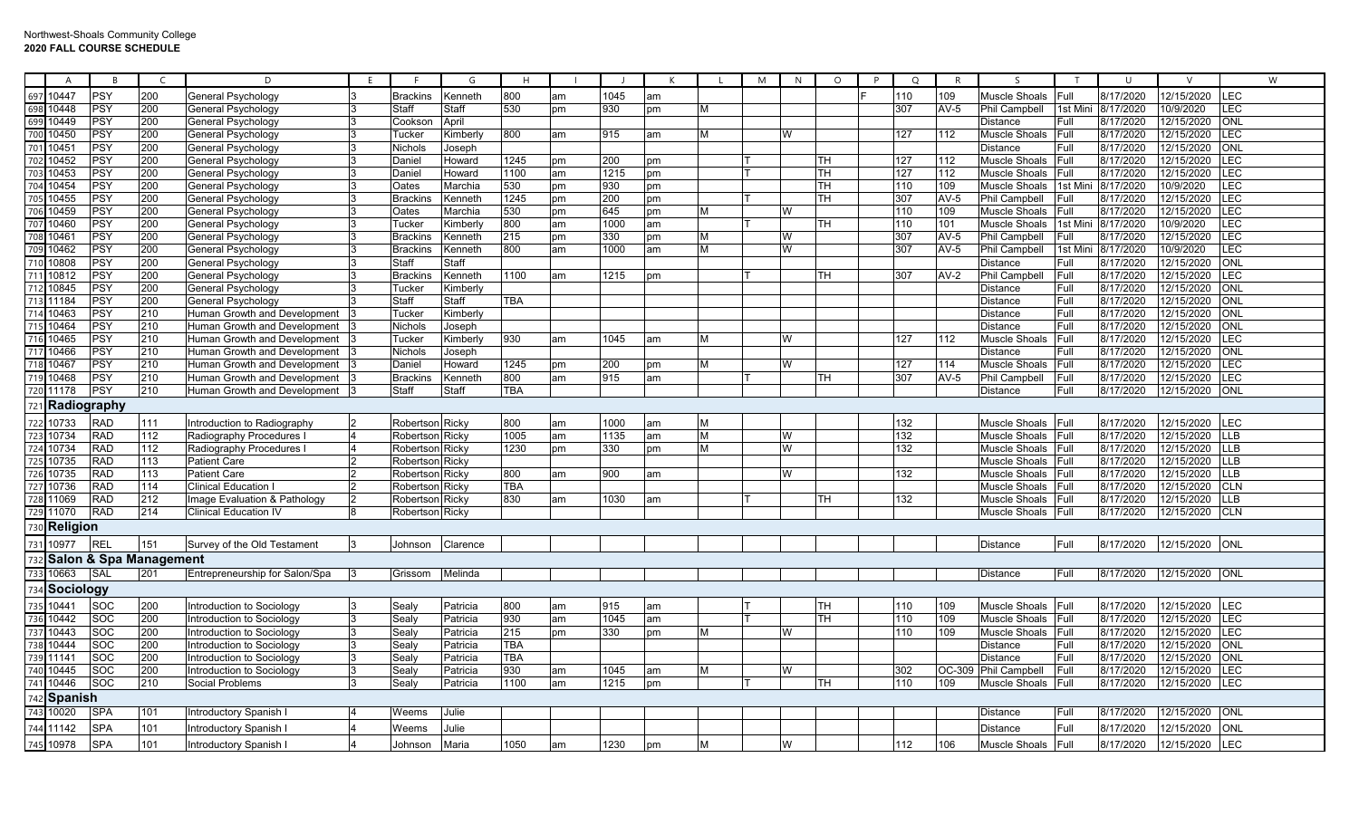Northwest-Shoals Community College
**2020 FALL COURSE SCHEDULE**

| A | B | C | D | E | F | G | H | I | J | K | L | M | N | O | P | Q | R | S | T | U | V | W |
|---|---|---|---|---|---|---|---|---|---|---|---|---|---|---|---|---|---|---|---|---|---|---|
| 10447 | PSY | 200 | General Psychology | 3 | Brackins | Kenneth | 800 | am | 1045 | am | | | | | F | 110 | 109 | Muscle Shoals | Full | 8/17/2020 | 12/15/2020 | LEC |
| 10448 | PSY | 200 | General Psychology | 3 | Staff | Staff | 530 | pm | 930 | pm | M | | | | | 307 | AV-5 | Phil Campbell | 1st Mini | 8/17/2020 | 10/9/2020 | LEC |
| 10449 | PSY | 200 | General Psychology | 3 | Cookson | April | | | | | | | | | | | | Distance | Full | 8/17/2020 | 12/15/2020 | ONL |
| 10450 | PSY | 200 | General Psychology | 3 | Tucker | Kimberly | 800 | am | 915 | am | M | | W | | | 127 | 112 | Muscle Shoals | Full | 8/17/2020 | 12/15/2020 | LEC |
| 10451 | PSY | 200 | General Psychology | 3 | Nichols | Joseph | | | | | | | | | | | | Distance | Full | 8/17/2020 | 12/15/2020 | ONL |
| 10452 | PSY | 200 | General Psychology | 3 | Daniel | Howard | 1245 | pm | 200 | pm | | T | | TH | | 127 | 112 | Muscle Shoals | Full | 8/17/2020 | 12/15/2020 | LEC |
| 10453 | PSY | 200 | General Psychology | 3 | Daniel | Howard | 1100 | am | 1215 | pm | | T | | TH | | 127 | 112 | Muscle Shoals | Full | 8/17/2020 | 12/15/2020 | LEC |
| 10454 | PSY | 200 | General Psychology | 3 | Oates | Marchia | 530 | pm | 930 | pm | | | | TH | | 110 | 109 | Muscle Shoals | 1st Mini | 8/17/2020 | 10/9/2020 | LEC |
| 10455 | PSY | 200 | General Psychology | 3 | Brackins | Kenneth | 1245 | pm | 200 | pm | | T | | TH | | 307 | AV-5 | Phil Campbell | Full | 8/17/2020 | 12/15/2020 | LEC |
| 10459 | PSY | 200 | General Psychology | 3 | Oates | Marchia | 530 | pm | 645 | pm | M | | W | | | 110 | 109 | Muscle Shoals | Full | 8/17/2020 | 12/15/2020 | LEC |
| 10460 | PSY | 200 | General Psychology | 3 | Tucker | Kimberly | 800 | am | 1000 | am | | T | | TH | | 110 | 101 | Muscle Shoals | 1st Mini | 8/17/2020 | 10/9/2020 | LEC |
| 10461 | PSY | 200 | General Psychology | 3 | Brackins | Kenneth | 215 | pm | 330 | pm | M | | W | | | 307 | AV-5 | Phil Campbell | Full | 8/17/2020 | 12/15/2020 | LEC |
| 10462 | PSY | 200 | General Psychology | 3 | Brackins | Kenneth | 800 | am | 1000 | am | M | | W | | | 307 | AV-5 | Phil Campbell | 1st Mini | 8/17/2020 | 10/9/2020 | LEC |
| 10808 | PSY | 200 | General Psychology | 3 | Staff | Staff | | | | | | | | | | | | Distance | Full | 8/17/2020 | 12/15/2020 | ONL |
| 10812 | PSY | 200 | General Psychology | 3 | Brackins | Kenneth | 1100 | am | 1215 | pm | | T | | TH | | 307 | AV-2 | Phil Campbell | Full | 8/17/2020 | 12/15/2020 | LEC |
| 10845 | PSY | 200 | General Psychology | 3 | Tucker | Kimberly | | | | | | | | | | | | Distance | Full | 8/17/2020 | 12/15/2020 | ONL |
| 11184 | PSY | 200 | General Psychology | 3 | Staff | Staff | TBA | | | | | | | | | | | Distance | Full | 8/17/2020 | 12/15/2020 | ONL |
| 10463 | PSY | 210 | Human Growth and Development | 3 | Tucker | Kimberly | | | | | | | | | | | | Distance | Full | 8/17/2020 | 12/15/2020 | ONL |
| 10464 | PSY | 210 | Human Growth and Development | 3 | Nichols | Joseph | | | | | | | | | | | | Distance | Full | 8/17/2020 | 12/15/2020 | ONL |
| 10465 | PSY | 210 | Human Growth and Development | 3 | Tucker | Kimberly | 930 | am | 1045 | am | M | | W | | | 127 | 112 | Muscle Shoals | Full | 8/17/2020 | 12/15/2020 | LEC |
| 10466 | PSY | 210 | Human Growth and Development | 3 | Nichols | Joseph | | | | | | | | | | | | Distance | Full | 8/17/2020 | 12/15/2020 | ONL |
| 10467 | PSY | 210 | Human Growth and Development | 3 | Daniel | Howard | 1245 | pm | 200 | pm | M | | W | | | 127 | 114 | Muscle Shoals | Full | 8/17/2020 | 12/15/2020 | LEC |
| 10468 | PSY | 210 | Human Growth and Development | 3 | Brackins | Kenneth | 800 | am | 915 | am | | T | | TH | | 307 | AV-5 | Phil Campbell | Full | 8/17/2020 | 12/15/2020 | LEC |
| 11178 | PSY | 210 | Human Growth and Development | 3 | Staff | Staff | TBA | | | | | | | | | | | Distance | Full | 8/17/2020 | 12/15/2020 | ONL |
| **Radiography** | | | | | | | | | | | | | | | | | | | | | | |
| 10733 | RAD | 111 | Introduction to Radiography | 2 | Robertson | Ricky | 800 | am | 1000 | am | M | | | | | 132 | | Muscle Shoals | Full | 8/17/2020 | 12/15/2020 | LEC |
| 10734 | RAD | 112 | Radiography Procedures I | 4 | Robertson | Ricky | 1005 | am | 1135 | am | M | | W | | | 132 | | Muscle Shoals | Full | 8/17/2020 | 12/15/2020 | LLB |
| 10734 | RAD | 112 | Radiography Procedures I | 4 | Robertson | Ricky | 1230 | pm | 330 | pm | M | | W | | | 132 | | Muscle Shoals | Full | 8/17/2020 | 12/15/2020 | LLB |
| 10735 | RAD | 113 | Patient Care | 2 | Robertson | Ricky | | | | | | | | | | | | Muscle Shoals | Full | 8/17/2020 | 12/15/2020 | LLB |
| 10735 | RAD | 113 | Patient Care | 2 | Robertson | Ricky | 800 | am | 900 | am | | | W | | | 132 | | Muscle Shoals | Full | 8/17/2020 | 12/15/2020 | LLB |
| 10736 | RAD | 114 | Clinical Education I | 2 | Robertson | Ricky | TBA | | | | | | | | | | | Muscle Shoals | Full | 8/17/2020 | 12/15/2020 | CLN |
| 11069 | RAD | 212 | Image Evaluation & Pathology | 2 | Robertson | Ricky | 830 | am | 1030 | am | | T | | TH | | 132 | | Muscle Shoals | Full | 8/17/2020 | 12/15/2020 | LLB |
| 11070 | RAD | 214 | Clinical Education IV | 8 | Robertson | Ricky | | | | | | | | | | | | Muscle Shoals | Full | 8/17/2020 | 12/15/2020 | CLN |
| **Religion** | | | | | | | | | | | | | | | | | | | | | | |
| 10977 | REL | 151 | Survey of the Old Testament | 3 | Johnson | Clarence | | | | | | | | | | | | Distance | Full | 8/17/2020 | 12/15/2020 | ONL |
| **Salon & Spa Management** | | | | | | | | | | | | | | | | | | | | | | |
| 10663 | SAL | 201 | Entrepreneurship for Salon/Spa | 3 | Grissom | Melinda | | | | | | | | | | | | Distance | Full | 8/17/2020 | 12/15/2020 | ONL |
| **Sociology** | | | | | | | | | | | | | | | | | | | | | | |
| 10441 | SOC | 200 | Introduction to Sociology | 3 | Sealy | Patricia | 800 | am | 915 | am | | T | | TH | | 110 | 109 | Muscle Shoals | Full | 8/17/2020 | 12/15/2020 | LEC |
| 10442 | SOC | 200 | Introduction to Sociology | 3 | Sealy | Patricia | 930 | am | 1045 | am | | T | | TH | | 110 | 109 | Muscle Shoals | Full | 8/17/2020 | 12/15/2020 | LEC |
| 10443 | SOC | 200 | Introduction to Sociology | 3 | Sealy | Patricia | 215 | pm | 330 | pm | M | | W | | | 110 | 109 | Muscle Shoals | Full | 8/17/2020 | 12/15/2020 | LEC |
| 10444 | SOC | 200 | Introduction to Sociology | 3 | Sealy | Patricia | TBA | | | | | | | | | | | Distance | Full | 8/17/2020 | 12/15/2020 | ONL |
| 11141 | SOC | 200 | Introduction to Sociology | 3 | Sealy | Patricia | TBA | | | | | | | | | | | Distance | Full | 8/17/2020 | 12/15/2020 | ONL |
| 10445 | SOC | 200 | Introduction to Sociology | 3 | Sealy | Patricia | 930 | am | 1045 | am | M | | W | | | 302 | OC-309 | Phil Campbell | Full | 8/17/2020 | 12/15/2020 | LEC |
| 10446 | SOC | 210 | Social Problems | 3 | Sealy | Patricia | 1100 | am | 1215 | pm | | T | | TH | | 110 | 109 | Muscle Shoals | Full | 8/17/2020 | 12/15/2020 | LEC |
| **Spanish** | | | | | | | | | | | | | | | | | | | | | | |
| 10020 | SPA | 101 | Introductory Spanish I | 4 | Weems | Julie | | | | | | | | | | | | Distance | Full | 8/17/2020 | 12/15/2020 | ONL |
| 11142 | SPA | 101 | Introductory Spanish I | 4 | Weems | Julie | | | | | | | | | | | | Distance | Full | 8/17/2020 | 12/15/2020 | ONL |
| 10978 | SPA | 101 | Introductory Spanish I | 4 | Johnson | Maria | 1050 | am | 1230 | pm | M | | W | | | 112 | 106 | Muscle Shoals | Full | 8/17/2020 | 12/15/2020 | LEC |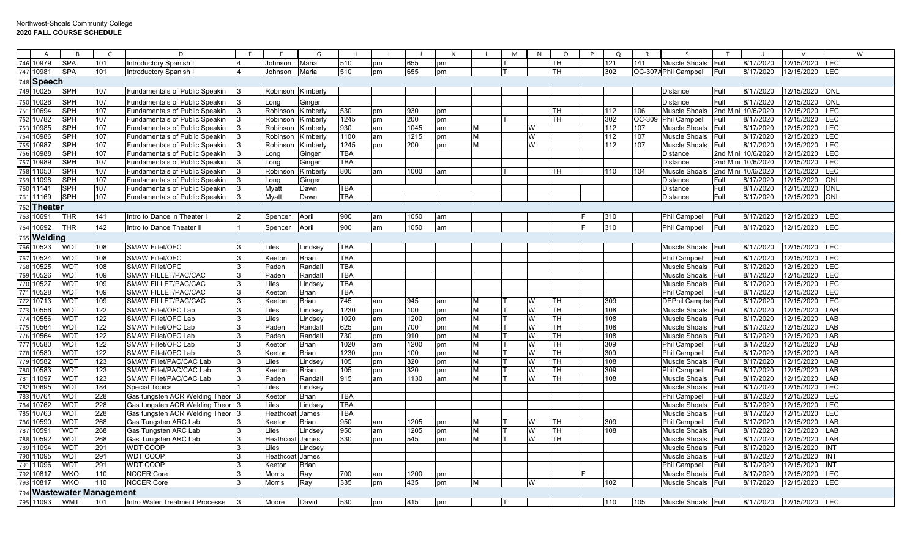Northwest-Shoals Community College
**2020 FALL COURSE SCHEDULE**

| | A | B | C | D | E | F | G | H | I | J | K | L | M | N | O | P | Q | R | S | T | U | V | W |
|---|---|---|---|---|---|---|---|---|---|---|---|---|---|---|---|---|---|---|---|---|---|---|---|
| 746 | 10979 | SPA | 101 | Introductory Spanish I | 4 | Johnson | Maria | 510 | pm | 655 | pm | | T | | TH | | 121 | 141 | Muscle Shoals | Full | 8/17/2020 | 12/15/2020 | LEC |
| 747 | 10981 | SPA | 101 | Introductory Spanish I | 4 | Johnson | Maria | 510 | pm | 655 | pm | | T | | TH | | 302 | OC-307A | Phil Campbell | Full | 8/17/2020 | 12/15/2020 | LEC |
| 748 | **Speech** | | | | | | | | | | | | | | | | | | | | | | |
| 749 | 10025 | SPH | 107 | Fundamentals of Public Speakin | 3 | Robinson | Kimberly | | | | | | | | | | | | Distance | Full | 8/17/2020 | 12/15/2020 | ONL |
| 750 | 10026 | SPH | 107 | Fundamentals of Public Speakin | 3 | Long | Ginger | | | | | | | | | | | | Distance | Full | 8/17/2020 | 12/15/2020 | ONL |
| 751 | 10694 | SPH | 107 | Fundamentals of Public Speakin | 3 | Robinson | Kimberly | 530 | pm | 930 | pm | | | | TH | | 112 | 106 | Muscle Shoals | 2nd Mini | 10/6/2020 | 12/15/2020 | LEC |
| 752 | 10782 | SPH | 107 | Fundamentals of Public Speakin | 3 | Robinson | Kimberly | 1245 | pm | 200 | pm | | T | | TH | | 302 | OC-309 | Phil Campbell | Full | 8/17/2020 | 12/15/2020 | LEC |
| 753 | 10985 | SPH | 107 | Fundamentals of Public Speakin | 3 | Robinson | Kimberly | 930 | am | 1045 | am | M | | W | | | 112 | 107 | Muscle Shoals | Full | 8/17/2020 | 12/15/2020 | LEC |
| 754 | 10986 | SPH | 107 | Fundamentals of Public Speakin | 3 | Robinson | Kimberly | 1100 | am | 1215 | pm | M | | W | | | 112 | 107 | Muscle Shoals | Full | 8/17/2020 | 12/15/2020 | LEC |
| 755 | 10987 | SPH | 107 | Fundamentals of Public Speakin | 3 | Robinson | Kimberly | 1245 | pm | 200 | pm | M | | W | | | 112 | 107 | Muscle Shoals | Full | 8/17/2020 | 12/15/2020 | LEC |
| 756 | 10988 | SPH | 107 | Fundamentals of Public Speakin | 3 | Long | Ginger | TBA | | | | | | | | | | | Distance | 2nd Mini | 10/6/2020 | 12/15/2020 | LEC |
| 757 | 10989 | SPH | 107 | Fundamentals of Public Speakin | 3 | Long | Ginger | TBA | | | | | | | | | | | Distance | 2nd Mini | 10/6/2020 | 12/15/2020 | LEC |
| 758 | 11050 | SPH | 107 | Fundamentals of Public Speakin | 3 | Robinson | Kimberly | 800 | am | 1000 | am | | T | | TH | | 110 | 104 | Muscle Shoals | 2nd Mini | 10/6/2020 | 12/15/2020 | LEC |
| 759 | 11098 | SPH | 107 | Fundamentals of Public Speakin | 3 | Long | Ginger | | | | | | | | | | | | Distance | Full | 8/17/2020 | 12/15/2020 | ONL |
| 760 | 11141 | SPH | 107 | Fundamentals of Public Speakin | 3 | Myatt | Dawn | TBA | | | | | | | | | | | Distance | Full | 8/17/2020 | 12/15/2020 | ONL |
| 761 | 11169 | SPH | 107 | Fundamentals of Public Speakin | 3 | Myatt | Dawn | TBA | | | | | | | | | | | Distance | Full | 8/17/2020 | 12/15/2020 | ONL |
| 762 | **Theater** | | | | | | | | | | | | | | | | | | | | | | |
| 763 | 10691 | THR | 141 | Intro to Dance in Theater I | 2 | Spencer | April | 900 | am | 1050 | am | | | | | F | 310 | | Phil Campbell | Full | 8/17/2020 | 12/15/2020 | LEC |
| 764 | 10692 | THR | 142 | Intro to Dance Theater II | 1 | Spencer | April | 900 | am | 1050 | am | | | | | F | 310 | | Phil Campbell | Full | 8/17/2020 | 12/15/2020 | LEC |
| 765 | **Welding** | | | | | | | | | | | | | | | | | | | | | | |
| 766 | 10523 | WDT | 108 | SMAW Fillet/OFC | 3 | Liles | Lindsey | TBA | | | | | | | | | | | Muscle Shoals | Full | 8/17/2020 | 12/15/2020 | LEC |
| 767 | 10524 | WDT | 108 | SMAW Fillet/OFC | 3 | Keeton | Brian | TBA | | | | | | | | | | | Phil Campbell | Full | 8/17/2020 | 12/15/2020 | LEC |
| 768 | 10525 | WDT | 108 | SMAW Fillet/OFC | 3 | Paden | Randall | TBA | | | | | | | | | | | Muscle Shoals | Full | 8/17/2020 | 12/15/2020 | LEC |
| 769 | 10526 | WDT | 109 | SMAW FILLET/PAC/CAC | 3 | Paden | Randall | TBA | | | | | | | | | | | Muscle Shoals | Full | 8/17/2020 | 12/15/2020 | LEC |
| 770 | 10527 | WDT | 109 | SMAW FILLET/PAC/CAC | 3 | Liles | Lindsey | TBA | | | | | | | | | | | Muscle Shoals | Full | 8/17/2020 | 12/15/2020 | LEC |
| 771 | 10528 | WDT | 109 | SMAW FILLET/PAC/CAC | 3 | Keeton | Brian | TBA | | | | | | | | | | | Phil Campbell | Full | 8/17/2020 | 12/15/2020 | LEC |
| 772 | 10713 | WDT | 109 | SMAW FILLET/PAC/CAC | 3 | Keeton | Brian | 745 | am | 945 | am | M | T | W | TH | | 309 | | DEPhil Campbell | Full | 8/17/2020 | 12/15/2020 | LEC |
| 773 | 10556 | WDT | 122 | SMAW Fillet/OFC Lab | 3 | Liles | Lindsey | 1230 | pm | 100 | pm | M | T | W | TH | | 108 | | Muscle Shoals | Full | 8/17/2020 | 12/15/2020 | LAB |
| 774 | 10556 | WDT | 122 | SMAW Fillet/OFC Lab | 3 | Liles | Lindsey | 1020 | am | 1200 | pm | M | T | W | TH | | 108 | | Muscle Shoals | Full | 8/17/2020 | 12/15/2020 | LAB |
| 775 | 10564 | WDT | 122 | SMAW Fillet/OFC Lab | 3 | Paden | Randall | 625 | pm | 700 | pm | M | T | W | TH | | 108 | | Muscle Shoals | Full | 8/17/2020 | 12/15/2020 | LAB |
| 776 | 10564 | WDT | 122 | SMAW Fillet/OFC Lab | 3 | Paden | Randall | 730 | pm | 910 | pm | M | T | W | TH | | 108 | | Muscle Shoals | Full | 8/17/2020 | 12/15/2020 | LAB |
| 777 | 10580 | WDT | 122 | SMAW Fillet/OFC Lab | 3 | Keeton | Brian | 1020 | am | 1200 | pm | M | T | W | TH | | 309 | | Phil Campbell | Full | 8/17/2020 | 12/15/2020 | LAB |
| 778 | 10580 | WDT | 122 | SMAW Fillet/OFC Lab | 3 | Keeton | Brian | 1230 | pm | 100 | pm | M | T | W | TH | | 309 | | Phil Campbell | Full | 8/17/2020 | 12/15/2020 | LAB |
| 779 | 10582 | WDT | 123 | SMAW Fillet/PAC/CAC Lab | 3 | Liles | Lindsey | 105 | pm | 320 | pm | M | T | W | TH | | 108 | | Muscle Shoals | Full | 8/17/2020 | 12/15/2020 | LAB |
| 780 | 10583 | WDT | 123 | SMAW Fillet/PAC/CAC Lab | 3 | Keeton | Brian | 105 | pm | 320 | pm | M | T | W | TH | | 309 | | Phil Campbell | Full | 8/17/2020 | 12/15/2020 | LAB |
| 781 | 11097 | WDT | 123 | SMAW Fillet/PAC/CAC Lab | 3 | Paden | Randall | 915 | am | 1130 | am | M | T | W | TH | | 108 | | Muscle Shoals | Full | 8/17/2020 | 12/15/2020 | LAB |
| 782 | 10695 | WDT | 184 | Special Topics | 1 | Liles | Lindsey | | | | | | | | | | | | Muscle Shoals | Full | 8/17/2020 | 12/15/2020 | LEC |
| 783 | 10761 | WDT | 228 | Gas tungsten ACR Welding Theor | 3 | Keeton | Brian | TBA | | | | | | | | | | | Phil Campbell | Full | 8/17/2020 | 12/15/2020 | LEC |
| 784 | 10762 | WDT | 228 | Gas tungsten ACR Welding Theor | 3 | Liles | Lindsey | TBA | | | | | | | | | | | Muscle Shoals | Full | 8/17/2020 | 12/15/2020 | LEC |
| 785 | 10763 | WDT | 228 | Gas tungsten ACR Welding Theor | 3 | Heathcoat | James | TBA | | | | | | | | | | | Muscle Shoals | Full | 8/17/2020 | 12/15/2020 | LEC |
| 786 | 10590 | WDT | 268 | Gas Tungsten ARC Lab | 3 | Keeton | Brian | 950 | am | 1205 | pm | M | T | W | TH | | 309 | | Phil Campbell | Full | 8/17/2020 | 12/15/2020 | LAB |
| 787 | 10591 | WDT | 268 | Gas Tungsten ARC Lab | 3 | Liles | Lindsey | 950 | am | 1205 | pm | M | T | W | TH | | 108 | | Muscle Shoals | Full | 8/17/2020 | 12/15/2020 | LAB |
| 788 | 10592 | WDT | 268 | Gas Tungsten ARC Lab | 3 | Heathcoat | James | 330 | pm | 545 | pm | M | T | W | TH | | | | Muscle Shoals | Full | 8/17/2020 | 12/15/2020 | LAB |
| 789 | 11094 | WDT | 291 | WDT COOP | 3 | Liles | Lindsey | | | | | | | | | | | | Muscle Shoals | Full | 8/17/2020 | 12/15/2020 | INT |
| 790 | 11095 | WDT | 291 | WDT COOP | 3 | Heathcoat | James | | | | | | | | | | | | Muscle Shoals | Full | 8/17/2020 | 12/15/2020 | INT |
| 791 | 11096 | WDT | 291 | WDT COOP | 3 | Keeton | Brian | | | | | | | | | | | | Phil Campbell | Full | 8/17/2020 | 12/15/2020 | INT |
| 792 | 10817 | WKO | 110 | NCCER Core | 3 | Morris | Ray | 700 | am | 1200 | pm | | | | | F | | | Muscle Shoals | Full | 8/17/2020 | 12/15/2020 | LEC |
| 793 | 10817 | WKO | 110 | NCCER Core | 3 | Morris | Ray | 335 | pm | 435 | pm | M | | W | | | 102 | | Muscle Shoals | Full | 8/17/2020 | 12/15/2020 | LEC |
| 794 | **Wastewater Management** | | | | | | | | | | | | | | | | | | | | | | |
| 795 | 11093 | WMT | 101 | Intro Water Treatment Processe | 3 | Moore | David | 530 | pm | 815 | pm | | T | | | | 110 | 105 | Muscle Shoals | Full | 8/17/2020 | 12/15/2020 | LEC |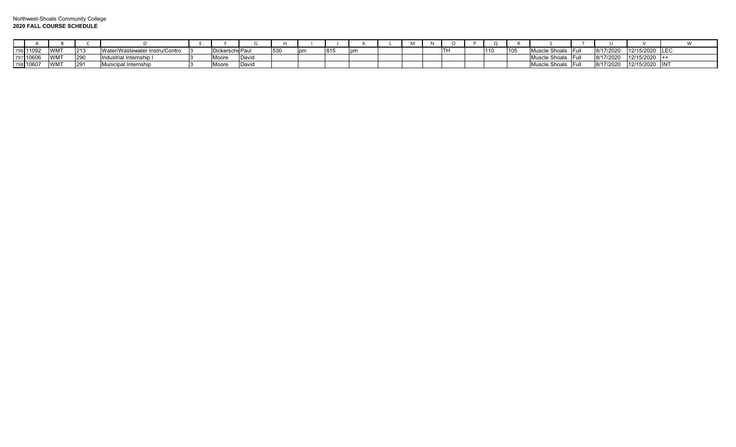Northwest-Shoals Community College
**2020 FALL COURSE SCHEDULE**

| | A | B | C | D | E | F | G | H | I | J | K | L | M | N | O | P | Q | R | S | T | U | V | W |
|---|---|---|---|---|---|---|---|---|---|---|---|---|---|---|---|---|---|---|---|---|---|---|---|
| 796 | 11092 | WMT | 213 | Water/Wastewater Instru/Contro | 3 | Dickersche | Paul | 530 | pm | 815 | pm | | | | TH | | 110 | 105 | Muscle Shoals | Full | 8/17/2020 | 12/15/2020 | LEC |
| 797 | 10606 | WMT | 290 | Industrial Internship I | 3 | Moore | David | | | | | | | | | | | | Muscle Shoals | Full | 8/17/2020 | 12/15/2020 | ++ |
| 798 | 10607 | WMT | 291 | Municipal Internship | 3 | Moore | David | | | | | | | | | | | | Muscle Shoals | Full | 8/17/2020 | 12/15/2020 | INT |